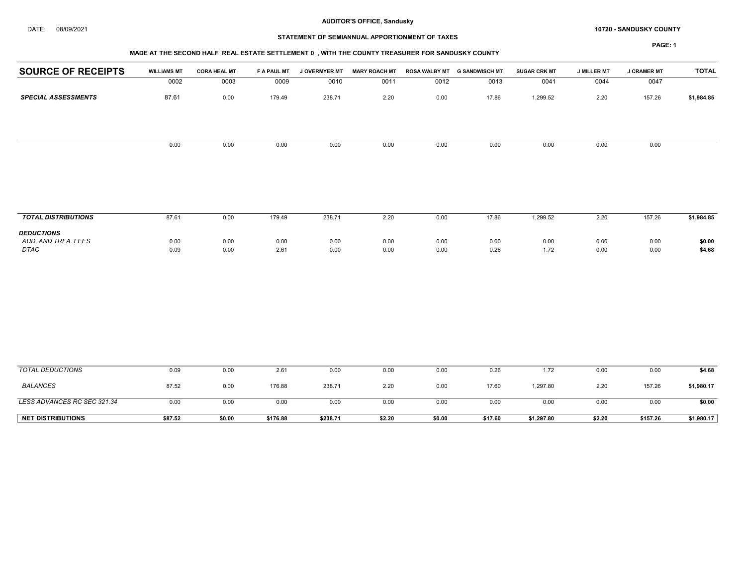AUDITOR'S OFFICE, Sandusky

DATE: 08/09/2021

10720 - SANDUSKY COUNTY

STATEMENT OF SEMIANNUAL APPORTIONMENT OF TAXES

MADE AT THE SECOND HALF REAL ESTATE SETTLEMENT 0 , WITH THE COUNTY TREASURER FOR SANDUSKY COUNTY

| SOURCE OF RECEIPTS | WILLIAMS MT | CORA HEAL MT | F A PAUL MT | J OVERMYER MT | MARY ROACH MT | ROSA WALBY MT | G SANDWISCH MT | SUGAR CRK MT | J MILLER MT | J CRAMER MT | TOTAL |
|---|---|---|---|---|---|---|---|---|---|---|---|
| | 0002 | 0003 | 0009 | 0010 | 0011 | 0012 | 0013 | 0041 | 0044 | 0047 | |
| ***SPECIAL ASSESSMENTS*** | 87.61 | 0.00 | 179.49 | 238.71 | 2.20 | 0.00 | 17.86 | 1,299.52 | 2.20 | 157.26 | **$1,984.85** |
| | 0.00 | 0.00 | 0.00 | 0.00 | 0.00 | 0.00 | 0.00 | 0.00 | 0.00 | 0.00 | |
| ***TOTAL DISTRIBUTIONS*** | 87.61 | 0.00 | 179.49 | 238.71 | 2.20 | 0.00 | 17.86 | 1,299.52 | 2.20 | 157.26 | **$1,984.85** |
| ***DEDUCTIONS*** | | | | | | | | | | | |
| *AUD. AND TREA. FEES* | 0.00 | 0.00 | 0.00 | 0.00 | 0.00 | 0.00 | 0.00 | 0.00 | 0.00 | 0.00 | **$0.00** |
| *DTAC* | 0.09 | 0.00 | 2.61 | 0.00 | 0.00 | 0.00 | 0.26 | 1.72 | 0.00 | 0.00 | **$4.68** |
| *TOTAL DEDUCTIONS* | 0.09 | 0.00 | 2.61 | 0.00 | 0.00 | 0.00 | 0.26 | 1.72 | 0.00 | 0.00 | **$4.68** |
| *BALANCES* | 87.52 | 0.00 | 176.88 | 238.71 | 2.20 | 0.00 | 17.60 | 1,297.80 | 2.20 | 157.26 | **$1,980.17** |
| *LESS ADVANCES RC SEC 321.34* | 0.00 | 0.00 | 0.00 | 0.00 | 0.00 | 0.00 | 0.00 | 0.00 | 0.00 | 0.00 | **$0.00** |
| **NET DISTRIBUTIONS** | **$87.52** | **$0.00** | **$176.88** | **$238.71** | **$2.20** | **$0.00** | **$17.60** | **$1,297.80** | **$2.20** | **$157.26** | **$1,980.17** |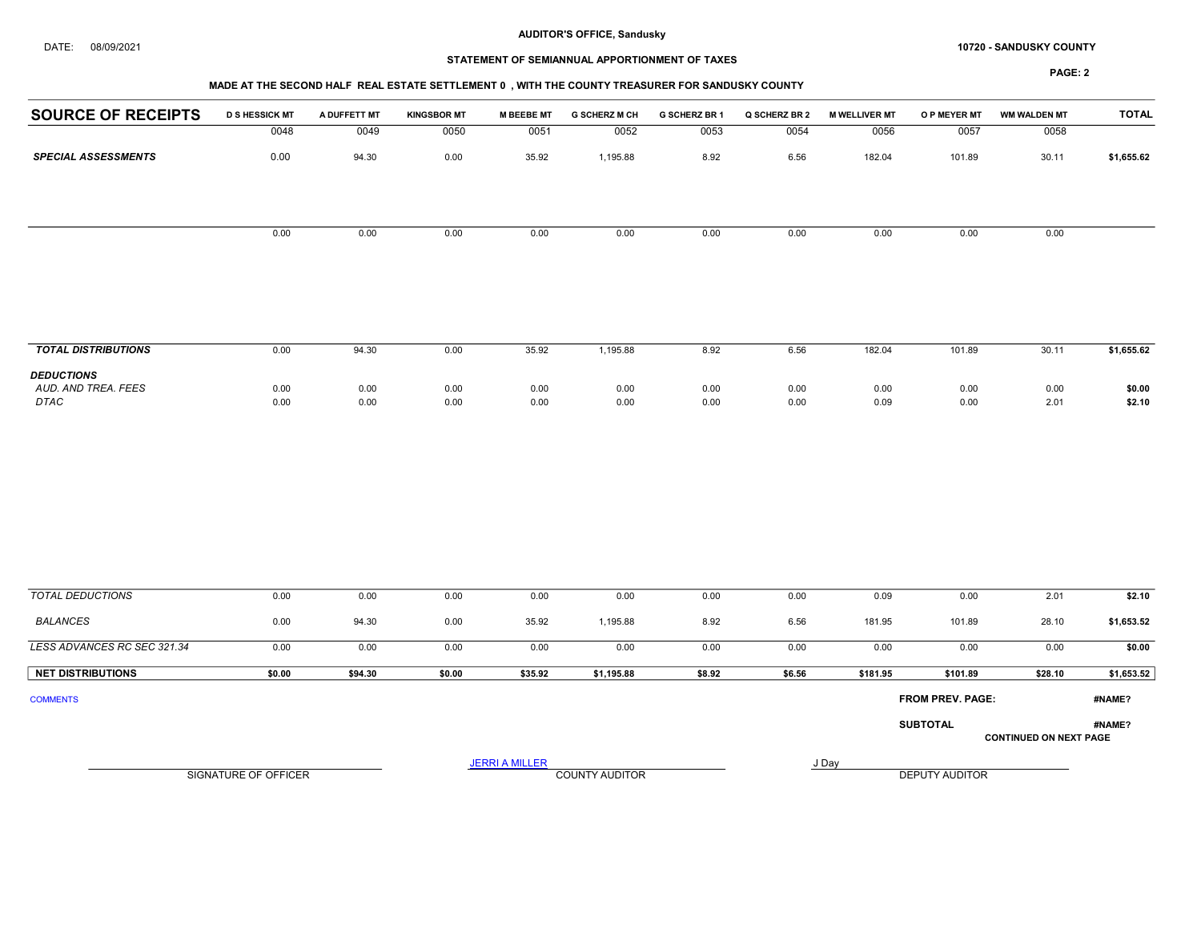DATE: 08/09/2021

**AUDITOR'S OFFICE, Sandusky**

**10720 - SANDUSKY COUNTY**

**STATEMENT OF SEMIANNUAL APPORTIONMENT OF TAXES**

**MADE AT THE SECOND HALF REAL ESTATE SETTLEMENT 0 , WITH THE COUNTY TREASURER FOR SANDUSKY COUNTY**

| SOURCE OF RECEIPTS | D S HESSICK MT | A DUFFETT MT | KINGSBOR MT | M BEEBE MT | G SCHERZ M CH | G SCHERZ BR 1 | Q SCHERZ BR 2 | M WELLIVER MT | O P MEYER MT | WM WALDEN MT | TOTAL |
|---|---|---|---|---|---|---|---|---|---|---|---|
| | 0048 | 0049 | 0050 | 0051 | 0052 | 0053 | 0054 | 0056 | 0057 | 0058 | |
| ***SPECIAL ASSESSMENTS*** | 0.00 | 94.30 | 0.00 | 35.92 | 1,195.88 | 8.92 | 6.56 | 182.04 | 101.89 | 30.11 | **$1,655.62** |
| | 0.00 | 0.00 | 0.00 | 0.00 | 0.00 | 0.00 | 0.00 | 0.00 | 0.00 | 0.00 | |
| ***TOTAL DISTRIBUTIONS*** | 0.00 | 94.30 | 0.00 | 35.92 | 1,195.88 | 8.92 | 6.56 | 182.04 | 101.89 | 30.11 | **$1,655.62** |
| ***DEDUCTIONS*** | | | | | | | | | | | |
| *AUD. AND TREA. FEES* | 0.00 | 0.00 | 0.00 | 0.00 | 0.00 | 0.00 | 0.00 | 0.00 | 0.00 | 0.00 | **$0.00** |
| *DTAC* | 0.00 | 0.00 | 0.00 | 0.00 | 0.00 | 0.00 | 0.00 | 0.09 | 0.00 | 2.01 | **$2.10** |
| *TOTAL DEDUCTIONS* | 0.00 | 0.00 | 0.00 | 0.00 | 0.00 | 0.00 | 0.00 | 0.09 | 0.00 | 2.01 | **$2.10** |
| *BALANCES* | 0.00 | 94.30 | 0.00 | 35.92 | 1,195.88 | 8.92 | 6.56 | 181.95 | 101.89 | 28.10 | **$1,653.52** |
| *LESS ADVANCES RC SEC 321.34* | 0.00 | 0.00 | 0.00 | 0.00 | 0.00 | 0.00 | 0.00 | 0.00 | 0.00 | 0.00 | **$0.00** |
| **NET DISTRIBUTIONS** | **$0.00** | **$94.30** | **$0.00** | **$35.92** | **$1,195.88** | **$8.92** | **$6.56** | **$181.95** | **$101.89** | **$28.10** | **$1,653.52** |

COMMENTS

**FROM PREV. PAGE:** **#NAME?**

**SUBTOTAL** **#NAME?**

**CONTINUED ON NEXT PAGE**

SIGNATURE OF OFFICER

JERRI A MILLER
COUNTY AUDITOR

J Day
DEPUTY AUDITOR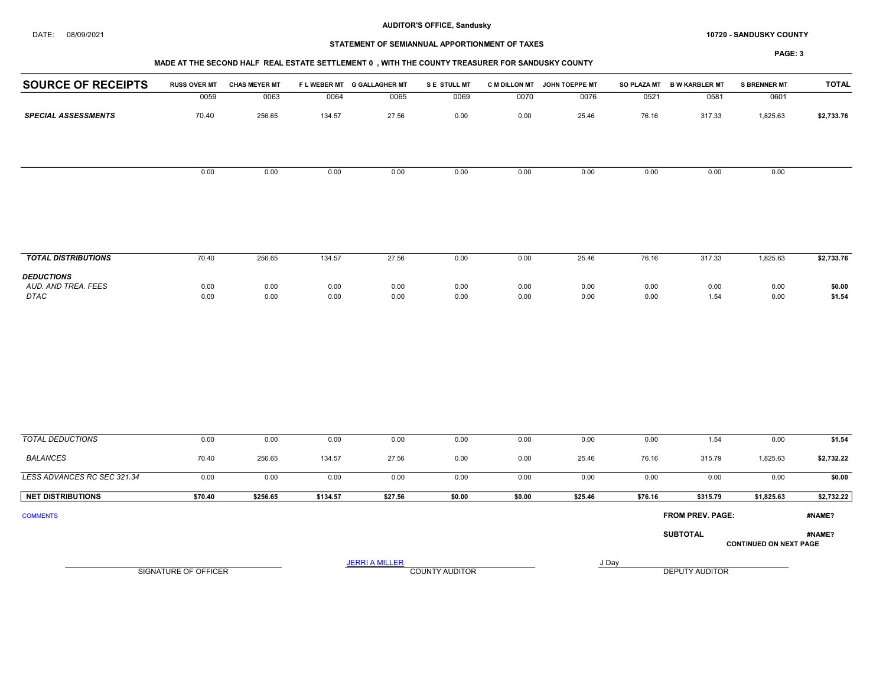**AUDITOR'S OFFICE, Sandusky**

DATE: 08/09/2021

**10720 - SANDUSKY COUNTY**

**STATEMENT OF SEMIANNUAL APPORTIONMENT OF TAXES**

**MADE AT THE SECOND HALF REAL ESTATE SETTLEMENT 0 , WITH THE COUNTY TREASURER FOR SANDUSKY COUNTY**

| SOURCE OF RECEIPTS | RUSS OVER MT | CHAS MEYER MT | F L WEBER MT | G GALLAGHER MT | S E STULL MT | C M DILLON MT | JOHN TOEPPE MT | SO PLAZA MT | B W KARBLER MT | S BRENNER MT | TOTAL |
|---|---|---|---|---|---|---|---|---|---|---|---|
| | 0059 | 0063 | 0064 | 0065 | 0069 | 0070 | 0076 | 0521 | 0581 | 0601 | |
| ***SPECIAL ASSESSMENTS*** | 70.40 | 256.65 | 134.57 | 27.56 | 0.00 | 0.00 | 25.46 | 76.16 | 317.33 | 1,825.63 | $2,733.76 |
| | 0.00 | 0.00 | 0.00 | 0.00 | 0.00 | 0.00 | 0.00 | 0.00 | 0.00 | 0.00 | |
| ***TOTAL DISTRIBUTIONS*** | 70.40 | 256.65 | 134.57 | 27.56 | 0.00 | 0.00 | 25.46 | 76.16 | 317.33 | 1,825.63 | $2,733.76 |
| ***DEDUCTIONS*** | | | | | | | | | | | |
| *AUD. AND TREA. FEES* | 0.00 | 0.00 | 0.00 | 0.00 | 0.00 | 0.00 | 0.00 | 0.00 | 0.00 | 0.00 | $0.00 |
| *DTAC* | 0.00 | 0.00 | 0.00 | 0.00 | 0.00 | 0.00 | 0.00 | 0.00 | 1.54 | 0.00 | $1.54 |
| *TOTAL DEDUCTIONS* | 0.00 | 0.00 | 0.00 | 0.00 | 0.00 | 0.00 | 0.00 | 0.00 | 1.54 | 0.00 | $1.54 |
| *BALANCES* | 70.40 | 256.65 | 134.57 | 27.56 | 0.00 | 0.00 | 25.46 | 76.16 | 315.79 | 1,825.63 | $2,732.22 |
| *LESS ADVANCES RC SEC 321.34* | 0.00 | 0.00 | 0.00 | 0.00 | 0.00 | 0.00 | 0.00 | 0.00 | 0.00 | 0.00 | $0.00 |
| **NET DISTRIBUTIONS** | $70.40 | $256.65 | $134.57 | $27.56 | $0.00 | $0.00 | $25.46 | $76.16 | $315.79 | $1,825.63 | $2,732.22 |

COMMENTS

**FROM PREV. PAGE:** #NAME?

**SUBTOTAL** #NAME?

**CONTINUED ON NEXT PAGE**

SIGNATURE OF OFFICER

JERRI A MILLER
COUNTY AUDITOR

J Day
DEPUTY AUDITOR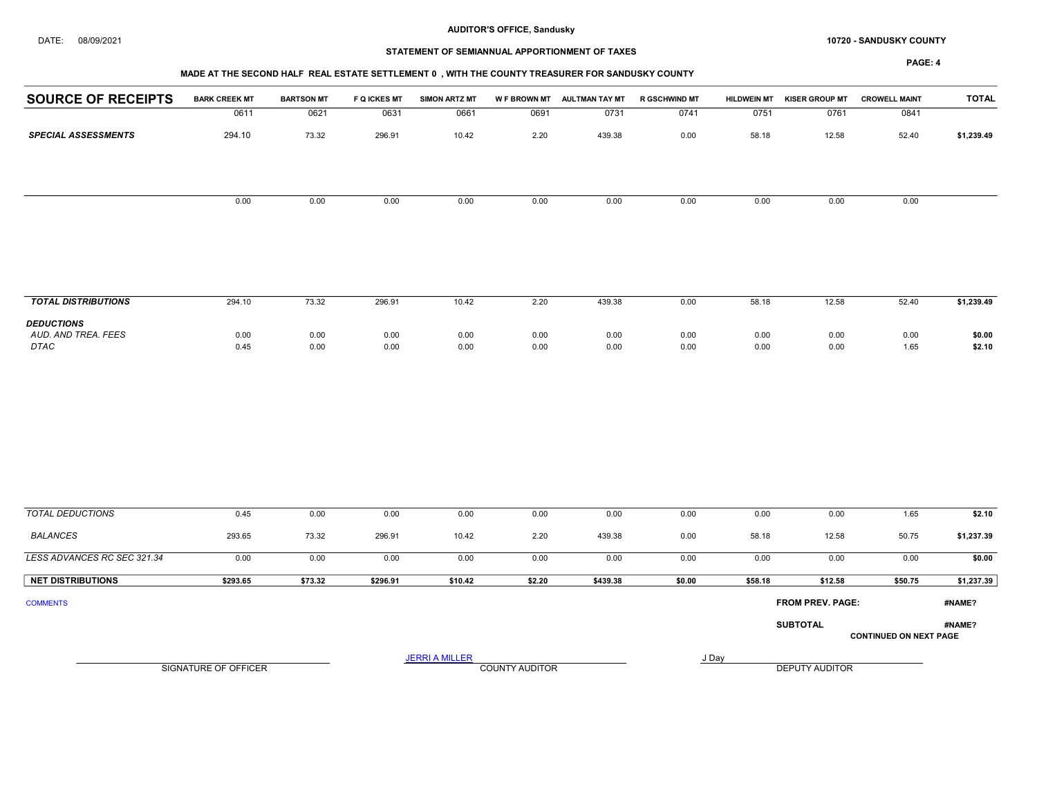AUDITOR'S OFFICE, Sandusky

DATE: 08/09/2021

10720 - SANDUSKY COUNTY

STATEMENT OF SEMIANNUAL APPORTIONMENT OF TAXES

MADE AT THE SECOND HALF REAL ESTATE SETTLEMENT 0 , WITH THE COUNTY TREASURER FOR SANDUSKY COUNTY

| SOURCE OF RECEIPTS | BARK CREEK MT | BARTSON MT | F Q ICKES MT | SIMON ARTZ MT | W F BROWN MT | AULTMAN TAY MT | R GSCHWIND MT | HILDWEIN MT | KISER GROUP MT | CROWELL MAINT | TOTAL |
|---|---|---|---|---|---|---|---|---|---|---|---|
| | 0611 | 0621 | 0631 | 0661 | 0691 | 0731 | 0741 | 0751 | 0761 | 0841 | |
| ***SPECIAL ASSESSMENTS*** | 294.10 | 73.32 | 296.91 | 10.42 | 2.20 | 439.38 | 0.00 | 58.18 | 12.58 | 52.40 | $1,239.49 |
| | 0.00 | 0.00 | 0.00 | 0.00 | 0.00 | 0.00 | 0.00 | 0.00 | 0.00 | 0.00 | |
| ***TOTAL DISTRIBUTIONS*** | 294.10 | 73.32 | 296.91 | 10.42 | 2.20 | 439.38 | 0.00 | 58.18 | 12.58 | 52.40 | $1,239.49 |
| ***DEDUCTIONS*** | | | | | | | | | | | |
| *AUD. AND TREA. FEES* | 0.00 | 0.00 | 0.00 | 0.00 | 0.00 | 0.00 | 0.00 | 0.00 | 0.00 | 0.00 | $0.00 |
| *DTAC* | 0.45 | 0.00 | 0.00 | 0.00 | 0.00 | 0.00 | 0.00 | 0.00 | 0.00 | 1.65 | $2.10 |
| *TOTAL DEDUCTIONS* | 0.45 | 0.00 | 0.00 | 0.00 | 0.00 | 0.00 | 0.00 | 0.00 | 0.00 | 1.65 | $2.10 |
| *BALANCES* | 293.65 | 73.32 | 296.91 | 10.42 | 2.20 | 439.38 | 0.00 | 58.18 | 12.58 | 50.75 | $1,237.39 |
| *LESS ADVANCES RC SEC 321.34* | 0.00 | 0.00 | 0.00 | 0.00 | 0.00 | 0.00 | 0.00 | 0.00 | 0.00 | 0.00 | $0.00 |
| **NET DISTRIBUTIONS** | $293.65 | $73.32 | $296.91 | $10.42 | $2.20 | $439.38 | $0.00 | $58.18 | $12.58 | $50.75 | $1,237.39 |

COMMENTS

**FROM PREV. PAGE:** #NAME?

**SUBTOTAL** #NAME?

**CONTINUED ON NEXT PAGE**

SIGNATURE OF OFFICER

JERRI A MILLER
COUNTY AUDITOR

J Day
DEPUTY AUDITOR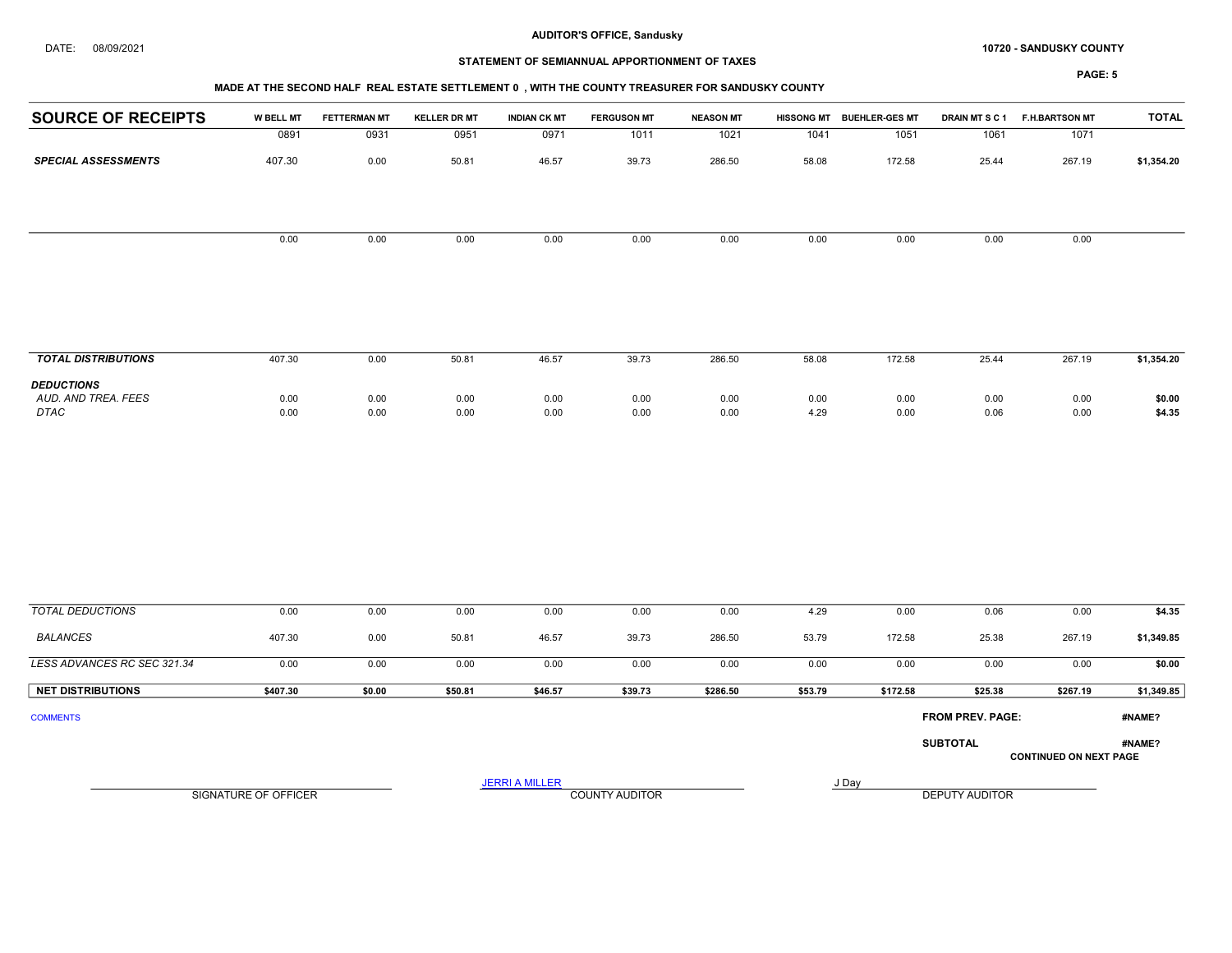AUDITOR'S OFFICE, Sandusky

DATE: 08/09/2021

10720 - SANDUSKY COUNTY

STATEMENT OF SEMIANNUAL APPORTIONMENT OF TAXES

MADE AT THE SECOND HALF REAL ESTATE SETTLEMENT 0 , WITH THE COUNTY TREASURER FOR SANDUSKY COUNTY

| SOURCE OF RECEIPTS | W BELL MT | FETTERMAN MT | KELLER DR MT | INDIAN CK MT | FERGUSON MT | NEASON MT | HISSONG MT | BUEHLER-GES MT | DRAIN MT S C 1 | F.H.BARTSON MT | TOTAL |
|---|---|---|---|---|---|---|---|---|---|---|---|
| | 0891 | 0931 | 0951 | 0971 | 1011 | 1021 | 1041 | 1051 | 1061 | 1071 | |
| ***SPECIAL ASSESSMENTS*** | 407.30 | 0.00 | 50.81 | 46.57 | 39.73 | 286.50 | 58.08 | 172.58 | 25.44 | 267.19 | $1,354.20 |
| | 0.00 | 0.00 | 0.00 | 0.00 | 0.00 | 0.00 | 0.00 | 0.00 | 0.00 | 0.00 | |
| ***TOTAL DISTRIBUTIONS*** | 407.30 | 0.00 | 50.81 | 46.57 | 39.73 | 286.50 | 58.08 | 172.58 | 25.44 | 267.19 | $1,354.20 |
| ***DEDUCTIONS*** | | | | | | | | | | | |
| *AUD. AND TREA. FEES* | 0.00 | 0.00 | 0.00 | 0.00 | 0.00 | 0.00 | 0.00 | 0.00 | 0.00 | 0.00 | $0.00 |
| *DTAC* | 0.00 | 0.00 | 0.00 | 0.00 | 0.00 | 0.00 | 4.29 | 0.00 | 0.06 | 0.00 | $4.35 |
| *TOTAL DEDUCTIONS* | 0.00 | 0.00 | 0.00 | 0.00 | 0.00 | 0.00 | 4.29 | 0.00 | 0.06 | 0.00 | $4.35 |
| *BALANCES* | 407.30 | 0.00 | 50.81 | 46.57 | 39.73 | 286.50 | 53.79 | 172.58 | 25.38 | 267.19 | $1,349.85 |
| *LESS ADVANCES RC SEC 321.34* | 0.00 | 0.00 | 0.00 | 0.00 | 0.00 | 0.00 | 0.00 | 0.00 | 0.00 | 0.00 | $0.00 |
| **NET DISTRIBUTIONS** | $407.30 | $0.00 | $50.81 | $46.57 | $39.73 | $286.50 | $53.79 | $172.58 | $25.38 | $267.19 | $1,349.85 |

COMMENTS

**FROM PREV. PAGE:** #NAME?

**SUBTOTAL** #NAME?

**CONTINUED ON NEXT PAGE**

SIGNATURE OF OFFICER

JERRI A MILLER
COUNTY AUDITOR

J Day
DEPUTY AUDITOR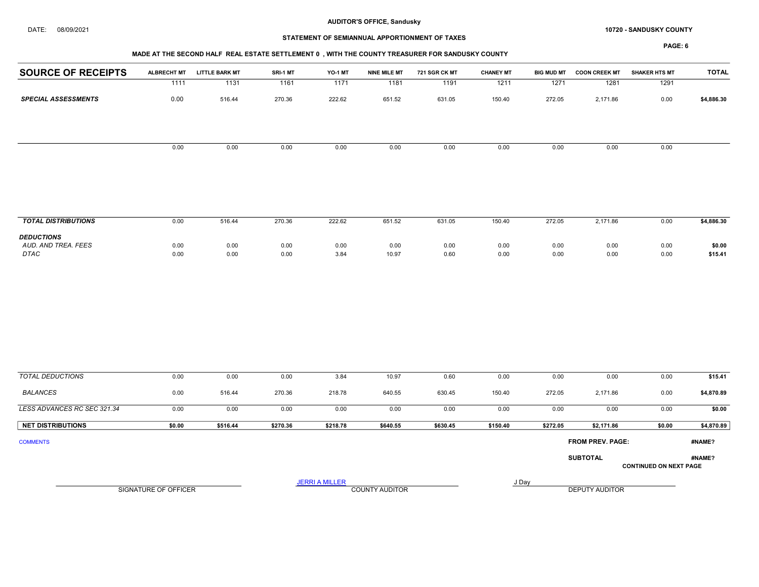AUDITOR'S OFFICE, Sandusky

DATE: 08/09/2021

10720 - SANDUSKY COUNTY

## STATEMENT OF SEMIANNUAL APPORTIONMENT OF TAXES

### MADE AT THE SECOND HALF REAL ESTATE SETTLEMENT 0 , WITH THE COUNTY TREASURER FOR SANDUSKY COUNTY

| SOURCE OF RECEIPTS | ALBRECHT MT | LITTLE BARK MT | SRI-1 MT | YO-1 MT | NINE MILE MT | 721 SGR CK MT | CHANEY MT | BIG MUD MT | COON CREEK MT | SHAKER HTS MT | TOTAL |
|---|---|---|---|---|---|---|---|---|---|---|---|
| | 1111 | 1131 | 1161 | 1171 | 1181 | 1191 | 1211 | 1271 | 1281 | 1291 | |
| ***SPECIAL ASSESSMENTS*** | 0.00 | 516.44 | 270.36 | 222.62 | 651.52 | 631.05 | 150.40 | 272.05 | 2,171.86 | 0.00 | **$4,886.30** |
| | 0.00 | 0.00 | 0.00 | 0.00 | 0.00 | 0.00 | 0.00 | 0.00 | 0.00 | 0.00 | |
| ***TOTAL DISTRIBUTIONS*** | 0.00 | 516.44 | 270.36 | 222.62 | 651.52 | 631.05 | 150.40 | 272.05 | 2,171.86 | 0.00 | **$4,886.30** |
| ***DEDUCTIONS*** | | | | | | | | | | | |
| *AUD. AND TREA. FEES* | 0.00 | 0.00 | 0.00 | 0.00 | 0.00 | 0.00 | 0.00 | 0.00 | 0.00 | 0.00 | **$0.00** |
| *DTAC* | 0.00 | 0.00 | 0.00 | 3.84 | 10.97 | 0.60 | 0.00 | 0.00 | 0.00 | 0.00 | **$15.41** |
| *TOTAL DEDUCTIONS* | 0.00 | 0.00 | 0.00 | 3.84 | 10.97 | 0.60 | 0.00 | 0.00 | 0.00 | 0.00 | **$15.41** |
| *BALANCES* | 0.00 | 516.44 | 270.36 | 218.78 | 640.55 | 630.45 | 150.40 | 272.05 | 2,171.86 | 0.00 | **$4,870.89** |
| *LESS ADVANCES RC SEC 321.34* | 0.00 | 0.00 | 0.00 | 0.00 | 0.00 | 0.00 | 0.00 | 0.00 | 0.00 | 0.00 | **$0.00** |
| **NET DISTRIBUTIONS** | **$0.00** | **$516.44** | **$270.36** | **$218.78** | **$640.55** | **$630.45** | **$150.40** | **$272.05** | **$2,171.86** | **$0.00** | **$4,870.89** |

COMMENTS

**FROM PREV. PAGE:** **#NAME?**

**SUBTOTAL** **#NAME?**

**CONTINUED ON NEXT PAGE**

SIGNATURE OF OFFICER

JERRI A MILLER
COUNTY AUDITOR

J Day
DEPUTY AUDITOR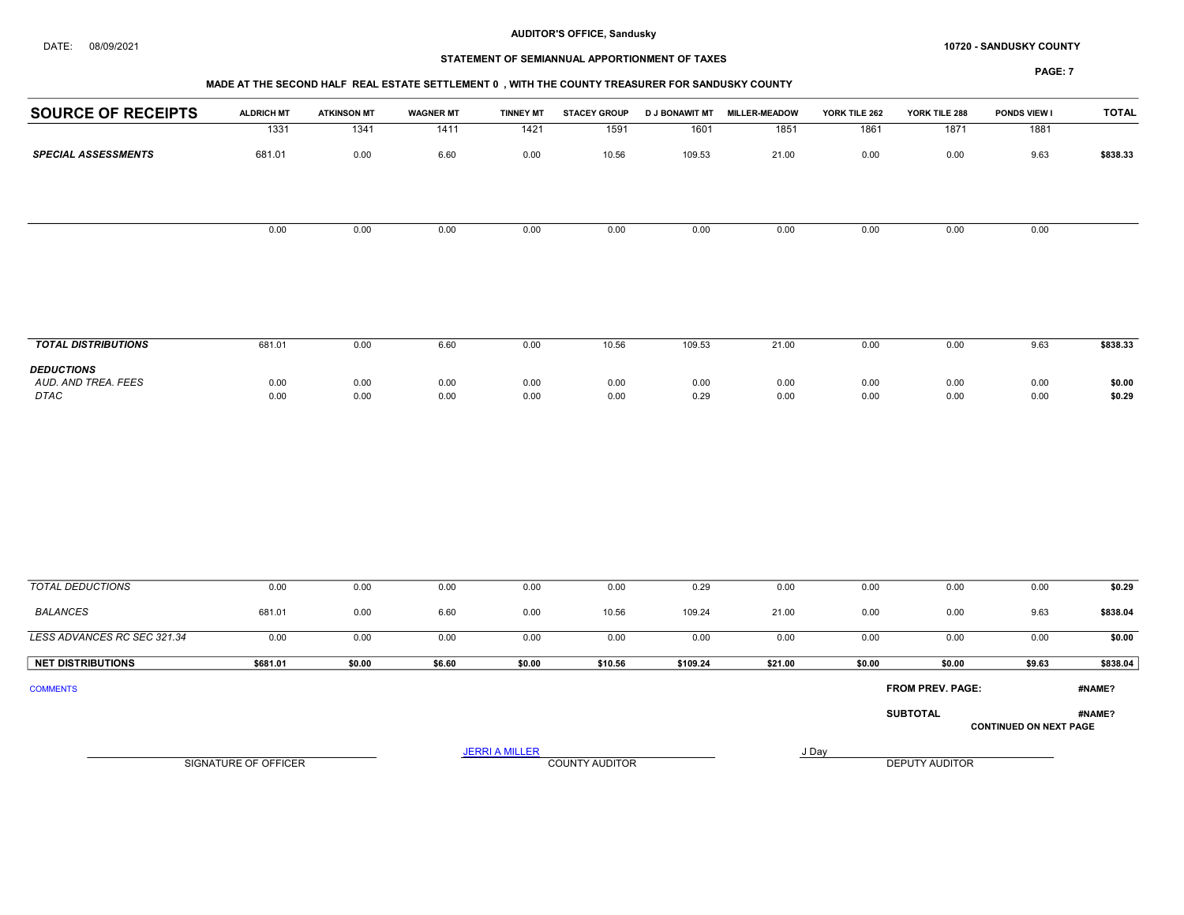DATE: 08/09/2021

**AUDITOR'S OFFICE, Sandusky**

**10720 - SANDUSKY COUNTY**

**STATEMENT OF SEMIANNUAL APPORTIONMENT OF TAXES**

**MADE AT THE SECOND HALF REAL ESTATE SETTLEMENT 0 , WITH THE COUNTY TREASURER FOR SANDUSKY COUNTY**

| SOURCE OF RECEIPTS | ALDRICH MT | ATKINSON MT | WAGNER MT | TINNEY MT | STACEY GROUP | D J BONAWIT MT | MILLER-MEADOW | YORK TILE 262 | YORK TILE 288 | PONDS VIEW I | TOTAL |
|---|---|---|---|---|---|---|---|---|---|---|---|
| | 1331 | 1341 | 1411 | 1421 | 1591 | 1601 | 1851 | 1861 | 1871 | 1881 | |
| ***SPECIAL ASSESSMENTS*** | 681.01 | 0.00 | 6.60 | 0.00 | 10.56 | 109.53 | 21.00 | 0.00 | 0.00 | 9.63 | **$838.33** |
| | 0.00 | 0.00 | 0.00 | 0.00 | 0.00 | 0.00 | 0.00 | 0.00 | 0.00 | 0.00 | |
| ***TOTAL DISTRIBUTIONS*** | 681.01 | 0.00 | 6.60 | 0.00 | 10.56 | 109.53 | 21.00 | 0.00 | 0.00 | 9.63 | **$838.33** |
| ***DEDUCTIONS*** | | | | | | | | | | | |
| *AUD. AND TREA. FEES* | 0.00 | 0.00 | 0.00 | 0.00 | 0.00 | 0.00 | 0.00 | 0.00 | 0.00 | 0.00 | **$0.00** |
| *DTAC* | 0.00 | 0.00 | 0.00 | 0.00 | 0.00 | 0.29 | 0.00 | 0.00 | 0.00 | 0.00 | **$0.29** |
| *TOTAL DEDUCTIONS* | 0.00 | 0.00 | 0.00 | 0.00 | 0.00 | 0.29 | 0.00 | 0.00 | 0.00 | 0.00 | **$0.29** |
| *BALANCES* | 681.01 | 0.00 | 6.60 | 0.00 | 10.56 | 109.24 | 21.00 | 0.00 | 0.00 | 9.63 | **$838.04** |
| *LESS ADVANCES RC SEC 321.34* | 0.00 | 0.00 | 0.00 | 0.00 | 0.00 | 0.00 | 0.00 | 0.00 | 0.00 | 0.00 | **$0.00** |
| **NET DISTRIBUTIONS** | **$681.01** | **$0.00** | **$6.60** | **$0.00** | **$10.56** | **$109.24** | **$21.00** | **$0.00** | **$0.00** | **$9.63** | **$838.04** |

COMMENTS

**FROM PREV. PAGE:** **#NAME?**

**SUBTOTAL** **#NAME?**

**CONTINUED ON NEXT PAGE**

SIGNATURE OF OFFICER

JERRI A MILLER
COUNTY AUDITOR

J Day
DEPUTY AUDITOR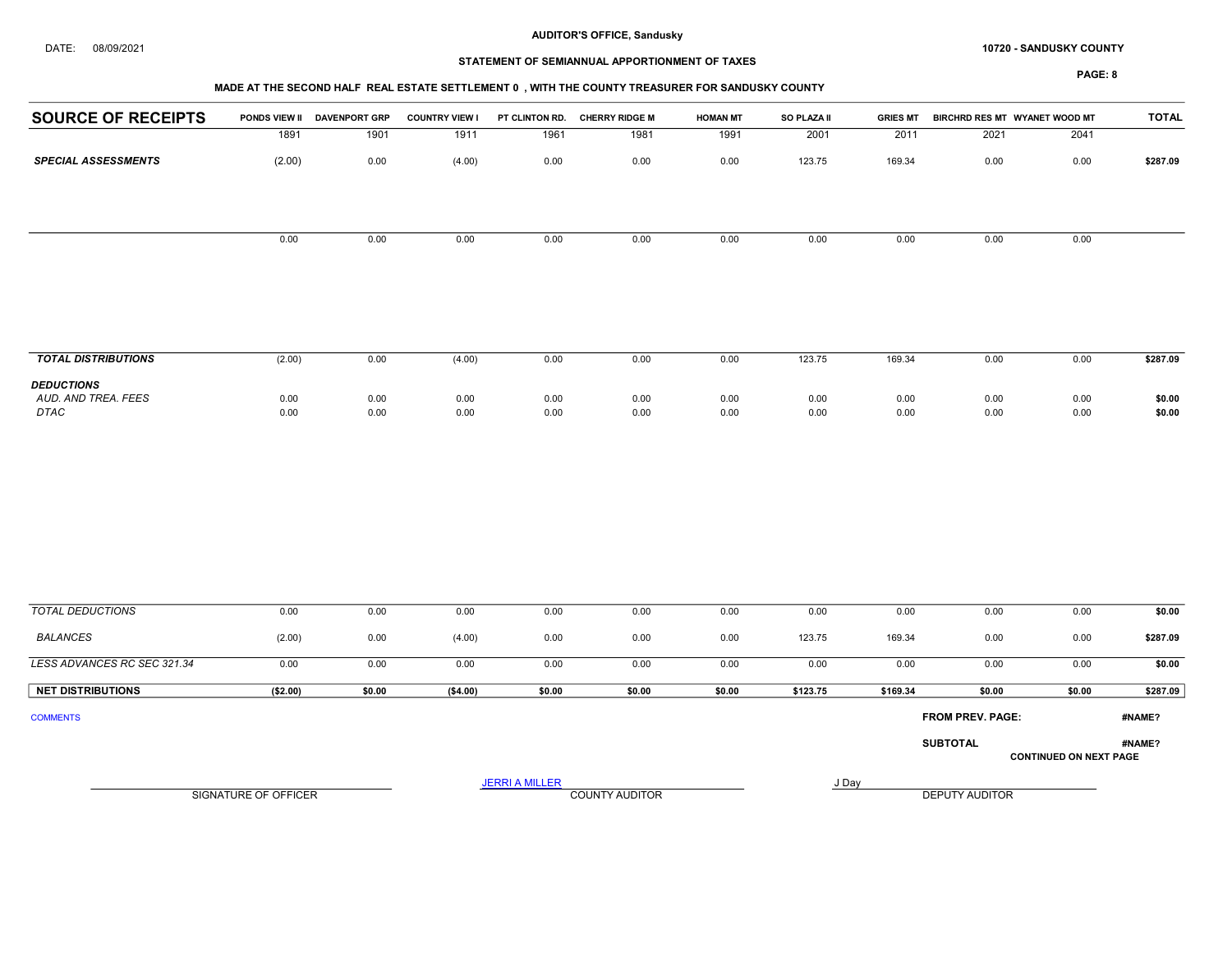AUDITOR'S OFFICE, Sandusky

DATE: 08/09/2021

10720 - SANDUSKY COUNTY

**STATEMENT OF SEMIANNUAL APPORTIONMENT OF TAXES**

**MADE AT THE SECOND HALF REAL ESTATE SETTLEMENT 0 , WITH THE COUNTY TREASURER FOR SANDUSKY COUNTY**

| SOURCE OF RECEIPTS | PONDS VIEW II | DAVENPORT GRP | COUNTRY VIEW I | PT CLINTON RD. | CHERRY RIDGE M | HOMAN MT | SO PLAZA II | GRIES MT | BIRCHRD RES MT | WYANET WOOD MT | TOTAL |
|---|---|---|---|---|---|---|---|---|---|---|---|
| | 1891 | 1901 | 1911 | 1961 | 1981 | 1991 | 2001 | 2011 | 2021 | 2041 | |
| ***SPECIAL ASSESSMENTS*** | (2.00) | 0.00 | (4.00) | 0.00 | 0.00 | 0.00 | 123.75 | 169.34 | 0.00 | 0.00 | **$287.09** |
| | 0.00 | 0.00 | 0.00 | 0.00 | 0.00 | 0.00 | 0.00 | 0.00 | 0.00 | 0.00 | |
| ***TOTAL DISTRIBUTIONS*** | (2.00) | 0.00 | (4.00) | 0.00 | 0.00 | 0.00 | 123.75 | 169.34 | 0.00 | 0.00 | **$287.09** |
| ***DEDUCTIONS*** | | | | | | | | | | | |
| *AUD. AND TREA. FEES* | 0.00 | 0.00 | 0.00 | 0.00 | 0.00 | 0.00 | 0.00 | 0.00 | 0.00 | 0.00 | **$0.00** |
| *DTAC* | 0.00 | 0.00 | 0.00 | 0.00 | 0.00 | 0.00 | 0.00 | 0.00 | 0.00 | 0.00 | **$0.00** |
| *TOTAL DEDUCTIONS* | 0.00 | 0.00 | 0.00 | 0.00 | 0.00 | 0.00 | 0.00 | 0.00 | 0.00 | 0.00 | **$0.00** |
| *BALANCES* | (2.00) | 0.00 | (4.00) | 0.00 | 0.00 | 0.00 | 123.75 | 169.34 | 0.00 | 0.00 | **$287.09** |
| *LESS ADVANCES RC SEC 321.34* | 0.00 | 0.00 | 0.00 | 0.00 | 0.00 | 0.00 | 0.00 | 0.00 | 0.00 | 0.00 | **$0.00** |
| **NET DISTRIBUTIONS** | **($2.00)** | **$0.00** | **($4.00)** | **$0.00** | **$0.00** | **$0.00** | **$123.75** | **$169.34** | **$0.00** | **$0.00** | **$287.09** |

COMMENTS

**FROM PREV. PAGE:** **#NAME?**

**SUBTOTAL** **#NAME?**

**CONTINUED ON NEXT PAGE**

SIGNATURE OF OFFICER

JERRI A MILLER
COUNTY AUDITOR

J Day
DEPUTY AUDITOR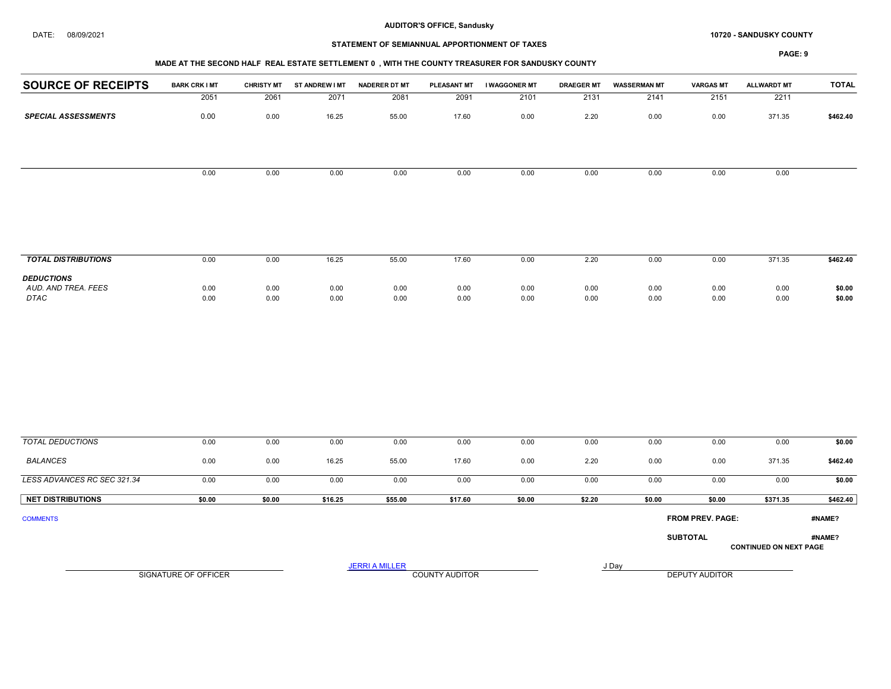**AUDITOR'S OFFICE, Sandusky**

DATE: 08/09/2021

**10720 - SANDUSKY COUNTY**

**STATEMENT OF SEMIANNUAL APPORTIONMENT OF TAXES**

**MADE AT THE SECOND HALF REAL ESTATE SETTLEMENT 0 , WITH THE COUNTY TREASURER FOR SANDUSKY COUNTY**

| SOURCE OF RECEIPTS | BARK CRK I MT | CHRISTY MT | ST ANDREW I MT | NADERER DT MT | PLEASANT MT | I WAGGONER MT | DRAEGER MT | WASSERMAN MT | VARGAS MT | ALLWARDT MT | TOTAL |
|---|---|---|---|---|---|---|---|---|---|---|---|
| | 2051 | 2061 | 2071 | 2081 | 2091 | 2101 | 2131 | 2141 | 2151 | 2211 | |
| ***SPECIAL ASSESSMENTS*** | 0.00 | 0.00 | 16.25 | 55.00 | 17.60 | 0.00 | 2.20 | 0.00 | 0.00 | 371.35 | **$462.40** |
| | 0.00 | 0.00 | 0.00 | 0.00 | 0.00 | 0.00 | 0.00 | 0.00 | 0.00 | 0.00 | |
| ***TOTAL DISTRIBUTIONS*** | 0.00 | 0.00 | 16.25 | 55.00 | 17.60 | 0.00 | 2.20 | 0.00 | 0.00 | 371.35 | **$462.40** |
| ***DEDUCTIONS*** | | | | | | | | | | | |
| *AUD. AND TREA. FEES* | 0.00 | 0.00 | 0.00 | 0.00 | 0.00 | 0.00 | 0.00 | 0.00 | 0.00 | 0.00 | **$0.00** |
| *DTAC* | 0.00 | 0.00 | 0.00 | 0.00 | 0.00 | 0.00 | 0.00 | 0.00 | 0.00 | 0.00 | **$0.00** |
| *TOTAL DEDUCTIONS* | 0.00 | 0.00 | 0.00 | 0.00 | 0.00 | 0.00 | 0.00 | 0.00 | 0.00 | 0.00 | **$0.00** |
| *BALANCES* | 0.00 | 0.00 | 16.25 | 55.00 | 17.60 | 0.00 | 2.20 | 0.00 | 0.00 | 371.35 | **$462.40** |
| *LESS ADVANCES RC SEC 321.34* | 0.00 | 0.00 | 0.00 | 0.00 | 0.00 | 0.00 | 0.00 | 0.00 | 0.00 | 0.00 | **$0.00** |
| **NET DISTRIBUTIONS** | **$0.00** | **$0.00** | **$16.25** | **$55.00** | **$17.60** | **$0.00** | **$2.20** | **$0.00** | **$0.00** | **$371.35** | **$462.40** |

COMMENTS

**FROM PREV. PAGE:** **#NAME?**

**SUBTOTAL** **#NAME?**

**CONTINUED ON NEXT PAGE**

SIGNATURE OF OFFICER

JERRI A MILLER
COUNTY AUDITOR

J Day
DEPUTY AUDITOR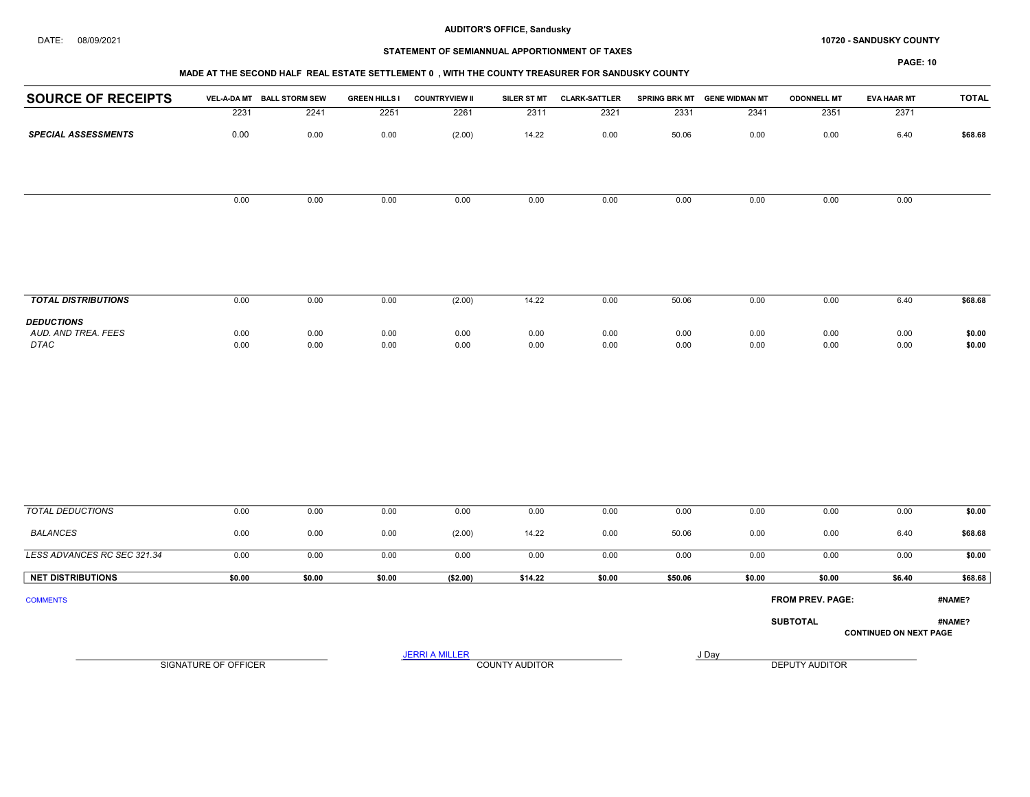**AUDITOR'S OFFICE, Sandusky**

DATE: 08/09/2021

**10720 - SANDUSKY COUNTY**

**STATEMENT OF SEMIANNUAL APPORTIONMENT OF TAXES**

**MADE AT THE SECOND HALF REAL ESTATE SETTLEMENT 0 , WITH THE COUNTY TREASURER FOR SANDUSKY COUNTY**

| SOURCE OF RECEIPTS | VEL-A-DA MT | BALL STORM SEW | GREEN HILLS I | COUNTRYVIEW II | SILER ST MT | CLARK-SATTLER | SPRING BRK MT | GENE WIDMAN MT | ODONNELL MT | EVA HAAR MT | TOTAL |
|---|---|---|---|---|---|---|---|---|---|---|---|
| | 2231 | 2241 | 2251 | 2261 | 2311 | 2321 | 2331 | 2341 | 2351 | 2371 | |
| ***SPECIAL ASSESSMENTS*** | 0.00 | 0.00 | 0.00 | (2.00) | 14.22 | 0.00 | 50.06 | 0.00 | 0.00 | 6.40 | **$68.68** |
| | 0.00 | 0.00 | 0.00 | 0.00 | 0.00 | 0.00 | 0.00 | 0.00 | 0.00 | 0.00 | |
| ***TOTAL DISTRIBUTIONS*** | 0.00 | 0.00 | 0.00 | (2.00) | 14.22 | 0.00 | 50.06 | 0.00 | 0.00 | 6.40 | **$68.68** |
| ***DEDUCTIONS*** | | | | | | | | | | | |
| *AUD. AND TREA. FEES* | 0.00 | 0.00 | 0.00 | 0.00 | 0.00 | 0.00 | 0.00 | 0.00 | 0.00 | 0.00 | **$0.00** |
| *DTAC* | 0.00 | 0.00 | 0.00 | 0.00 | 0.00 | 0.00 | 0.00 | 0.00 | 0.00 | 0.00 | **$0.00** |
| *TOTAL DEDUCTIONS* | 0.00 | 0.00 | 0.00 | 0.00 | 0.00 | 0.00 | 0.00 | 0.00 | 0.00 | 0.00 | **$0.00** |
| *BALANCES* | 0.00 | 0.00 | 0.00 | (2.00) | 14.22 | 0.00 | 50.06 | 0.00 | 0.00 | 6.40 | **$68.68** |
| *LESS ADVANCES RC SEC 321.34* | 0.00 | 0.00 | 0.00 | 0.00 | 0.00 | 0.00 | 0.00 | 0.00 | 0.00 | 0.00 | **$0.00** |
| **NET DISTRIBUTIONS** | **$0.00** | **$0.00** | **$0.00** | **($2.00)** | **$14.22** | **$0.00** | **$50.06** | **$0.00** | **$0.00** | **$6.40** | **$68.68** |

COMMENTS

**FROM PREV. PAGE:** **#NAME?**

**SUBTOTAL** **#NAME?**

**CONTINUED ON NEXT PAGE**

SIGNATURE OF OFFICER

JERRI A MILLER
COUNTY AUDITOR

J Day
DEPUTY AUDITOR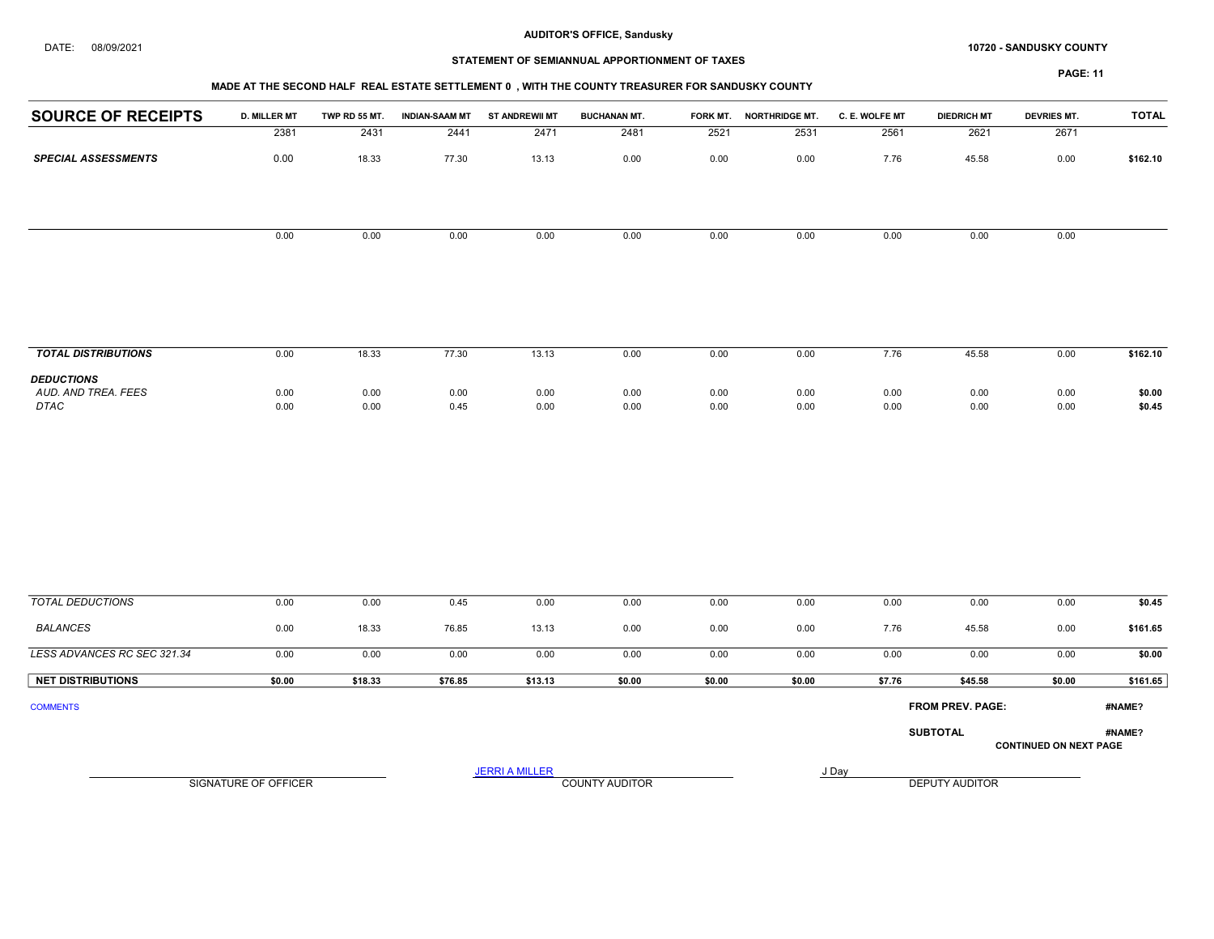AUDITOR'S OFFICE, Sandusky

DATE: 08/09/2021

10720 - SANDUSKY COUNTY

STATEMENT OF SEMIANNUAL APPORTIONMENT OF TAXES

MADE AT THE SECOND HALF REAL ESTATE SETTLEMENT 0 , WITH THE COUNTY TREASURER FOR SANDUSKY COUNTY

| SOURCE OF RECEIPTS | D. MILLER MT | TWP RD 55 MT. | INDIAN-SAAM MT | ST ANDREWII MT | BUCHANAN MT. | FORK MT. | NORTHRIDGE MT. | C. E. WOLFE MT | DIEDRICH MT | DEVRIES MT. | TOTAL |
|---|---|---|---|---|---|---|---|---|---|---|---|
| | 2381 | 2431 | 2441 | 2471 | 2481 | 2521 | 2531 | 2561 | 2621 | 2671 | |
| ***SPECIAL ASSESSMENTS*** | 0.00 | 18.33 | 77.30 | 13.13 | 0.00 | 0.00 | 0.00 | 7.76 | 45.58 | 0.00 | **$162.10** |
| | 0.00 | 0.00 | 0.00 | 0.00 | 0.00 | 0.00 | 0.00 | 0.00 | 0.00 | 0.00 | |
| ***TOTAL DISTRIBUTIONS*** | 0.00 | 18.33 | 77.30 | 13.13 | 0.00 | 0.00 | 0.00 | 7.76 | 45.58 | 0.00 | **$162.10** |
| ***DEDUCTIONS*** | | | | | | | | | | | |
| *AUD. AND TREA. FEES* | 0.00 | 0.00 | 0.00 | 0.00 | 0.00 | 0.00 | 0.00 | 0.00 | 0.00 | 0.00 | **$0.00** |
| *DTAC* | 0.00 | 0.00 | 0.45 | 0.00 | 0.00 | 0.00 | 0.00 | 0.00 | 0.00 | 0.00 | **$0.45** |
| *TOTAL DEDUCTIONS* | 0.00 | 0.00 | 0.45 | 0.00 | 0.00 | 0.00 | 0.00 | 0.00 | 0.00 | 0.00 | **$0.45** |
| *BALANCES* | 0.00 | 18.33 | 76.85 | 13.13 | 0.00 | 0.00 | 0.00 | 7.76 | 45.58 | 0.00 | **$161.65** |
| *LESS ADVANCES RC SEC 321.34* | 0.00 | 0.00 | 0.00 | 0.00 | 0.00 | 0.00 | 0.00 | 0.00 | 0.00 | 0.00 | **$0.00** |
| **NET DISTRIBUTIONS** | **$0.00** | **$18.33** | **$76.85** | **$13.13** | **$0.00** | **$0.00** | **$0.00** | **$7.76** | **$45.58** | **$0.00** | **$161.65** |

COMMENTS

**FROM PREV. PAGE:** **#NAME?**

**SUBTOTAL** **#NAME?**

**CONTINUED ON NEXT PAGE**

SIGNATURE OF OFFICER

JERRI A MILLER
COUNTY AUDITOR

J Day
DEPUTY AUDITOR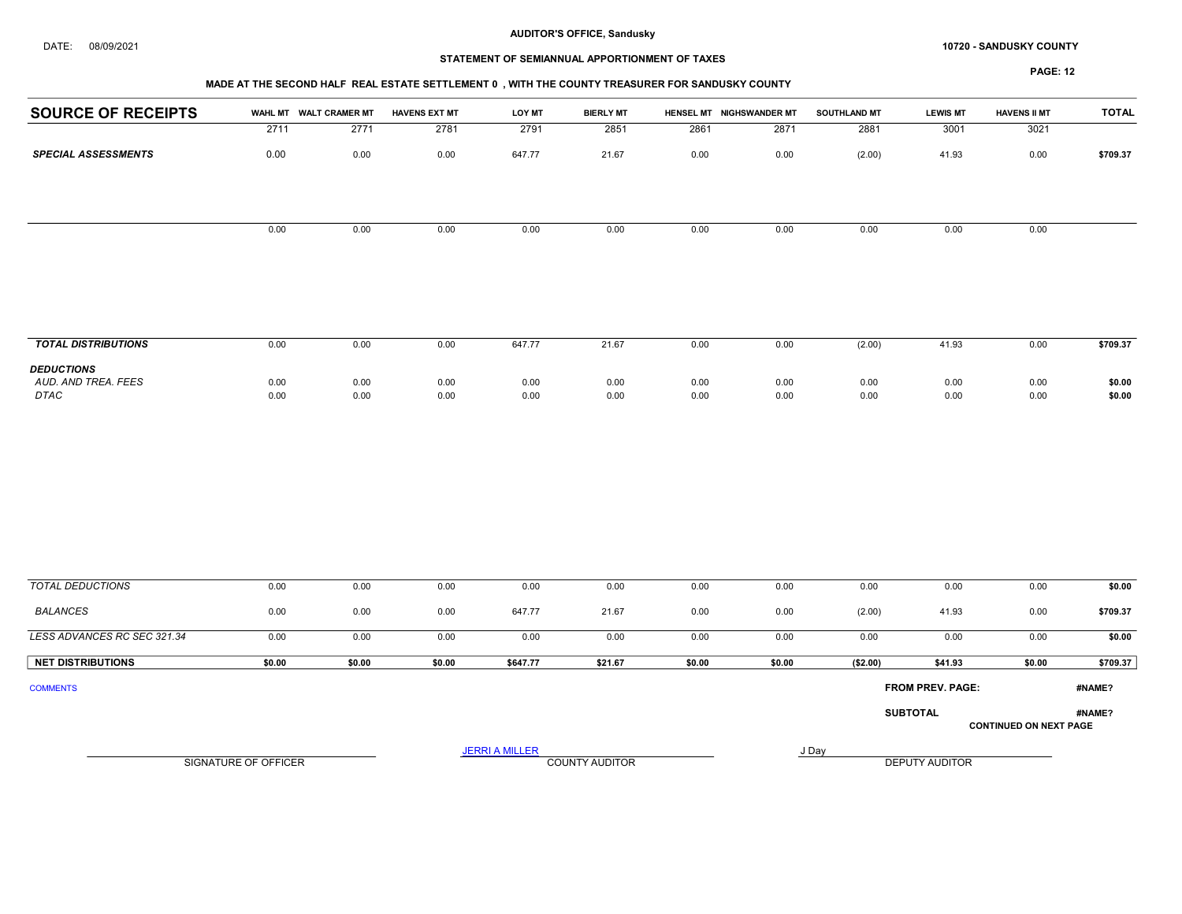AUDITOR'S OFFICE, Sandusky

DATE: 08/09/2021

10720 - SANDUSKY COUNTY

## STATEMENT OF SEMIANNUAL APPORTIONMENT OF TAXES

### MADE AT THE SECOND HALF REAL ESTATE SETTLEMENT 0 , WITH THE COUNTY TREASURER FOR SANDUSKY COUNTY

| SOURCE OF RECEIPTS | WAHL MT | WALT CRAMER MT | HAVENS EXT MT | LOY MT | BIERLY MT | HENSEL MT | NIGHSWANDER MT | SOUTHLAND MT | LEWIS MT | HAVENS II MT | TOTAL |
|---|---|---|---|---|---|---|---|---|---|---|---|
| | 2711 | 2771 | 2781 | 2791 | 2851 | 2861 | 2871 | 2881 | 3001 | 3021 | |
| ***SPECIAL ASSESSMENTS*** | 0.00 | 0.00 | 0.00 | 647.77 | 21.67 | 0.00 | 0.00 | (2.00) | 41.93 | 0.00 | **$709.37** |
| | 0.00 | 0.00 | 0.00 | 0.00 | 0.00 | 0.00 | 0.00 | 0.00 | 0.00 | 0.00 | |
| ***TOTAL DISTRIBUTIONS*** | 0.00 | 0.00 | 0.00 | 647.77 | 21.67 | 0.00 | 0.00 | (2.00) | 41.93 | 0.00 | **$709.37** |
| ***DEDUCTIONS*** | | | | | | | | | | | |
| *AUD. AND TREA. FEES* | 0.00 | 0.00 | 0.00 | 0.00 | 0.00 | 0.00 | 0.00 | 0.00 | 0.00 | 0.00 | **$0.00** |
| *DTAC* | 0.00 | 0.00 | 0.00 | 0.00 | 0.00 | 0.00 | 0.00 | 0.00 | 0.00 | 0.00 | **$0.00** |
| *TOTAL DEDUCTIONS* | 0.00 | 0.00 | 0.00 | 0.00 | 0.00 | 0.00 | 0.00 | 0.00 | 0.00 | 0.00 | **$0.00** |
| *BALANCES* | 0.00 | 0.00 | 0.00 | 647.77 | 21.67 | 0.00 | 0.00 | (2.00) | 41.93 | 0.00 | **$709.37** |
| *LESS ADVANCES RC SEC 321.34* | 0.00 | 0.00 | 0.00 | 0.00 | 0.00 | 0.00 | 0.00 | 0.00 | 0.00 | 0.00 | **$0.00** |
| **NET DISTRIBUTIONS** | **$0.00** | **$0.00** | **$0.00** | **$647.77** | **$21.67** | **$0.00** | **$0.00** | **($2.00)** | **$41.93** | **$0.00** | **$709.37** |

COMMENTS

**FROM PREV. PAGE:** **#NAME?**

**SUBTOTAL** **#NAME?**

**CONTINUED ON NEXT PAGE**

SIGNATURE OF OFFICER

JERRI A MILLER
COUNTY AUDITOR

J Day
DEPUTY AUDITOR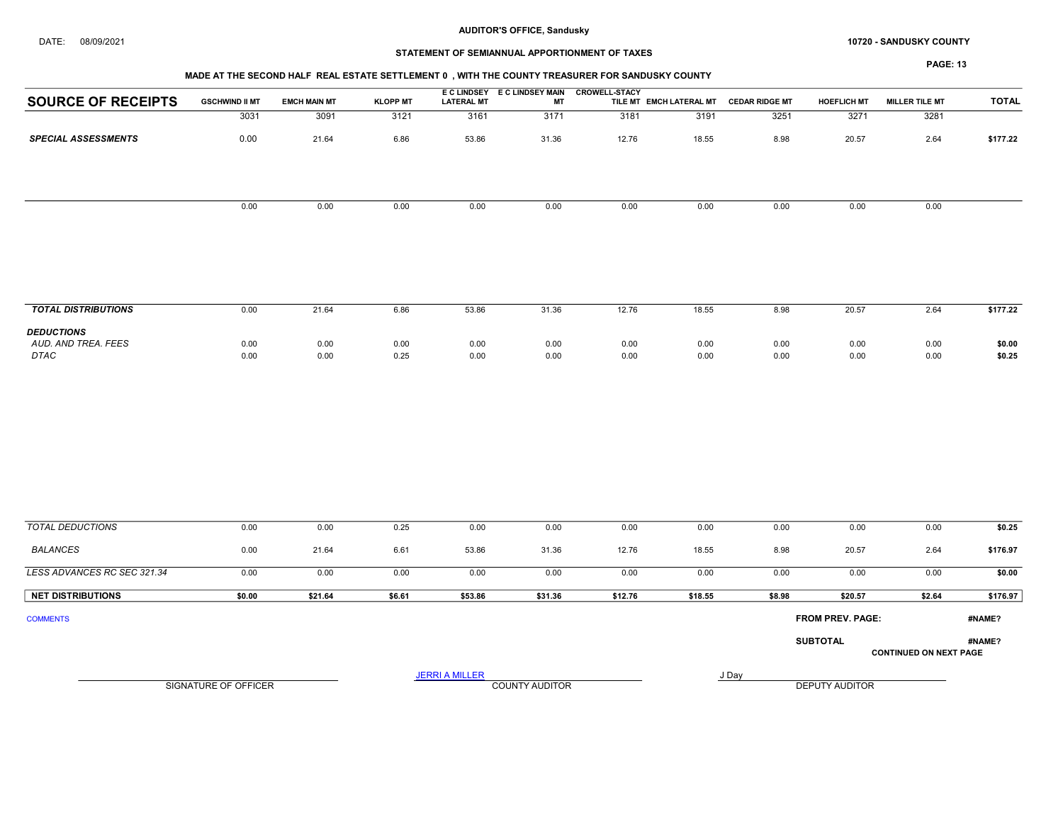AUDITOR'S OFFICE, Sandusky

DATE: 08/09/2021

10720 - SANDUSKY COUNTY

## STATEMENT OF SEMIANNUAL APPORTIONMENT OF TAXES

### MADE AT THE SECOND HALF REAL ESTATE SETTLEMENT 0 , WITH THE COUNTY TREASURER FOR SANDUSKY COUNTY

| SOURCE OF RECEIPTS | GSCHWIND II MT | EMCH MAIN MT | KLOPP MT | E C LINDSEY LATERAL MT | E C LINDSEY MAIN MT | CROWELL-STACY TILE MT | EMCH LATERAL MT | CEDAR RIDGE MT | HOEFLICH MT | MILLER TILE MT | TOTAL |
|---|---|---|---|---|---|---|---|---|---|---|---|
| | 3031 | 3091 | 3121 | 3161 | 3171 | 3181 | 3191 | 3251 | 3271 | 3281 | |
| ***SPECIAL ASSESSMENTS*** | 0.00 | 21.64 | 6.86 | 53.86 | 31.36 | 12.76 | 18.55 | 8.98 | 20.57 | 2.64 | **$177.22** |
| | 0.00 | 0.00 | 0.00 | 0.00 | 0.00 | 0.00 | 0.00 | 0.00 | 0.00 | 0.00 | |
| ***TOTAL DISTRIBUTIONS*** | 0.00 | 21.64 | 6.86 | 53.86 | 31.36 | 12.76 | 18.55 | 8.98 | 20.57 | 2.64 | **$177.22** |
| ***DEDUCTIONS*** | | | | | | | | | | | |
| *AUD. AND TREA. FEES* | 0.00 | 0.00 | 0.00 | 0.00 | 0.00 | 0.00 | 0.00 | 0.00 | 0.00 | 0.00 | **$0.00** |
| *DTAC* | 0.00 | 0.00 | 0.25 | 0.00 | 0.00 | 0.00 | 0.00 | 0.00 | 0.00 | 0.00 | **$0.25** |
| *TOTAL DEDUCTIONS* | 0.00 | 0.00 | 0.25 | 0.00 | 0.00 | 0.00 | 0.00 | 0.00 | 0.00 | 0.00 | **$0.25** |
| *BALANCES* | 0.00 | 21.64 | 6.61 | 53.86 | 31.36 | 12.76 | 18.55 | 8.98 | 20.57 | 2.64 | **$176.97** |
| *LESS ADVANCES RC SEC 321.34* | 0.00 | 0.00 | 0.00 | 0.00 | 0.00 | 0.00 | 0.00 | 0.00 | 0.00 | 0.00 | **$0.00** |
| **NET DISTRIBUTIONS** | **$0.00** | **$21.64** | **$6.61** | **$53.86** | **$31.36** | **$12.76** | **$18.55** | **$8.98** | **$20.57** | **$2.64** | **$176.97** |

COMMENTS

**FROM PREV. PAGE:** **#NAME?**

**SUBTOTAL** **#NAME?**

**CONTINUED ON NEXT PAGE**

SIGNATURE OF OFFICER

JERRI A MILLER
COUNTY AUDITOR

J Day
DEPUTY AUDITOR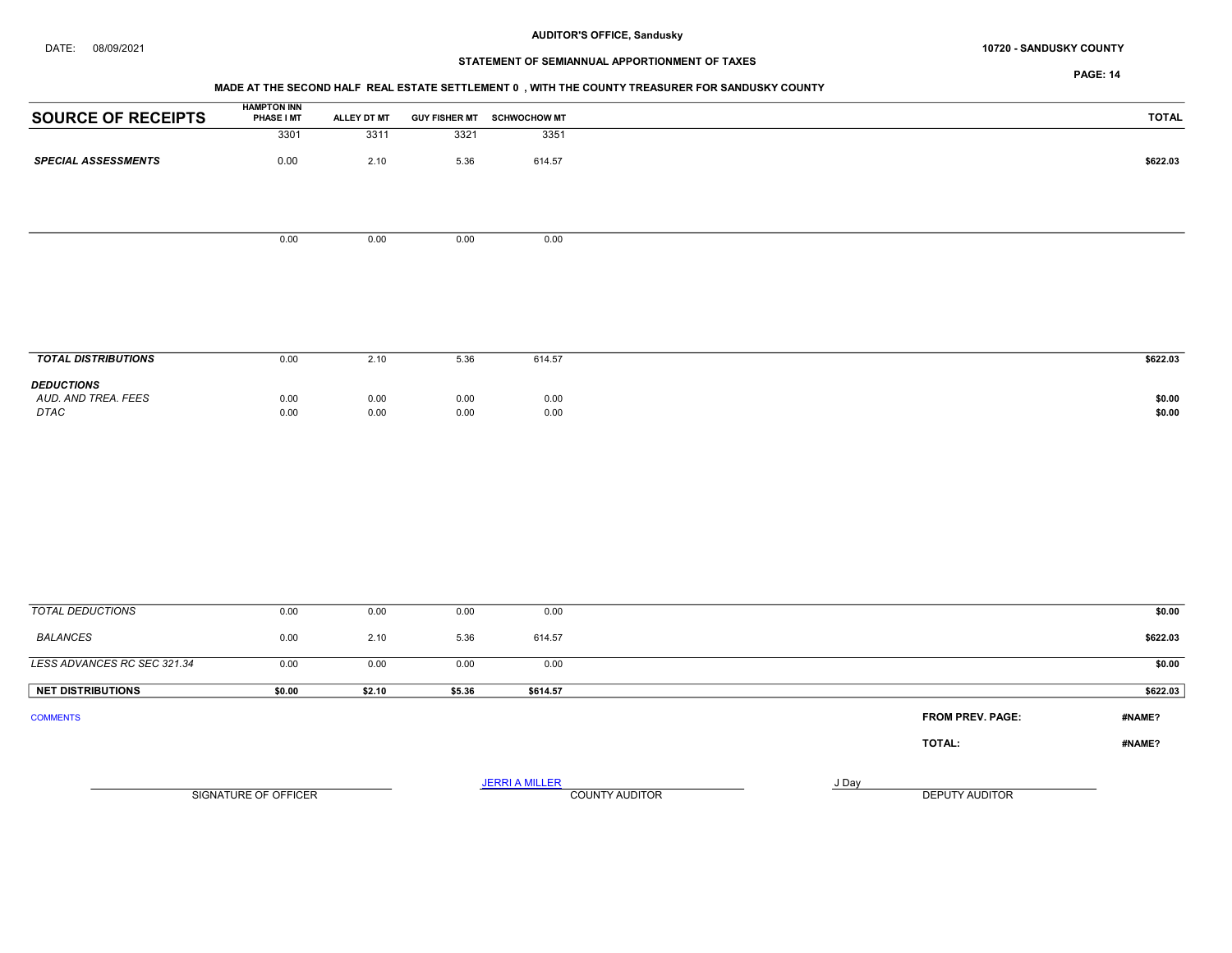DATE: 08/09/2021

**AUDITOR'S OFFICE, Sandusky**

**10720 - SANDUSKY COUNTY**

**STATEMENT OF SEMIANNUAL APPORTIONMENT OF TAXES**

**MADE AT THE SECOND HALF REAL ESTATE SETTLEMENT 0 , WITH THE COUNTY TREASURER FOR SANDUSKY COUNTY**

| SOURCE OF RECEIPTS | HAMPTON INN PHASE I MT | ALLEY DT MT | GUY FISHER MT | SCHWOCHOW MT | TOTAL |
|---|---|---|---|---|---|
| | 3301 | 3311 | 3321 | 3351 | |
| *SPECIAL ASSESSMENTS* | 0.00 | 2.10 | 5.36 | 614.57 | $622.03 |
| | 0.00 | 0.00 | 0.00 | 0.00 | |
| *TOTAL DISTRIBUTIONS* | 0.00 | 2.10 | 5.36 | 614.57 | $622.03 |
| *DEDUCTIONS* | | | | | |
| *AUD. AND TREA. FEES* | 0.00 | 0.00 | 0.00 | 0.00 | $0.00 |
| *DTAC* | 0.00 | 0.00 | 0.00 | 0.00 | $0.00 |
| *TOTAL DEDUCTIONS* | 0.00 | 0.00 | 0.00 | 0.00 | $0.00 |
| *BALANCES* | 0.00 | 2.10 | 5.36 | 614.57 | $622.03 |
| *LESS ADVANCES RC SEC 321.34* | 0.00 | 0.00 | 0.00 | 0.00 | $0.00 |
| **NET DISTRIBUTIONS** | **$0.00** | **$2.10** | **$5.36** | **$614.57** | **$622.03** |

COMMENTS

**FROM PREV. PAGE:** #NAME?

**TOTAL:** #NAME?

SIGNATURE OF OFFICER

JERRI A MILLER
COUNTY AUDITOR

J Day
DEPUTY AUDITOR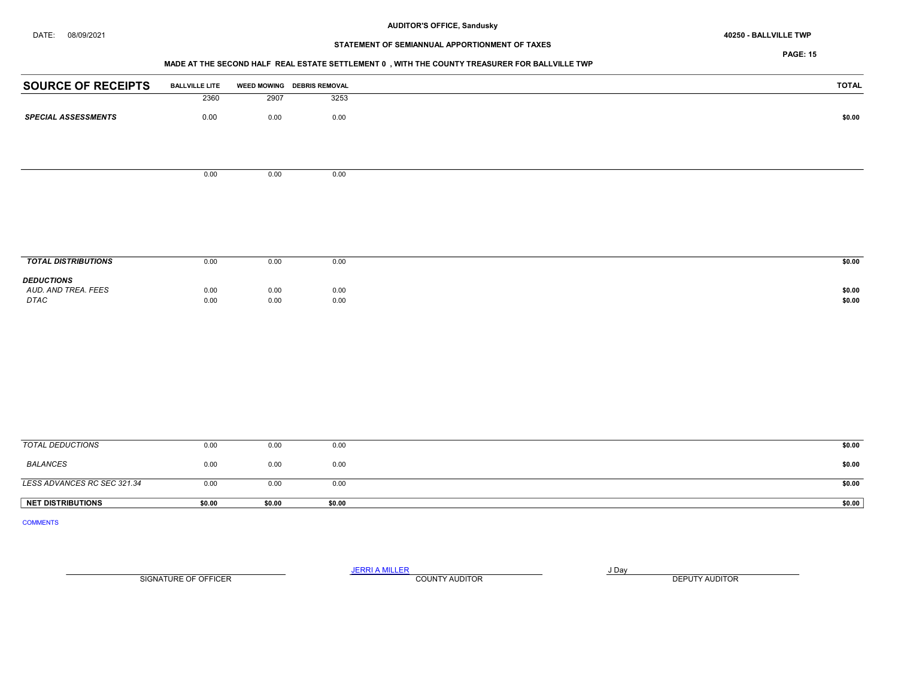AUDITOR'S OFFICE, Sandusky

DATE: 08/09/2021

40250 - BALLVILLE TWP

STATEMENT OF SEMIANNUAL APPORTIONMENT OF TAXES

MADE AT THE SECOND HALF REAL ESTATE SETTLEMENT 0 , WITH THE COUNTY TREASURER FOR BALLVILLE TWP

| SOURCE OF RECEIPTS | BALLVILLE LITE | WEED MOWING | DEBRIS REMOVAL | TOTAL |
|---|---|---|---|---|
| | 2360 | 2907 | 3253 | |
| ***SPECIAL ASSESSMENTS*** | 0.00 | 0.00 | 0.00 | $0.00 |
| | 0.00 | 0.00 | 0.00 | |
| ***TOTAL DISTRIBUTIONS*** | 0.00 | 0.00 | 0.00 | $0.00 |
| ***DEDUCTIONS*** | | | | |
| *AUD. AND TREA. FEES* | 0.00 | 0.00 | 0.00 | $0.00 |
| *DTAC* | 0.00 | 0.00 | 0.00 | $0.00 |
| *TOTAL DEDUCTIONS* | 0.00 | 0.00 | 0.00 | $0.00 |
| *BALANCES* | 0.00 | 0.00 | 0.00 | $0.00 |
| *LESS ADVANCES RC SEC 321.34* | 0.00 | 0.00 | 0.00 | $0.00 |
| **NET DISTRIBUTIONS** | **$0.00** | **$0.00** | **$0.00** | **$0.00** |

COMMENTS

SIGNATURE OF OFFICER

JERRI A MILLER
COUNTY AUDITOR

J Day
DEPUTY AUDITOR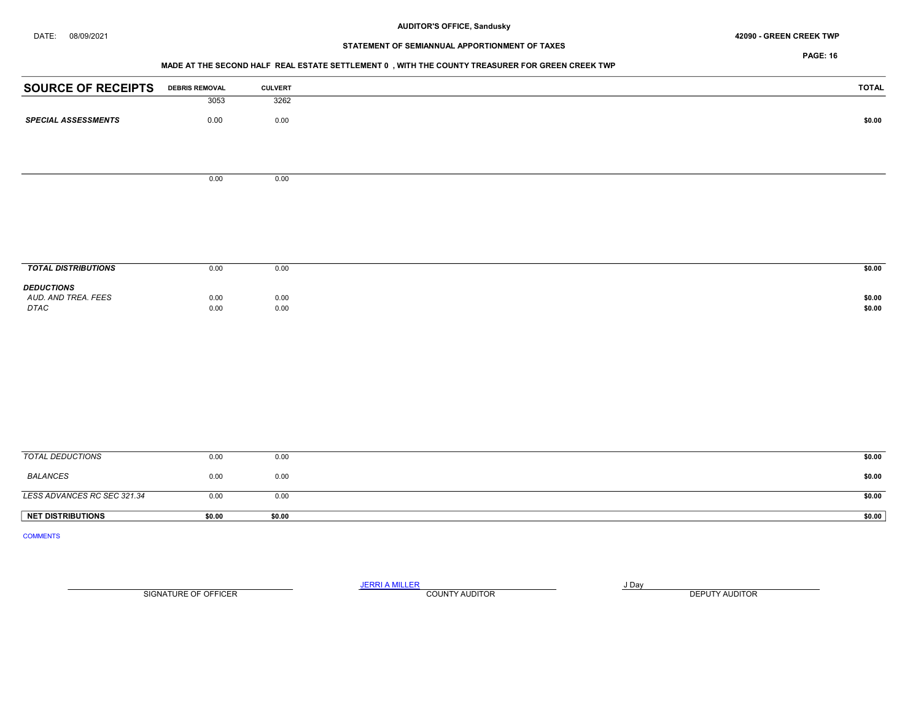AUDITOR'S OFFICE, Sandusky

DATE: 08/09/2021

42090 - GREEN CREEK TWP

STATEMENT OF SEMIANNUAL APPORTIONMENT OF TAXES

PAGE: 16

MADE AT THE SECOND HALF REAL ESTATE SETTLEMENT 0 , WITH THE COUNTY TREASURER FOR GREEN CREEK TWP

| SOURCE OF RECEIPTS | DEBRIS REMOVAL | CULVERT | TOTAL |
|---|---|---|---|
| | 3053 | 3262 | |
| ***SPECIAL ASSESSMENTS*** | 0.00 | 0.00 | **$0.00** |
| | 0.00 | 0.00 | |
| ***TOTAL DISTRIBUTIONS*** | 0.00 | 0.00 | **$0.00** |
| ***DEDUCTIONS*** | | | |
| *AUD. AND TREA. FEES* | 0.00 | 0.00 | **$0.00** |
| *DTAC* | 0.00 | 0.00 | **$0.00** |
| *TOTAL DEDUCTIONS* | 0.00 | 0.00 | **$0.00** |
| *BALANCES* | 0.00 | 0.00 | **$0.00** |
| *LESS ADVANCES RC SEC 321.34* | 0.00 | 0.00 | **$0.00** |
| **NET DISTRIBUTIONS** | **$0.00** | **$0.00** | **$0.00** |

COMMENTS

SIGNATURE OF OFFICER

JERRI A MILLER
COUNTY AUDITOR

J Day
DEPUTY AUDITOR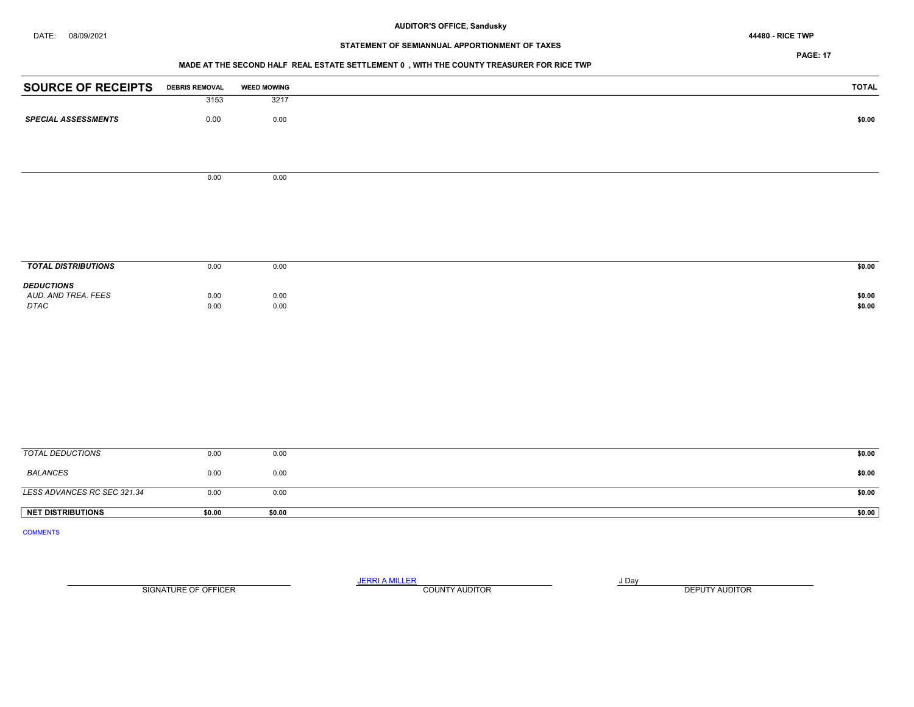AUDITOR'S OFFICE, Sandusky

DATE: 08/09/2021

44480 - RICE TWP

STATEMENT OF SEMIANNUAL APPORTIONMENT OF TAXES

MADE AT THE SECOND HALF REAL ESTATE SETTLEMENT 0 , WITH THE COUNTY TREASURER FOR RICE TWP

| SOURCE OF RECEIPTS | DEBRIS REMOVAL | WEED MOWING | TOTAL |
|---|---|---|---|
| | 3153 | 3217 | |
| ***SPECIAL ASSESSMENTS*** | 0.00 | 0.00 | **$0.00** |
| | 0.00 | 0.00 | |
| ***TOTAL DISTRIBUTIONS*** | 0.00 | 0.00 | **$0.00** |
| ***DEDUCTIONS*** | | | |
| *AUD. AND TREA. FEES* | 0.00 | 0.00 | **$0.00** |
| *DTAC* | 0.00 | 0.00 | **$0.00** |
| *TOTAL DEDUCTIONS* | 0.00 | 0.00 | **$0.00** |
| *BALANCES* | 0.00 | 0.00 | **$0.00** |
| *LESS ADVANCES RC SEC 321.34* | 0.00 | 0.00 | **$0.00** |
| **NET DISTRIBUTIONS** | **$0.00** | **$0.00** | **$0.00** |

COMMENTS

SIGNATURE OF OFFICER

JERRI A MILLER
COUNTY AUDITOR

J Day
DEPUTY AUDITOR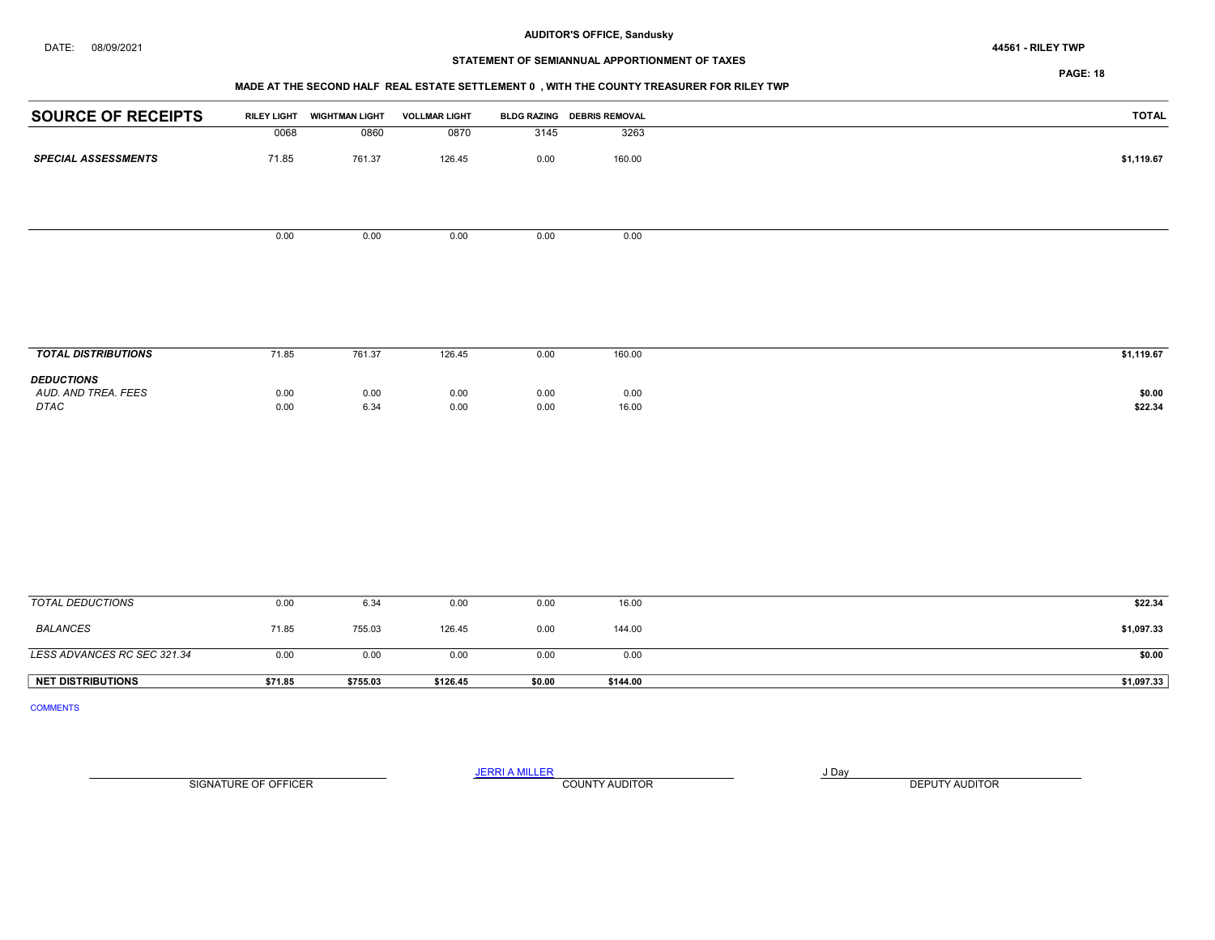DATE: 08/09/2021

**AUDITOR'S OFFICE, Sandusky**

**STATEMENT OF SEMIANNUAL APPORTIONMENT OF TAXES**

**44561 - RILEY TWP**

**MADE AT THE SECOND HALF REAL ESTATE SETTLEMENT 0 , WITH THE COUNTY TREASURER FOR RILEY TWP**

| SOURCE OF RECEIPTS | RILEY LIGHT | WIGHTMAN LIGHT | VOLLMAR LIGHT | BLDG RAZING | DEBRIS REMOVAL | TOTAL |
|---|---|---|---|---|---|---|
| | 0068 | 0860 | 0870 | 3145 | 3263 | |
| ***SPECIAL ASSESSMENTS*** | 71.85 | 761.37 | 126.45 | 0.00 | 160.00 | **$1,119.67** |
| | 0.00 | 0.00 | 0.00 | 0.00 | 0.00 | |
| ***TOTAL DISTRIBUTIONS*** | 71.85 | 761.37 | 126.45 | 0.00 | 160.00 | **$1,119.67** |
| ***DEDUCTIONS*** | | | | | | |
| *AUD. AND TREA. FEES* | 0.00 | 0.00 | 0.00 | 0.00 | 0.00 | **$0.00** |
| *DTAC* | 0.00 | 6.34 | 0.00 | 0.00 | 16.00 | **$22.34** |
| *TOTAL DEDUCTIONS* | 0.00 | 6.34 | 0.00 | 0.00 | 16.00 | **$22.34** |
| *BALANCES* | 71.85 | 755.03 | 126.45 | 0.00 | 144.00 | **$1,097.33** |
| *LESS ADVANCES RC SEC 321.34* | 0.00 | 0.00 | 0.00 | 0.00 | 0.00 | **$0.00** |
| **NET DISTRIBUTIONS** | **$71.85** | **$755.03** | **$126.45** | **$0.00** | **$144.00** | **$1,097.33** |

COMMENTS

SIGNATURE OF OFFICER

JERRI A MILLER
COUNTY AUDITOR

J Day
DEPUTY AUDITOR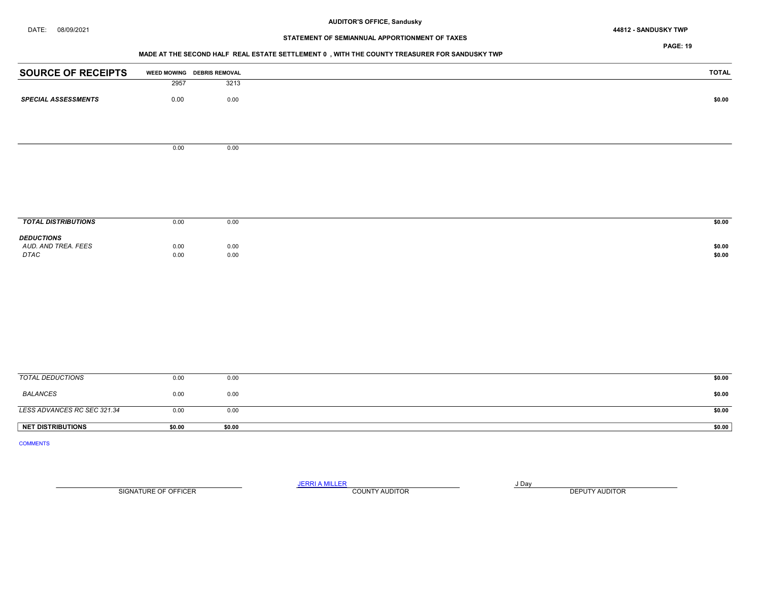**AUDITOR'S OFFICE, Sandusky**

DATE: 08/09/2021

**44812 - SANDUSKY TWP**

**STATEMENT OF SEMIANNUAL APPORTIONMENT OF TAXES**

**MADE AT THE SECOND HALF REAL ESTATE SETTLEMENT 0 , WITH THE COUNTY TREASURER FOR SANDUSKY TWP**

| SOURCE OF RECEIPTS | WEED MOWING | DEBRIS REMOVAL | TOTAL |
|---|---|---|---|
| | 2957 | 3213 | |
| ***SPECIAL ASSESSMENTS*** | 0.00 | 0.00 | **$0.00** |
| | 0.00 | 0.00 | |
| ***TOTAL DISTRIBUTIONS*** | 0.00 | 0.00 | **$0.00** |
| ***DEDUCTIONS*** | | | |
| *AUD. AND TREA. FEES* | 0.00 | 0.00 | **$0.00** |
| *DTAC* | 0.00 | 0.00 | **$0.00** |
| *TOTAL DEDUCTIONS* | 0.00 | 0.00 | **$0.00** |
| *BALANCES* | 0.00 | 0.00 | **$0.00** |
| *LESS ADVANCES RC SEC 321.34* | 0.00 | 0.00 | **$0.00** |
| **NET DISTRIBUTIONS** | **$0.00** | **$0.00** | **$0.00** |

COMMENTS

| SIGNATURE OF OFFICER | JERRI A MILLER<br>COUNTY AUDITOR | J Day<br>DEPUTY AUDITOR |
|---|---|---|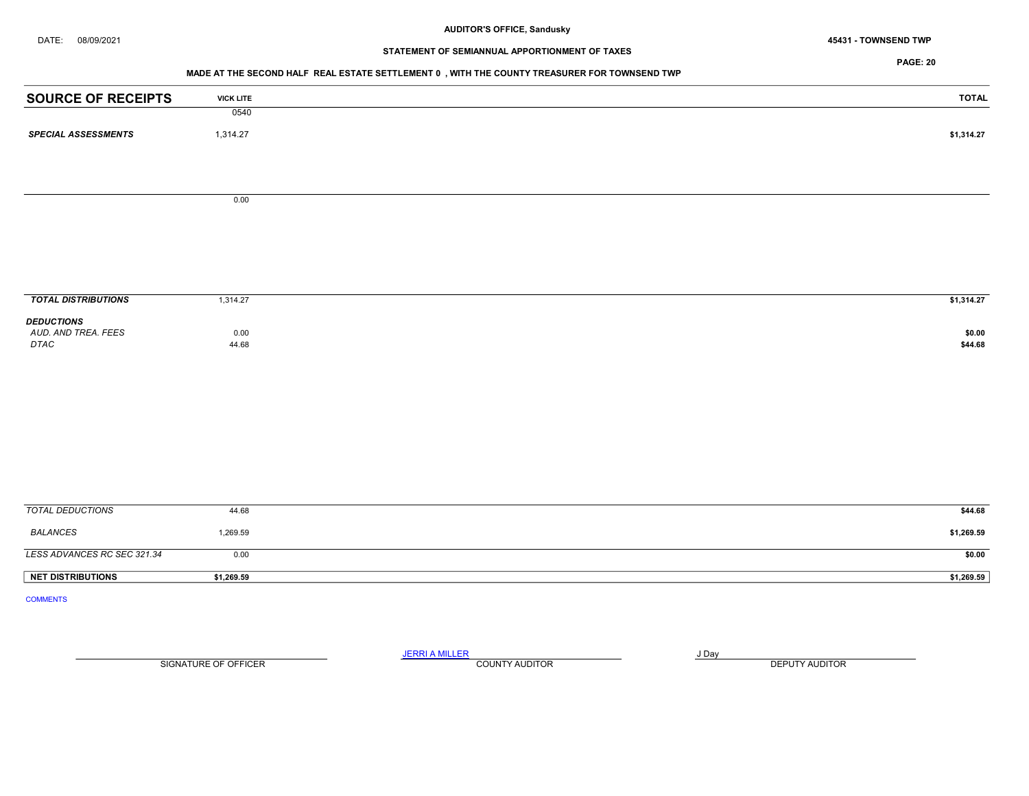AUDITOR'S OFFICE, Sandusky

DATE: 08/09/2021

45431 - TOWNSEND TWP

STATEMENT OF SEMIANNUAL APPORTIONMENT OF TAXES

MADE AT THE SECOND HALF REAL ESTATE SETTLEMENT 0 , WITH THE COUNTY TREASURER FOR TOWNSEND TWP

| SOURCE OF RECEIPTS | VICK LITE | TOTAL |
|---|---|---|
| | 0540 | |
| ***SPECIAL ASSESSMENTS*** | 1,314.27 | **$1,314.27** |
| | 0.00 | |
| ***TOTAL DISTRIBUTIONS*** | 1,314.27 | **$1,314.27** |
| ***DEDUCTIONS*** | | |
| *AUD. AND TREA. FEES* | 0.00 | **$0.00** |
| *DTAC* | 44.68 | **$44.68** |
| *TOTAL DEDUCTIONS* | 44.68 | **$44.68** |
| *BALANCES* | 1,269.59 | **$1,269.59** |
| *LESS ADVANCES RC SEC 321.34* | 0.00 | **$0.00** |
| **NET DISTRIBUTIONS** | **$1,269.59** | **$1,269.59** |

COMMENTS

| SIGNATURE OF OFFICER | JERRI A MILLER<br>COUNTY AUDITOR | J Day<br>DEPUTY AUDITOR |
|---|---|---|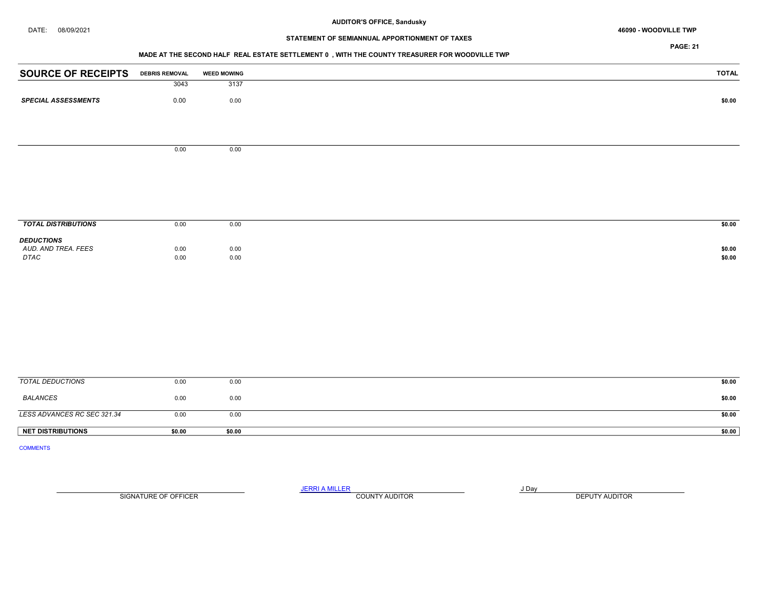AUDITOR'S OFFICE, Sandusky

DATE: 08/09/2021

46090 - WOODVILLE TWP

STATEMENT OF SEMIANNUAL APPORTIONMENT OF TAXES

MADE AT THE SECOND HALF REAL ESTATE SETTLEMENT 0 , WITH THE COUNTY TREASURER FOR WOODVILLE TWP

| SOURCE OF RECEIPTS | DEBRIS REMOVAL | WEED MOWING | TOTAL |
|---|---|---|---|
| | 3043 | 3137 | |
| ***SPECIAL ASSESSMENTS*** | 0.00 | 0.00 | **$0.00** |
| | 0.00 | 0.00 | |
| ***TOTAL DISTRIBUTIONS*** | 0.00 | 0.00 | **$0.00** |
| ***DEDUCTIONS*** | | | |
| *AUD. AND TREA. FEES* | 0.00 | 0.00 | **$0.00** |
| *DTAC* | 0.00 | 0.00 | **$0.00** |
| *TOTAL DEDUCTIONS* | 0.00 | 0.00 | **$0.00** |
| *BALANCES* | 0.00 | 0.00 | **$0.00** |
| *LESS ADVANCES RC SEC 321.34* | 0.00 | 0.00 | **$0.00** |
| **NET DISTRIBUTIONS** | **$0.00** | **$0.00** | **$0.00** |

COMMENTS

SIGNATURE OF OFFICER

JERRI A MILLER
COUNTY AUDITOR

J Day
DEPUTY AUDITOR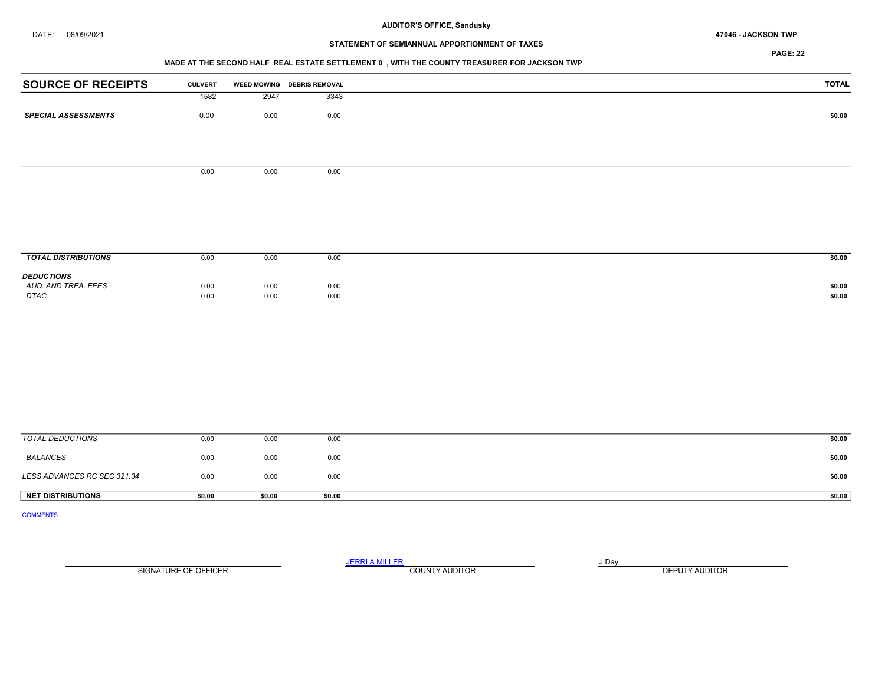AUDITOR'S OFFICE, Sandusky

DATE: 08/09/2021

47046 - JACKSON TWP

STATEMENT OF SEMIANNUAL APPORTIONMENT OF TAXES

MADE AT THE SECOND HALF REAL ESTATE SETTLEMENT 0 , WITH THE COUNTY TREASURER FOR JACKSON TWP

| SOURCE OF RECEIPTS | CULVERT | WEED MOWING | DEBRIS REMOVAL | TOTAL |
|---|---|---|---|---|
| | 1582 | 2947 | 3343 | |
| ***SPECIAL ASSESSMENTS*** | 0.00 | 0.00 | 0.00 | **$0.00** |
| | 0.00 | 0.00 | 0.00 | |
| ***TOTAL DISTRIBUTIONS*** | 0.00 | 0.00 | 0.00 | **$0.00** |
| ***DEDUCTIONS*** | | | | |
| *AUD. AND TREA. FEES* | 0.00 | 0.00 | 0.00 | **$0.00** |
| *DTAC* | 0.00 | 0.00 | 0.00 | **$0.00** |
| *TOTAL DEDUCTIONS* | 0.00 | 0.00 | 0.00 | **$0.00** |
| *BALANCES* | 0.00 | 0.00 | 0.00 | **$0.00** |
| *LESS ADVANCES RC SEC 321.34* | 0.00 | 0.00 | 0.00 | **$0.00** |
| **NET DISTRIBUTIONS** | **$0.00** | **$0.00** | **$0.00** | **$0.00** |

COMMENTS

SIGNATURE OF OFFICER

JERRI A MILLER
COUNTY AUDITOR

J Day
DEPUTY AUDITOR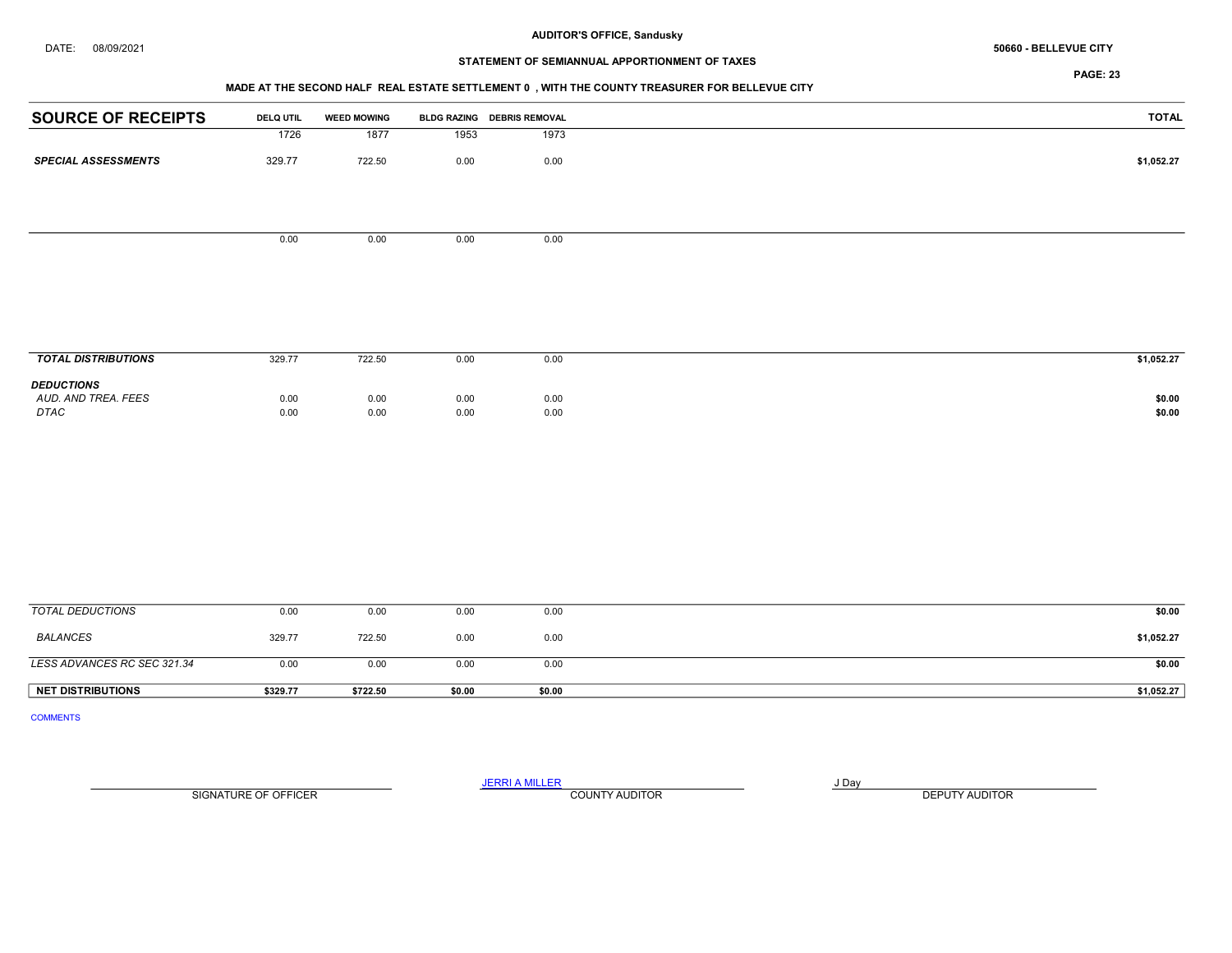AUDITOR'S OFFICE, Sandusky

DATE: 08/09/2021

50660 - BELLEVUE CITY

STATEMENT OF SEMIANNUAL APPORTIONMENT OF TAXES

MADE AT THE SECOND HALF REAL ESTATE SETTLEMENT 0 , WITH THE COUNTY TREASURER FOR BELLEVUE CITY

| SOURCE OF RECEIPTS | DELQ UTIL | WEED MOWING | BLDG RAZING | DEBRIS REMOVAL | TOTAL |
|---|---|---|---|---|---|
| | 1726 | 1877 | 1953 | 1973 | |
| ***SPECIAL ASSESSMENTS*** | 329.77 | 722.50 | 0.00 | 0.00 | **$1,052.27** |
| | 0.00 | 0.00 | 0.00 | 0.00 | |
| ***TOTAL DISTRIBUTIONS*** | 329.77 | 722.50 | 0.00 | 0.00 | **$1,052.27** |
| ***DEDUCTIONS*** | | | | | |
| *AUD. AND TREA. FEES* | 0.00 | 0.00 | 0.00 | 0.00 | **$0.00** |
| *DTAC* | 0.00 | 0.00 | 0.00 | 0.00 | **$0.00** |
| *TOTAL DEDUCTIONS* | 0.00 | 0.00 | 0.00 | 0.00 | **$0.00** |
| *BALANCES* | 329.77 | 722.50 | 0.00 | 0.00 | **$1,052.27** |
| *LESS ADVANCES RC SEC 321.34* | 0.00 | 0.00 | 0.00 | 0.00 | **$0.00** |
| **NET DISTRIBUTIONS** | **$329.77** | **$722.50** | **$0.00** | **$0.00** | **$1,052.27** |

COMMENTS

SIGNATURE OF OFFICER

JERRI A MILLER
COUNTY AUDITOR

J Day
DEPUTY AUDITOR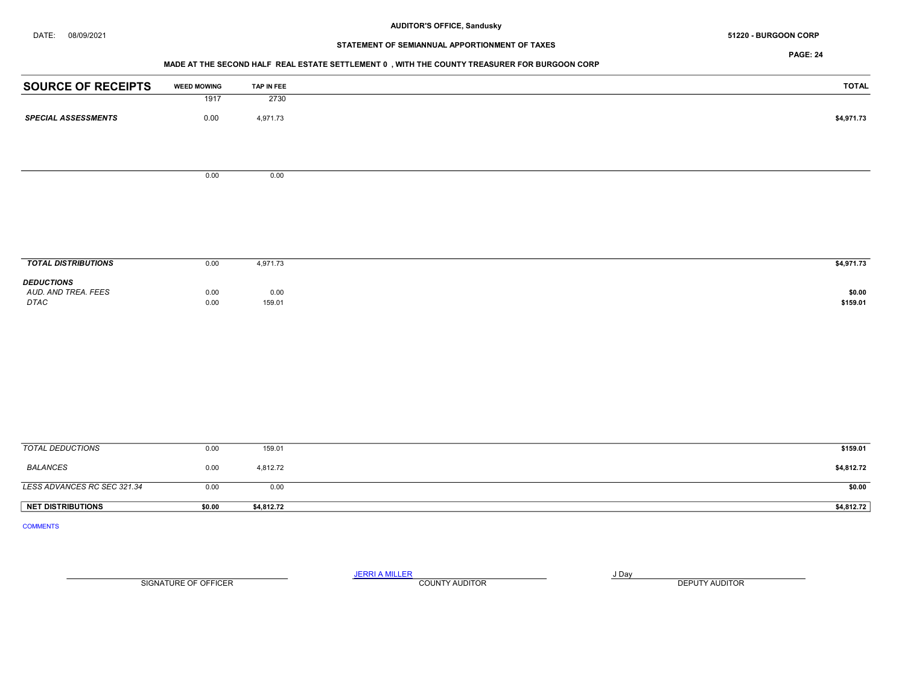AUDITOR'S OFFICE, Sandusky

DATE: 08/09/2021

51220 - BURGOON CORP

STATEMENT OF SEMIANNUAL APPORTIONMENT OF TAXES

MADE AT THE SECOND HALF REAL ESTATE SETTLEMENT 0 , WITH THE COUNTY TREASURER FOR BURGOON CORP

| SOURCE OF RECEIPTS | WEED MOWING | TAP IN FEE | TOTAL |
|---|---|---|---|
| | 1917 | 2730 | |
| *SPECIAL ASSESSMENTS* | 0.00 | 4,971.73 | $4,971.73 |
| | 0.00 | 0.00 | |
| *TOTAL DISTRIBUTIONS* | 0.00 | 4,971.73 | $4,971.73 |
| *DEDUCTIONS* | | | |
| *AUD. AND TREA. FEES* | 0.00 | 0.00 | $0.00 |
| *DTAC* | 0.00 | 159.01 | $159.01 |
| *TOTAL DEDUCTIONS* | 0.00 | 159.01 | $159.01 |
| *BALANCES* | 0.00 | 4,812.72 | $4,812.72 |
| *LESS ADVANCES RC SEC 321.34* | 0.00 | 0.00 | $0.00 |
| **NET DISTRIBUTIONS** | **$0.00** | **$4,812.72** | **$4,812.72** |

COMMENTS

SIGNATURE OF OFFICER

JERRI A MILLER
COUNTY AUDITOR

J Day
DEPUTY AUDITOR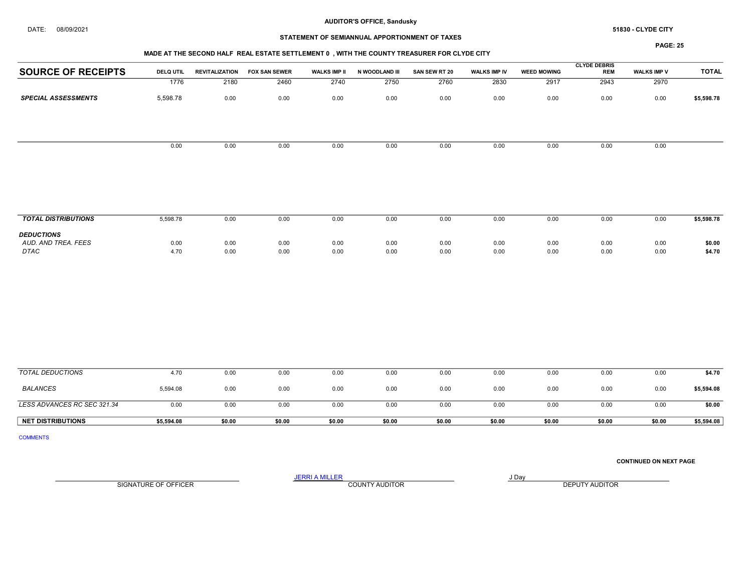AUDITOR'S OFFICE, Sandusky

DATE: 08/09/2021

51830 - CLYDE CITY

## STATEMENT OF SEMIANNUAL APPORTIONMENT OF TAXES

### MADE AT THE SECOND HALF REAL ESTATE SETTLEMENT 0 , WITH THE COUNTY TREASURER FOR CLYDE CITY

| SOURCE OF RECEIPTS | DELQ UTIL | REVITALIZATION | FOX SAN SEWER | WALKS IMP II | N WOODLAND III | SAN SEW RT 20 | WALKS IMP IV | WEED MOWING | CLYDE DEBRIS REM | WALKS IMP V | TOTAL |
|---|---|---|---|---|---|---|---|---|---|---|---|
| | 1776 | 2180 | 2460 | 2740 | 2750 | 2760 | 2830 | 2917 | 2943 | 2970 | |
| ***SPECIAL ASSESSMENTS*** | 5,598.78 | 0.00 | 0.00 | 0.00 | 0.00 | 0.00 | 0.00 | 0.00 | 0.00 | 0.00 | $5,598.78 |
| | 0.00 | 0.00 | 0.00 | 0.00 | 0.00 | 0.00 | 0.00 | 0.00 | 0.00 | 0.00 | |
| ***TOTAL DISTRIBUTIONS*** | 5,598.78 | 0.00 | 0.00 | 0.00 | 0.00 | 0.00 | 0.00 | 0.00 | 0.00 | 0.00 | $5,598.78 |
| ***DEDUCTIONS*** | | | | | | | | | | | |
| *AUD. AND TREA. FEES* | 0.00 | 0.00 | 0.00 | 0.00 | 0.00 | 0.00 | 0.00 | 0.00 | 0.00 | 0.00 | $0.00 |
| *DTAC* | 4.70 | 0.00 | 0.00 | 0.00 | 0.00 | 0.00 | 0.00 | 0.00 | 0.00 | 0.00 | $4.70 |
| *TOTAL DEDUCTIONS* | 4.70 | 0.00 | 0.00 | 0.00 | 0.00 | 0.00 | 0.00 | 0.00 | 0.00 | 0.00 | $4.70 |
| *BALANCES* | 5,594.08 | 0.00 | 0.00 | 0.00 | 0.00 | 0.00 | 0.00 | 0.00 | 0.00 | 0.00 | $5,594.08 |
| *LESS ADVANCES RC SEC 321.34* | 0.00 | 0.00 | 0.00 | 0.00 | 0.00 | 0.00 | 0.00 | 0.00 | 0.00 | 0.00 | $0.00 |
| **NET DISTRIBUTIONS** | **$5,594.08** | **$0.00** | **$0.00** | **$0.00** | **$0.00** | **$0.00** | **$0.00** | **$0.00** | **$0.00** | **$0.00** | **$5,594.08** |

COMMENTS

**CONTINUED ON NEXT PAGE**

SIGNATURE OF OFFICER

JERRI A MILLER
COUNTY AUDITOR

J Day
DEPUTY AUDITOR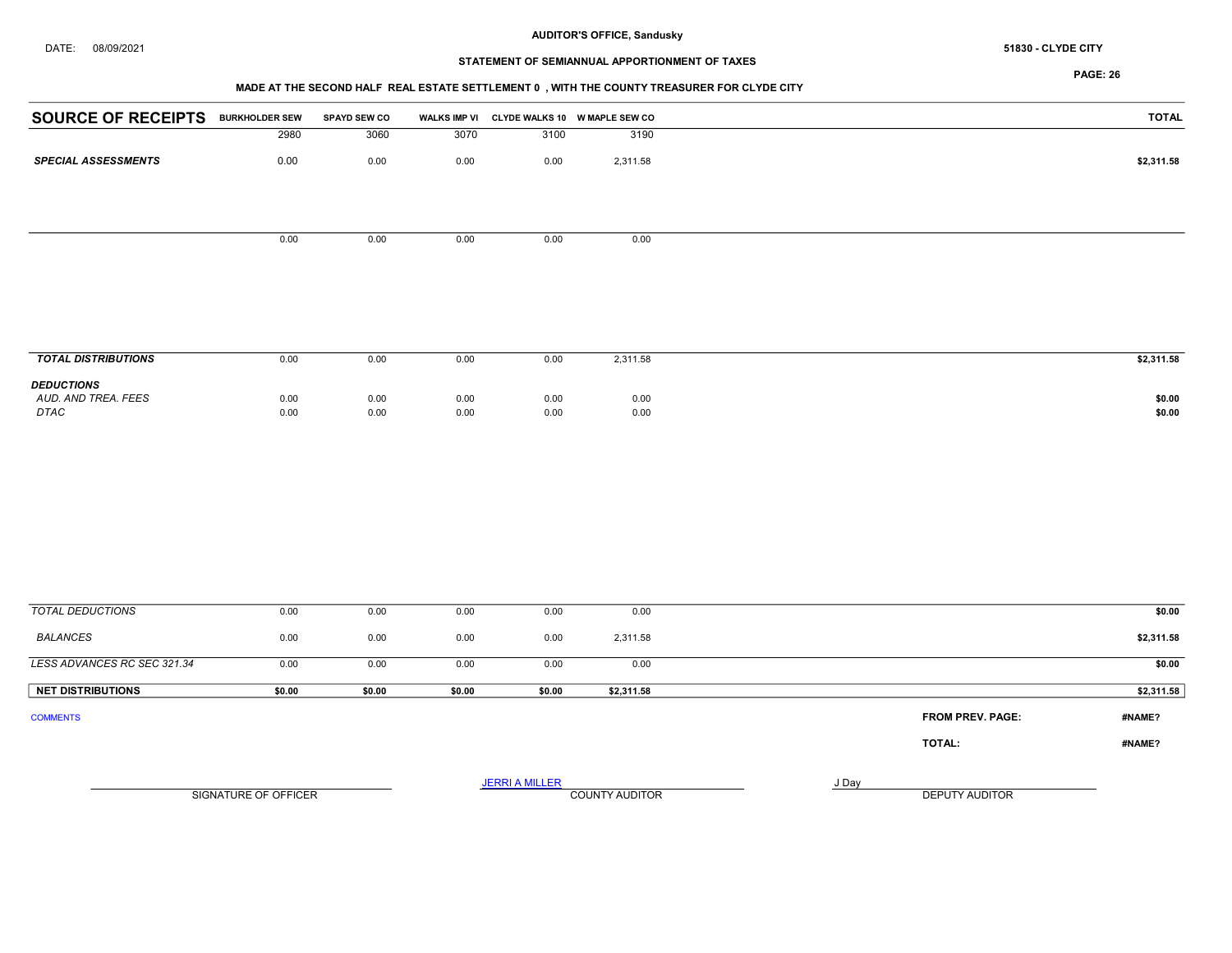DATE: 08/09/2021

AUDITOR'S OFFICE, Sandusky

51830 - CLYDE CITY

STATEMENT OF SEMIANNUAL APPORTIONMENT OF TAXES

MADE AT THE SECOND HALF REAL ESTATE SETTLEMENT 0 , WITH THE COUNTY TREASURER FOR CLYDE CITY

| SOURCE OF RECEIPTS | BURKHOLDER SEW | SPAYD SEW CO | WALKS IMP VI | CLYDE WALKS 10 | W MAPLE SEW CO | TOTAL |
|---|---|---|---|---|---|---|
| | 2980 | 3060 | 3070 | 3100 | 3190 | |
| ***SPECIAL ASSESSMENTS*** | 0.00 | 0.00 | 0.00 | 0.00 | 2,311.58 | **$2,311.58** |
| | 0.00 | 0.00 | 0.00 | 0.00 | 0.00 | |
| ***TOTAL DISTRIBUTIONS*** | 0.00 | 0.00 | 0.00 | 0.00 | 2,311.58 | **$2,311.58** |
| ***DEDUCTIONS*** | | | | | | |
| *AUD. AND TREA. FEES* | 0.00 | 0.00 | 0.00 | 0.00 | 0.00 | **$0.00** |
| *DTAC* | 0.00 | 0.00 | 0.00 | 0.00 | 0.00 | **$0.00** |
| *TOTAL DEDUCTIONS* | 0.00 | 0.00 | 0.00 | 0.00 | 0.00 | **$0.00** |
| *BALANCES* | 0.00 | 0.00 | 0.00 | 0.00 | 2,311.58 | **$2,311.58** |
| *LESS ADVANCES RC SEC 321.34* | 0.00 | 0.00 | 0.00 | 0.00 | 0.00 | **$0.00** |
| **NET DISTRIBUTIONS** | **$0.00** | **$0.00** | **$0.00** | **$0.00** | **$2,311.58** | **$2,311.58** |

COMMENTS

**FROM PREV. PAGE:** **#NAME?**

**TOTAL:** **#NAME?**

SIGNATURE OF OFFICER

JERRI A MILLER
COUNTY AUDITOR

J Day
DEPUTY AUDITOR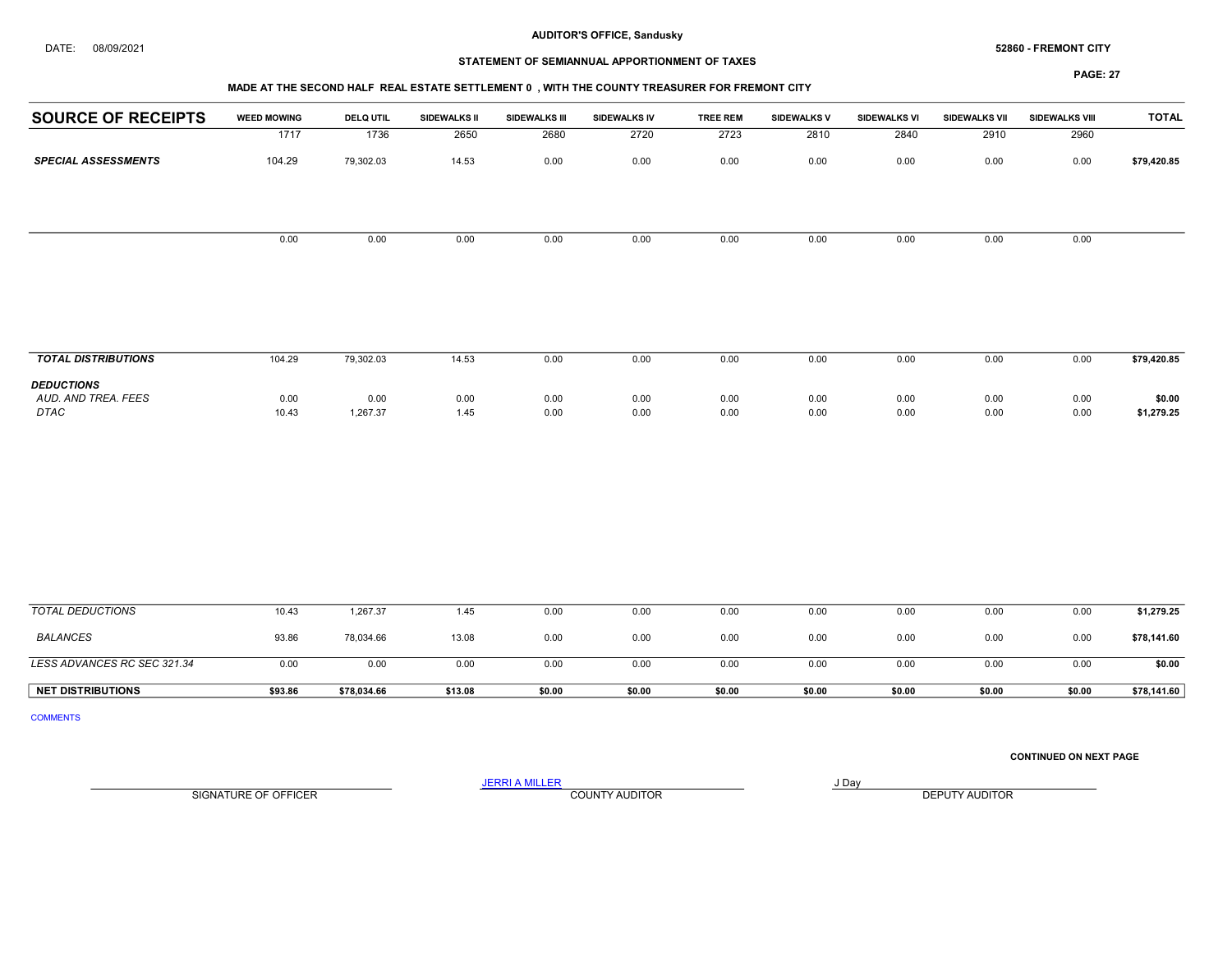**AUDITOR'S OFFICE, Sandusky**

DATE: 08/09/2021

**52860 - FREMONT CITY**

**STATEMENT OF SEMIANNUAL APPORTIONMENT OF TAXES**

**MADE AT THE SECOND HALF REAL ESTATE SETTLEMENT 0 , WITH THE COUNTY TREASURER FOR FREMONT CITY**

| SOURCE OF RECEIPTS | WEED MOWING | DELQ UTIL | SIDEWALKS II | SIDEWALKS III | SIDEWALKS IV | TREE REM | SIDEWALKS V | SIDEWALKS VI | SIDEWALKS VII | SIDEWALKS VIII | TOTAL |
|---|---|---|---|---|---|---|---|---|---|---|---|
| | 1717 | 1736 | 2650 | 2680 | 2720 | 2723 | 2810 | 2840 | 2910 | 2960 | |
| ***SPECIAL ASSESSMENTS*** | 104.29 | 79,302.03 | 14.53 | 0.00 | 0.00 | 0.00 | 0.00 | 0.00 | 0.00 | 0.00 | **$79,420.85** |
| | 0.00 | 0.00 | 0.00 | 0.00 | 0.00 | 0.00 | 0.00 | 0.00 | 0.00 | 0.00 | |
| ***TOTAL DISTRIBUTIONS*** | 104.29 | 79,302.03 | 14.53 | 0.00 | 0.00 | 0.00 | 0.00 | 0.00 | 0.00 | 0.00 | **$79,420.85** |
| ***DEDUCTIONS*** | | | | | | | | | | | |
| *AUD. AND TREA. FEES* | 0.00 | 0.00 | 0.00 | 0.00 | 0.00 | 0.00 | 0.00 | 0.00 | 0.00 | 0.00 | **$0.00** |
| *DTAC* | 10.43 | 1,267.37 | 1.45 | 0.00 | 0.00 | 0.00 | 0.00 | 0.00 | 0.00 | 0.00 | **$1,279.25** |
| *TOTAL DEDUCTIONS* | 10.43 | 1,267.37 | 1.45 | 0.00 | 0.00 | 0.00 | 0.00 | 0.00 | 0.00 | 0.00 | **$1,279.25** |
| *BALANCES* | 93.86 | 78,034.66 | 13.08 | 0.00 | 0.00 | 0.00 | 0.00 | 0.00 | 0.00 | 0.00 | **$78,141.60** |
| *LESS ADVANCES RC SEC 321.34* | 0.00 | 0.00 | 0.00 | 0.00 | 0.00 | 0.00 | 0.00 | 0.00 | 0.00 | 0.00 | **$0.00** |
| **NET DISTRIBUTIONS** | **$93.86** | **$78,034.66** | **$13.08** | **$0.00** | **$0.00** | **$0.00** | **$0.00** | **$0.00** | **$0.00** | **$0.00** | **$78,141.60** |

COMMENTS

**CONTINUED ON NEXT PAGE**

SIGNATURE OF OFFICER

JERRI A MILLER
COUNTY AUDITOR

J Day
DEPUTY AUDITOR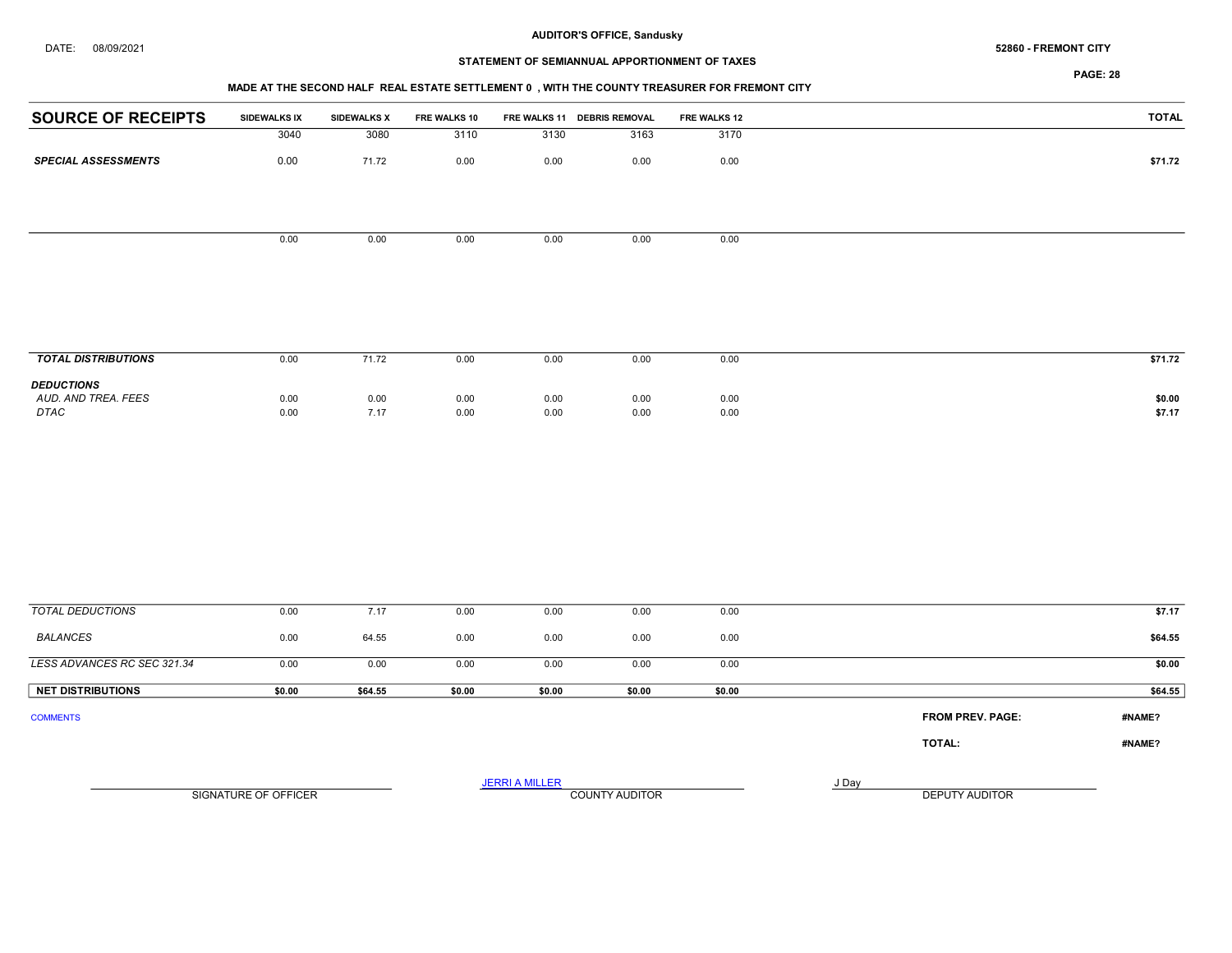**AUDITOR'S OFFICE, Sandusky**

DATE: 08/09/2021

**52860 - FREMONT CITY**

**STATEMENT OF SEMIANNUAL APPORTIONMENT OF TAXES**

**MADE AT THE SECOND HALF REAL ESTATE SETTLEMENT 0 , WITH THE COUNTY TREASURER FOR FREMONT CITY**

| SOURCE OF RECEIPTS | SIDEWALKS IX | SIDEWALKS X | FRE WALKS 10 | FRE WALKS 11 | DEBRIS REMOVAL | FRE WALKS 12 | TOTAL |
|---|---|---|---|---|---|---|---|
| | 3040 | 3080 | 3110 | 3130 | 3163 | 3170 | |
| ***SPECIAL ASSESSMENTS*** | 0.00 | 71.72 | 0.00 | 0.00 | 0.00 | 0.00 | **$71.72** |
| | 0.00 | 0.00 | 0.00 | 0.00 | 0.00 | 0.00 | |
| ***TOTAL DISTRIBUTIONS*** | 0.00 | 71.72 | 0.00 | 0.00 | 0.00 | 0.00 | **$71.72** |
| ***DEDUCTIONS*** | | | | | | | |
| *AUD. AND TREA. FEES* | 0.00 | 0.00 | 0.00 | 0.00 | 0.00 | 0.00 | **$0.00** |
| *DTAC* | 0.00 | 7.17 | 0.00 | 0.00 | 0.00 | 0.00 | **$7.17** |
| *TOTAL DEDUCTIONS* | 0.00 | 7.17 | 0.00 | 0.00 | 0.00 | 0.00 | **$7.17** |
| *BALANCES* | 0.00 | 64.55 | 0.00 | 0.00 | 0.00 | 0.00 | **$64.55** |
| *LESS ADVANCES RC SEC 321.34* | 0.00 | 0.00 | 0.00 | 0.00 | 0.00 | 0.00 | **$0.00** |
| **NET DISTRIBUTIONS** | **$0.00** | **$64.55** | **$0.00** | **$0.00** | **$0.00** | **$0.00** | **$64.55** |

COMMENTS

**FROM PREV. PAGE:** **#NAME?**

**TOTAL:** **#NAME?**

SIGNATURE OF OFFICER

JERRI A MILLER
COUNTY AUDITOR

J Day
DEPUTY AUDITOR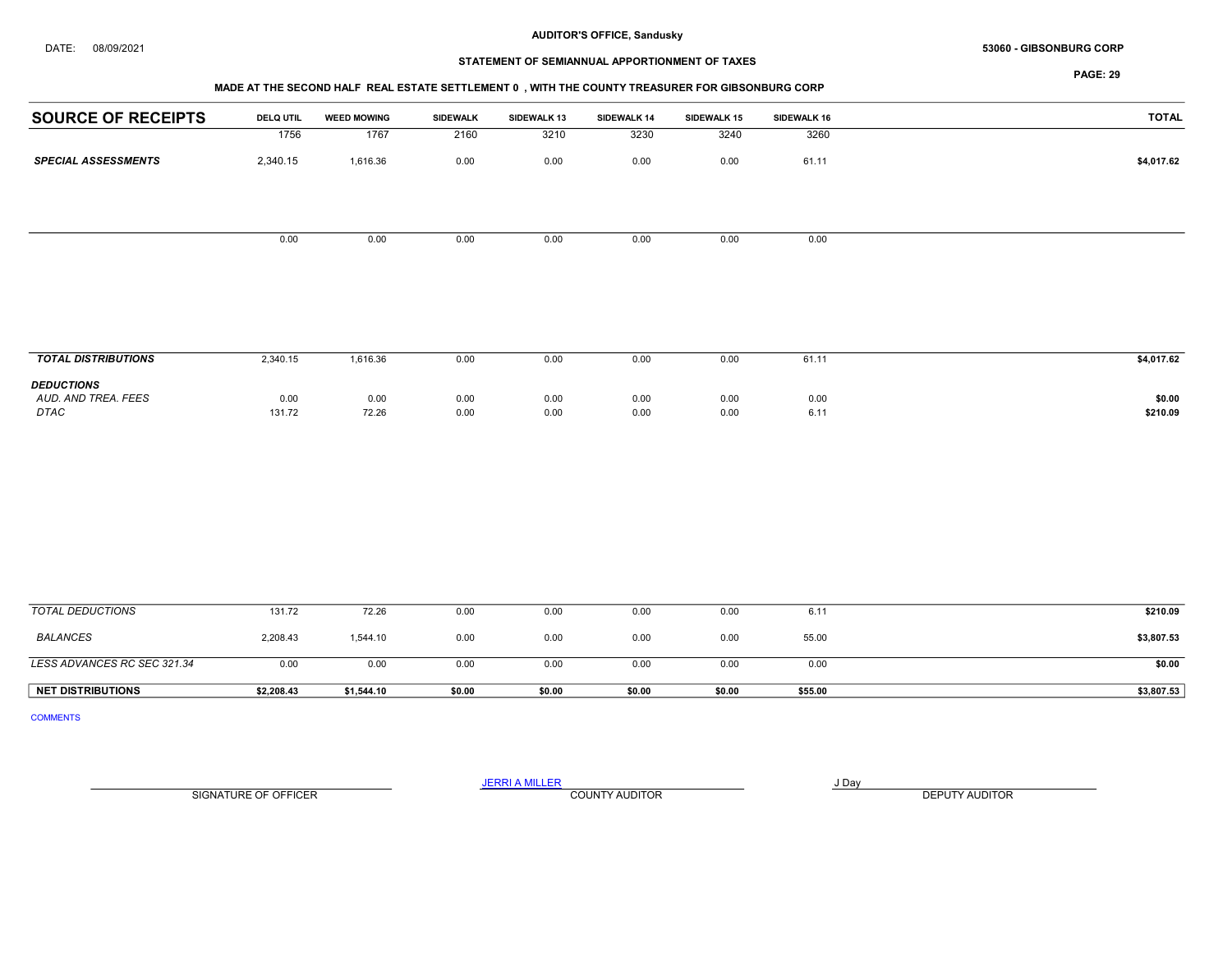AUDITOR'S OFFICE, Sandusky

DATE: 08/09/2021

53060 - GIBSONBURG CORP

STATEMENT OF SEMIANNUAL APPORTIONMENT OF TAXES

MADE AT THE SECOND HALF REAL ESTATE SETTLEMENT 0 , WITH THE COUNTY TREASURER FOR GIBSONBURG CORP

| SOURCE OF RECEIPTS | DELQ UTIL | WEED MOWING | SIDEWALK | SIDEWALK 13 | SIDEWALK 14 | SIDEWALK 15 | SIDEWALK 16 | TOTAL |
|---|---|---|---|---|---|---|---|---|
| | 1756 | 1767 | 2160 | 3210 | 3230 | 3240 | 3260 | |
| ***SPECIAL ASSESSMENTS*** | 2,340.15 | 1,616.36 | 0.00 | 0.00 | 0.00 | 0.00 | 61.11 | $4,017.62 |
| | 0.00 | 0.00 | 0.00 | 0.00 | 0.00 | 0.00 | 0.00 | |
| ***TOTAL DISTRIBUTIONS*** | 2,340.15 | 1,616.36 | 0.00 | 0.00 | 0.00 | 0.00 | 61.11 | $4,017.62 |
| ***DEDUCTIONS*** | | | | | | | | |
| *AUD. AND TREA. FEES* | 0.00 | 0.00 | 0.00 | 0.00 | 0.00 | 0.00 | 0.00 | $0.00 |
| *DTAC* | 131.72 | 72.26 | 0.00 | 0.00 | 0.00 | 0.00 | 6.11 | $210.09 |
| *TOTAL DEDUCTIONS* | 131.72 | 72.26 | 0.00 | 0.00 | 0.00 | 0.00 | 6.11 | $210.09 |
| *BALANCES* | 2,208.43 | 1,544.10 | 0.00 | 0.00 | 0.00 | 0.00 | 55.00 | $3,807.53 |
| *LESS ADVANCES RC SEC 321.34* | 0.00 | 0.00 | 0.00 | 0.00 | 0.00 | 0.00 | 0.00 | $0.00 |
| **NET DISTRIBUTIONS** | $2,208.43 | $1,544.10 | $0.00 | $0.00 | $0.00 | $0.00 | $55.00 | $3,807.53 |

COMMENTS

SIGNATURE OF OFFICER

JERRI A MILLER
COUNTY AUDITOR

J Day
DEPUTY AUDITOR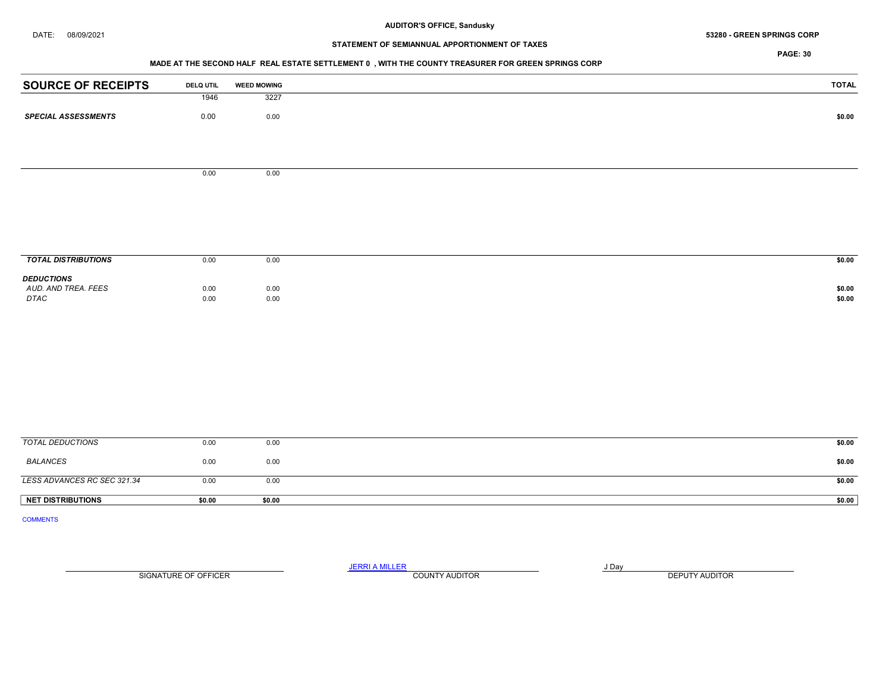DATE: 08/09/2021

**AUDITOR'S OFFICE, Sandusky**

**STATEMENT OF SEMIANNUAL APPORTIONMENT OF TAXES**

**53280 - GREEN SPRINGS CORP**

**MADE AT THE SECOND HALF REAL ESTATE SETTLEMENT 0 , WITH THE COUNTY TREASURER FOR GREEN SPRINGS CORP**

| SOURCE OF RECEIPTS | DELQ UTIL | WEED MOWING | TOTAL |
|---|---|---|---|
| | 1946 | 3227 | |
| ***SPECIAL ASSESSMENTS*** | 0.00 | 0.00 | **$0.00** |
| | 0.00 | 0.00 | |
| ***TOTAL DISTRIBUTIONS*** | 0.00 | 0.00 | **$0.00** |
| ***DEDUCTIONS*** | | | |
| *AUD. AND TREA. FEES* | 0.00 | 0.00 | **$0.00** |
| *DTAC* | 0.00 | 0.00 | **$0.00** |
| *TOTAL DEDUCTIONS* | 0.00 | 0.00 | **$0.00** |
| *BALANCES* | 0.00 | 0.00 | **$0.00** |
| *LESS ADVANCES RC SEC 321.34* | 0.00 | 0.00 | **$0.00** |
| **NET DISTRIBUTIONS** | **$0.00** | **$0.00** | **$0.00** |

COMMENTS

SIGNATURE OF OFFICER

JERRI A MILLER
COUNTY AUDITOR

J Day
DEPUTY AUDITOR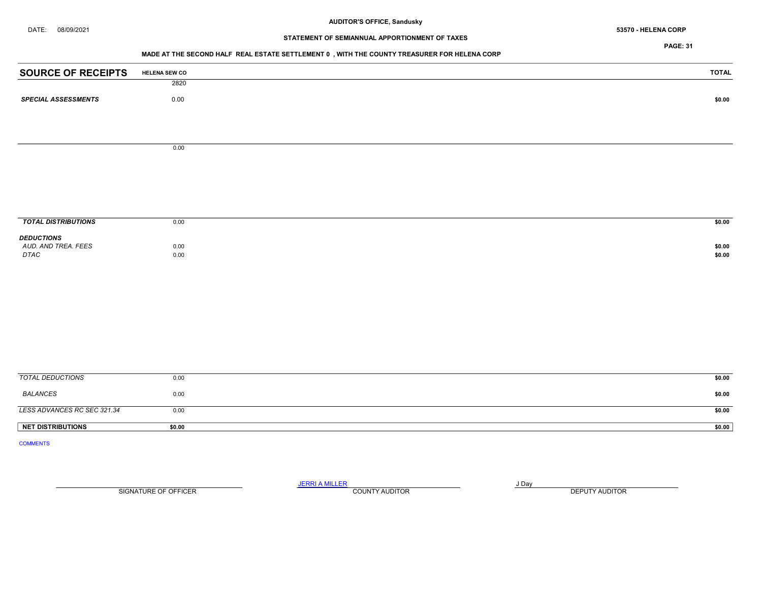AUDITOR'S OFFICE, Sandusky

DATE: 08/09/2021

53570 - HELENA CORP

STATEMENT OF SEMIANNUAL APPORTIONMENT OF TAXES

MADE AT THE SECOND HALF REAL ESTATE SETTLEMENT 0 , WITH THE COUNTY TREASURER FOR HELENA CORP

| SOURCE OF RECEIPTS | HELENA SEW CO | TOTAL |
|---|---|---|
| | 2820 | |
| *SPECIAL ASSESSMENTS* | 0.00 | $0.00 |
| | 0.00 | |
| *TOTAL DISTRIBUTIONS* | 0.00 | $0.00 |
| *DEDUCTIONS* | | |
| *AUD. AND TREA. FEES* | 0.00 | $0.00 |
| *DTAC* | 0.00 | $0.00 |
| *TOTAL DEDUCTIONS* | 0.00 | $0.00 |
| *BALANCES* | 0.00 | $0.00 |
| *LESS ADVANCES RC SEC 321.34* | 0.00 | $0.00 |
| **NET DISTRIBUTIONS** | **$0.00** | **$0.00** |

COMMENTS

SIGNATURE OF OFFICER

JERRI A MILLER
COUNTY AUDITOR

J Day
DEPUTY AUDITOR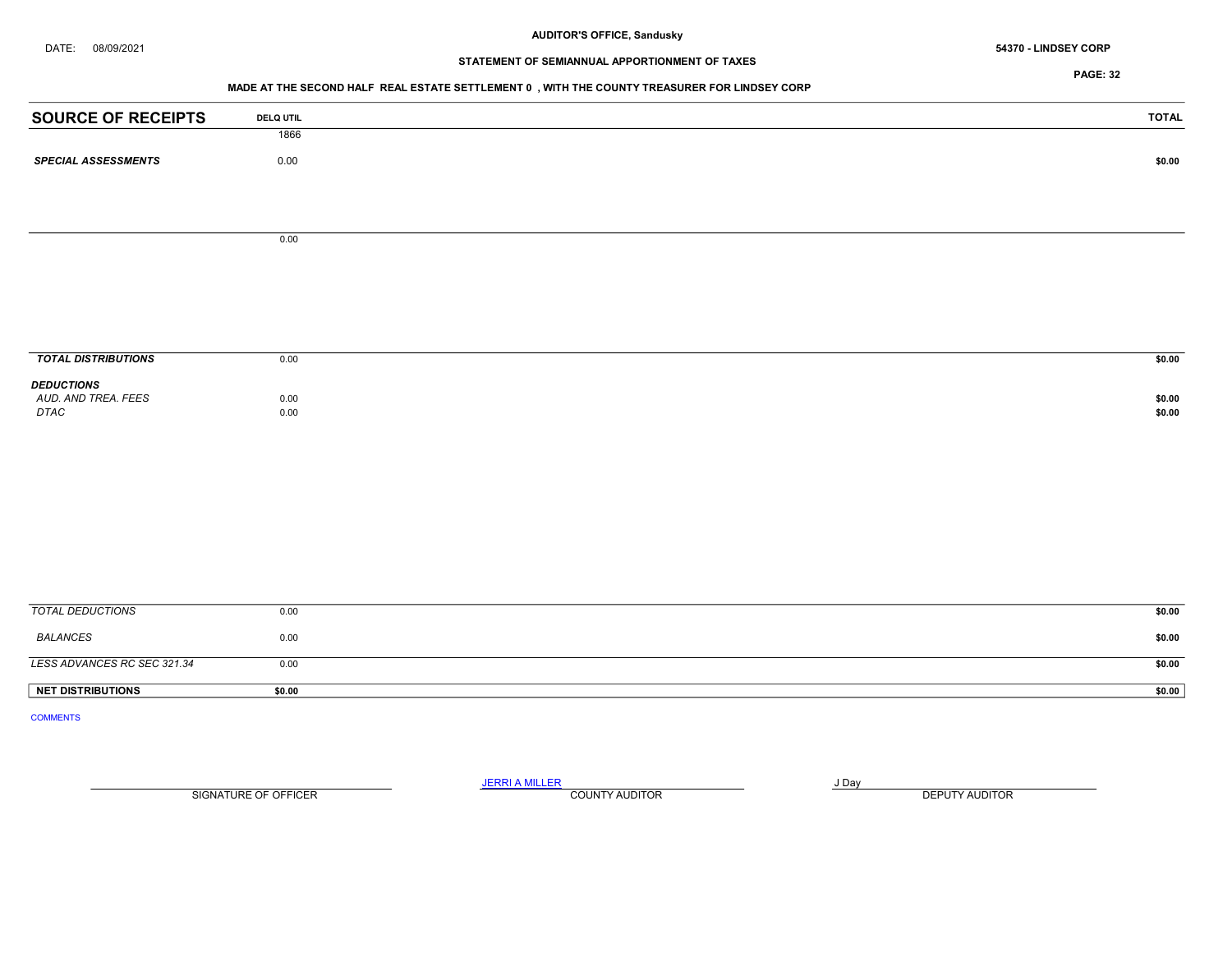DATE: 08/09/2021

**AUDITOR'S OFFICE, Sandusky**

**54370 - LINDSEY CORP**

**STATEMENT OF SEMIANNUAL APPORTIONMENT OF TAXES**

**MADE AT THE SECOND HALF REAL ESTATE SETTLEMENT 0 , WITH THE COUNTY TREASURER FOR LINDSEY CORP**

| SOURCE OF RECEIPTS | DELQ UTIL | TOTAL |
|---|---|---|
| | 1866 | |
| ***SPECIAL ASSESSMENTS*** | 0.00 | **$0.00** |
| | 0.00 | |
| ***TOTAL DISTRIBUTIONS*** | 0.00 | **$0.00** |
| ***DEDUCTIONS*** | | |
| *AUD. AND TREA. FEES* | 0.00 | **$0.00** |
| *DTAC* | 0.00 | **$0.00** |
| *TOTAL DEDUCTIONS* | 0.00 | **$0.00** |
| *BALANCES* | 0.00 | **$0.00** |
| *LESS ADVANCES RC SEC 321.34* | 0.00 | **$0.00** |
| **NET DISTRIBUTIONS** | **$0.00** | **$0.00** |

COMMENTS

SIGNATURE OF OFFICER

JERRI A MILLER
COUNTY AUDITOR

J Day
DEPUTY AUDITOR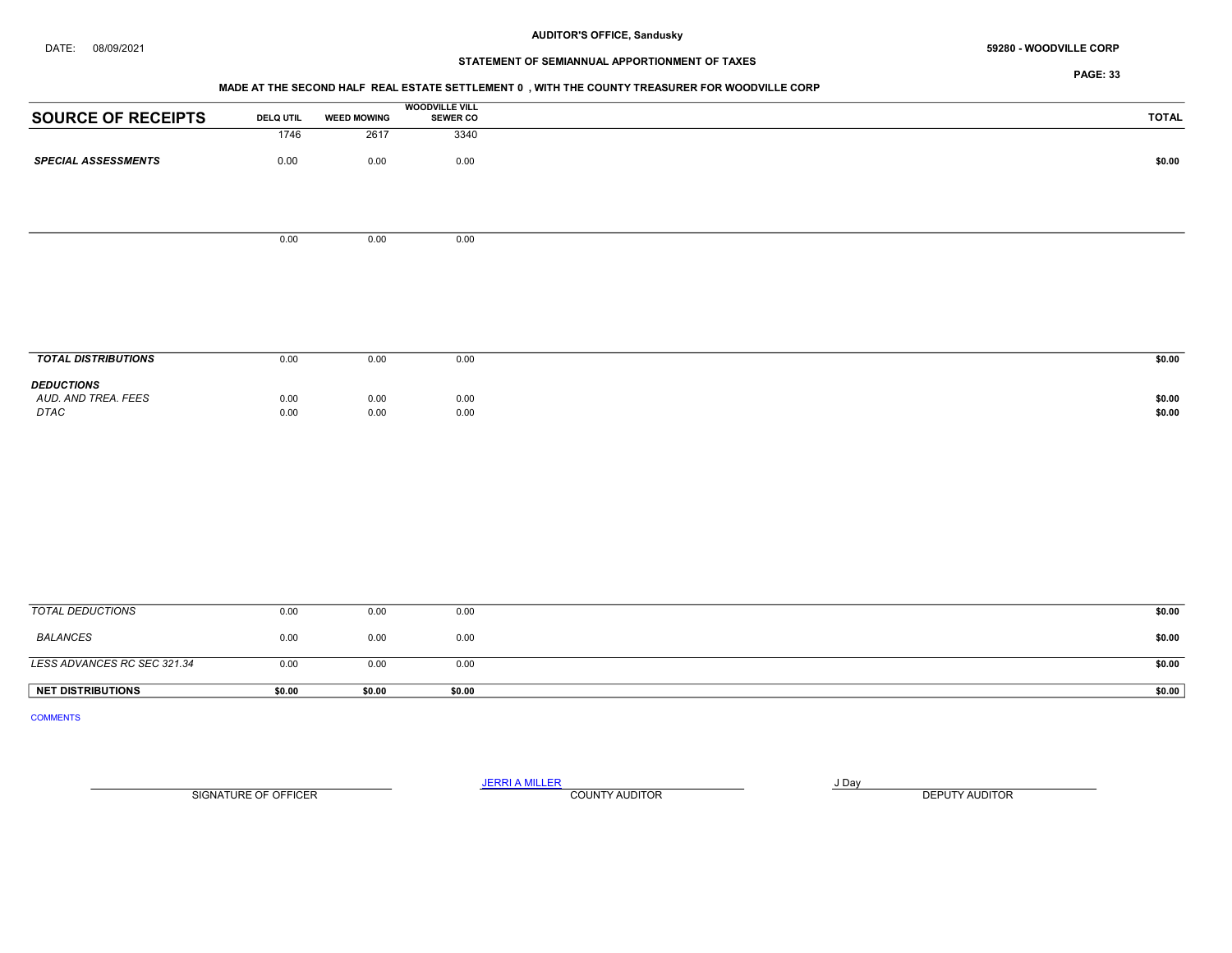AUDITOR'S OFFICE, Sandusky

DATE: 08/09/2021

59280 - WOODVILLE CORP

STATEMENT OF SEMIANNUAL APPORTIONMENT OF TAXES

MADE AT THE SECOND HALF REAL ESTATE SETTLEMENT 0 , WITH THE COUNTY TREASURER FOR WOODVILLE CORP

| SOURCE OF RECEIPTS | DELQ UTIL | WEED MOWING | WOODVILLE VILL SEWER CO | TOTAL |
|---|---|---|---|---|
| | 1746 | 2617 | 3340 | |
| ***SPECIAL ASSESSMENTS*** | 0.00 | 0.00 | 0.00 | $0.00 |
| | 0.00 | 0.00 | 0.00 | |
| ***TOTAL DISTRIBUTIONS*** | 0.00 | 0.00 | 0.00 | $0.00 |
| ***DEDUCTIONS*** | | | | |
| *AUD. AND TREA. FEES* | 0.00 | 0.00 | 0.00 | $0.00 |
| *DTAC* | 0.00 | 0.00 | 0.00 | $0.00 |
| *TOTAL DEDUCTIONS* | 0.00 | 0.00 | 0.00 | $0.00 |
| *BALANCES* | 0.00 | 0.00 | 0.00 | $0.00 |
| *LESS ADVANCES RC SEC 321.34* | 0.00 | 0.00 | 0.00 | $0.00 |
| **NET DISTRIBUTIONS** | **$0.00** | **$0.00** | **$0.00** | **$0.00** |

COMMENTS

SIGNATURE OF OFFICER

JERRI A MILLER
COUNTY AUDITOR

J Day
DEPUTY AUDITOR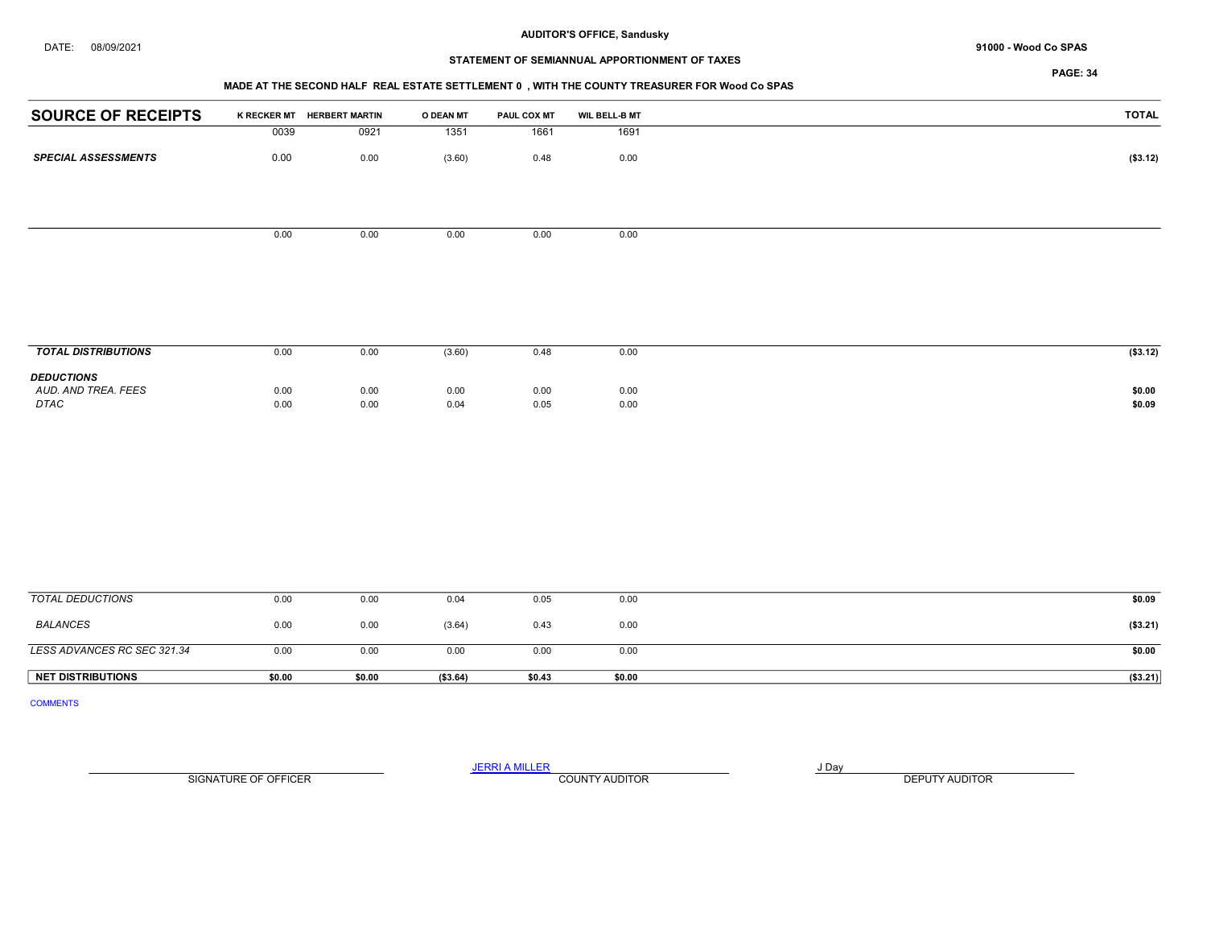**AUDITOR'S OFFICE, Sandusky**

DATE: 08/09/2021

**91000 - Wood Co SPAS**

**STATEMENT OF SEMIANNUAL APPORTIONMENT OF TAXES**

**MADE AT THE SECOND HALF REAL ESTATE SETTLEMENT 0 , WITH THE COUNTY TREASURER FOR Wood Co SPAS**

| SOURCE OF RECEIPTS | K RECKER MT | HERBERT MARTIN | O DEAN MT | PAUL COX MT | WIL BELL-B MT | TOTAL |
|---|---|---|---|---|---|---|
| | 0039 | 0921 | 1351 | 1661 | 1691 | |
| ***SPECIAL ASSESSMENTS*** | 0.00 | 0.00 | (3.60) | 0.48 | 0.00 | **($3.12)** |
| | 0.00 | 0.00 | 0.00 | 0.00 | 0.00 | |
| ***TOTAL DISTRIBUTIONS*** | 0.00 | 0.00 | (3.60) | 0.48 | 0.00 | **($3.12)** |
| ***DEDUCTIONS*** | | | | | | |
| *AUD. AND TREA. FEES* | 0.00 | 0.00 | 0.00 | 0.00 | 0.00 | **$0.00** |
| *DTAC* | 0.00 | 0.00 | 0.04 | 0.05 | 0.00 | **$0.09** |
| *TOTAL DEDUCTIONS* | 0.00 | 0.00 | 0.04 | 0.05 | 0.00 | **$0.09** |
| *BALANCES* | 0.00 | 0.00 | (3.64) | 0.43 | 0.00 | **($3.21)** |
| *LESS ADVANCES RC SEC 321.34* | 0.00 | 0.00 | 0.00 | 0.00 | 0.00 | **$0.00** |
| **NET DISTRIBUTIONS** | **$0.00** | **$0.00** | **($3.64)** | **$0.43** | **$0.00** | **($3.21)** |

COMMENTS

SIGNATURE OF OFFICER

JERRI A MILLER
COUNTY AUDITOR

J Day
DEPUTY AUDITOR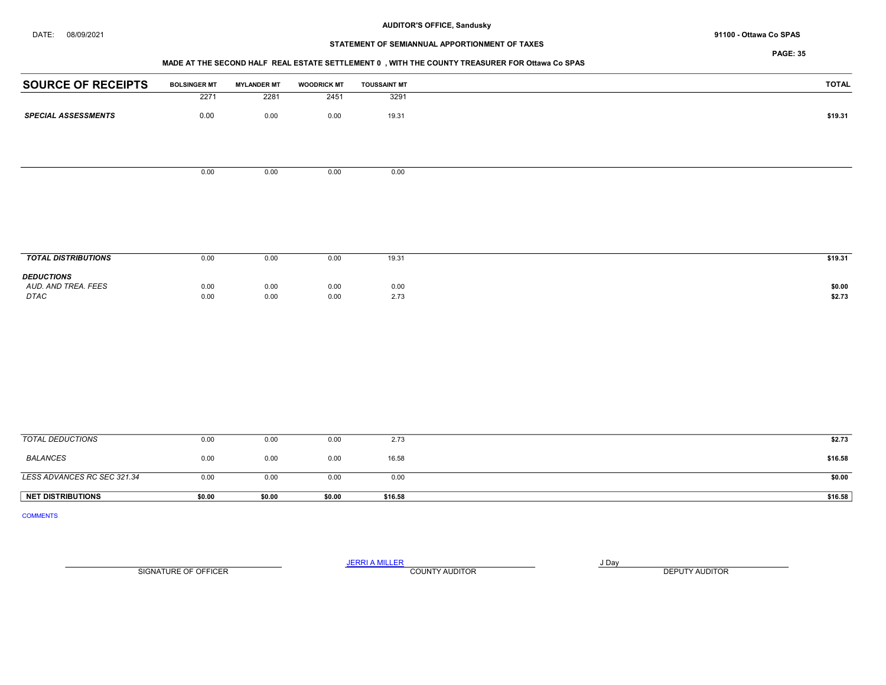AUDITOR'S OFFICE, Sandusky

DATE: 08/09/2021

91100 - Ottawa Co SPAS

## STATEMENT OF SEMIANNUAL APPORTIONMENT OF TAXES

### MADE AT THE SECOND HALF REAL ESTATE SETTLEMENT 0 , WITH THE COUNTY TREASURER FOR Ottawa Co SPAS

| SOURCE OF RECEIPTS | BOLSINGER MT | MYLANDER MT | WOODRICK MT | TOUSSAINT MT | TOTAL |
|---|---|---|---|---|---|
| | 2271 | 2281 | 2451 | 3291 | |
| ***SPECIAL ASSESSMENTS*** | 0.00 | 0.00 | 0.00 | 19.31 | $19.31 |
| | 0.00 | 0.00 | 0.00 | 0.00 | |
| ***TOTAL DISTRIBUTIONS*** | 0.00 | 0.00 | 0.00 | 19.31 | $19.31 |
| ***DEDUCTIONS*** | | | | | |
| *AUD. AND TREA. FEES* | 0.00 | 0.00 | 0.00 | 0.00 | $0.00 |
| *DTAC* | 0.00 | 0.00 | 0.00 | 2.73 | $2.73 |
| *TOTAL DEDUCTIONS* | 0.00 | 0.00 | 0.00 | 2.73 | $2.73 |
| *BALANCES* | 0.00 | 0.00 | 0.00 | 16.58 | $16.58 |
| *LESS ADVANCES RC SEC 321.34* | 0.00 | 0.00 | 0.00 | 0.00 | $0.00 |
| **NET DISTRIBUTIONS** | **$0.00** | **$0.00** | **$0.00** | **$16.58** | **$16.58** |

COMMENTS

SIGNATURE OF OFFICER

JERRI A MILLER
COUNTY AUDITOR

J Day
DEPUTY AUDITOR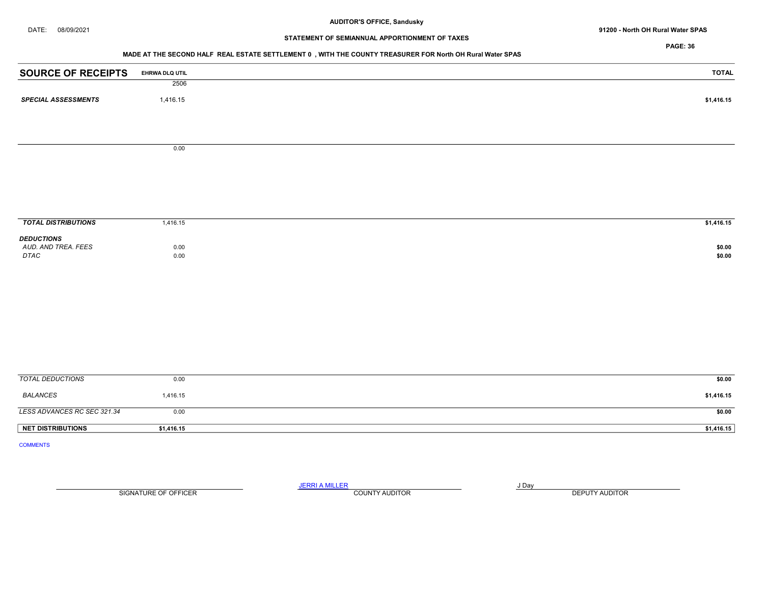AUDITOR'S OFFICE, Sandusky

DATE: 08/09/2021

91200 - North OH Rural Water SPAS

STATEMENT OF SEMIANNUAL APPORTIONMENT OF TAXES

MADE AT THE SECOND HALF REAL ESTATE SETTLEMENT 0 , WITH THE COUNTY TREASURER FOR North OH Rural Water SPAS

| SOURCE OF RECEIPTS | EHRWA DLQ UTIL | TOTAL |
|---|---|---|
| | 2506 | |
| *SPECIAL ASSESSMENTS* | 1,416.15 | $1,416.15 |
| | 0.00 | |
| *TOTAL DISTRIBUTIONS* | 1,416.15 | $1,416.15 |
| *DEDUCTIONS* | | |
| *AUD. AND TREA. FEES* | 0.00 | $0.00 |
| *DTAC* | 0.00 | $0.00 |
| *TOTAL DEDUCTIONS* | 0.00 | $0.00 |
| *BALANCES* | 1,416.15 | $1,416.15 |
| *LESS ADVANCES RC SEC 321.34* | 0.00 | $0.00 |
| **NET DISTRIBUTIONS** | $1,416.15 | $1,416.15 |

COMMENTS

SIGNATURE OF OFFICER

JERRI A MILLER
COUNTY AUDITOR

J Day
DEPUTY AUDITOR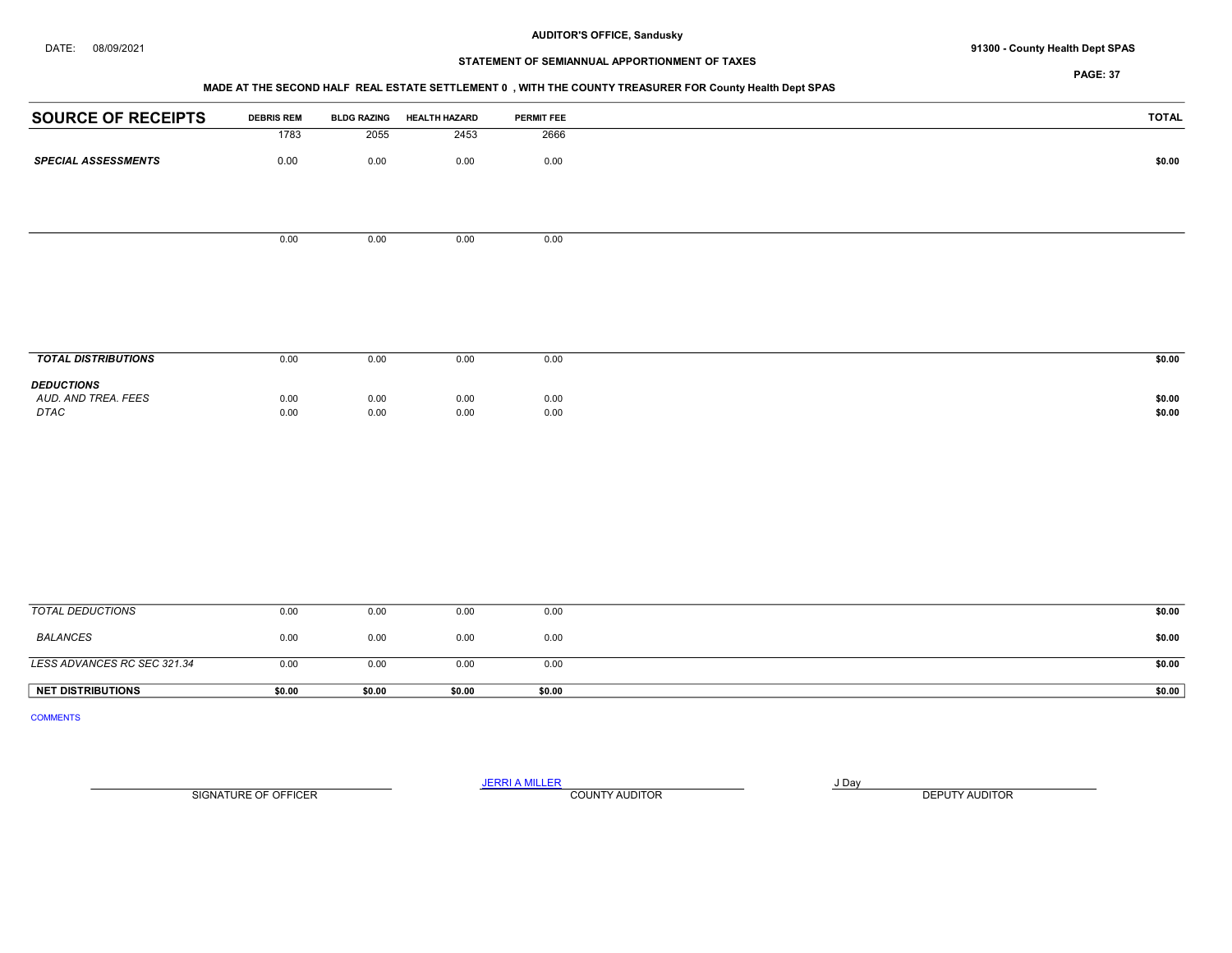**AUDITOR'S OFFICE, Sandusky**

DATE: 08/09/2021

**91300 - County Health Dept SPAS**

**STATEMENT OF SEMIANNUAL APPORTIONMENT OF TAXES**

**MADE AT THE SECOND HALF REAL ESTATE SETTLEMENT 0 , WITH THE COUNTY TREASURER FOR County Health Dept SPAS**

| SOURCE OF RECEIPTS | DEBRIS REM | BLDG RAZING | HEALTH HAZARD | PERMIT FEE | TOTAL |
|---|---|---|---|---|---|
| | 1783 | 2055 | 2453 | 2666 | |
| ***SPECIAL ASSESSMENTS*** | 0.00 | 0.00 | 0.00 | 0.00 | $0.00 |
| | 0.00 | 0.00 | 0.00 | 0.00 | |
| ***TOTAL DISTRIBUTIONS*** | 0.00 | 0.00 | 0.00 | 0.00 | $0.00 |
| ***DEDUCTIONS*** | | | | | |
| *AUD. AND TREA. FEES* | 0.00 | 0.00 | 0.00 | 0.00 | $0.00 |
| *DTAC* | 0.00 | 0.00 | 0.00 | 0.00 | $0.00 |
| *TOTAL DEDUCTIONS* | 0.00 | 0.00 | 0.00 | 0.00 | $0.00 |
| *BALANCES* | 0.00 | 0.00 | 0.00 | 0.00 | $0.00 |
| *LESS ADVANCES RC SEC 321.34* | 0.00 | 0.00 | 0.00 | 0.00 | $0.00 |
| **NET DISTRIBUTIONS** | **$0.00** | **$0.00** | **$0.00** | **$0.00** | **$0.00** |

COMMENTS

SIGNATURE OF OFFICER

JERRI A MILLER
COUNTY AUDITOR

J Day
DEPUTY AUDITOR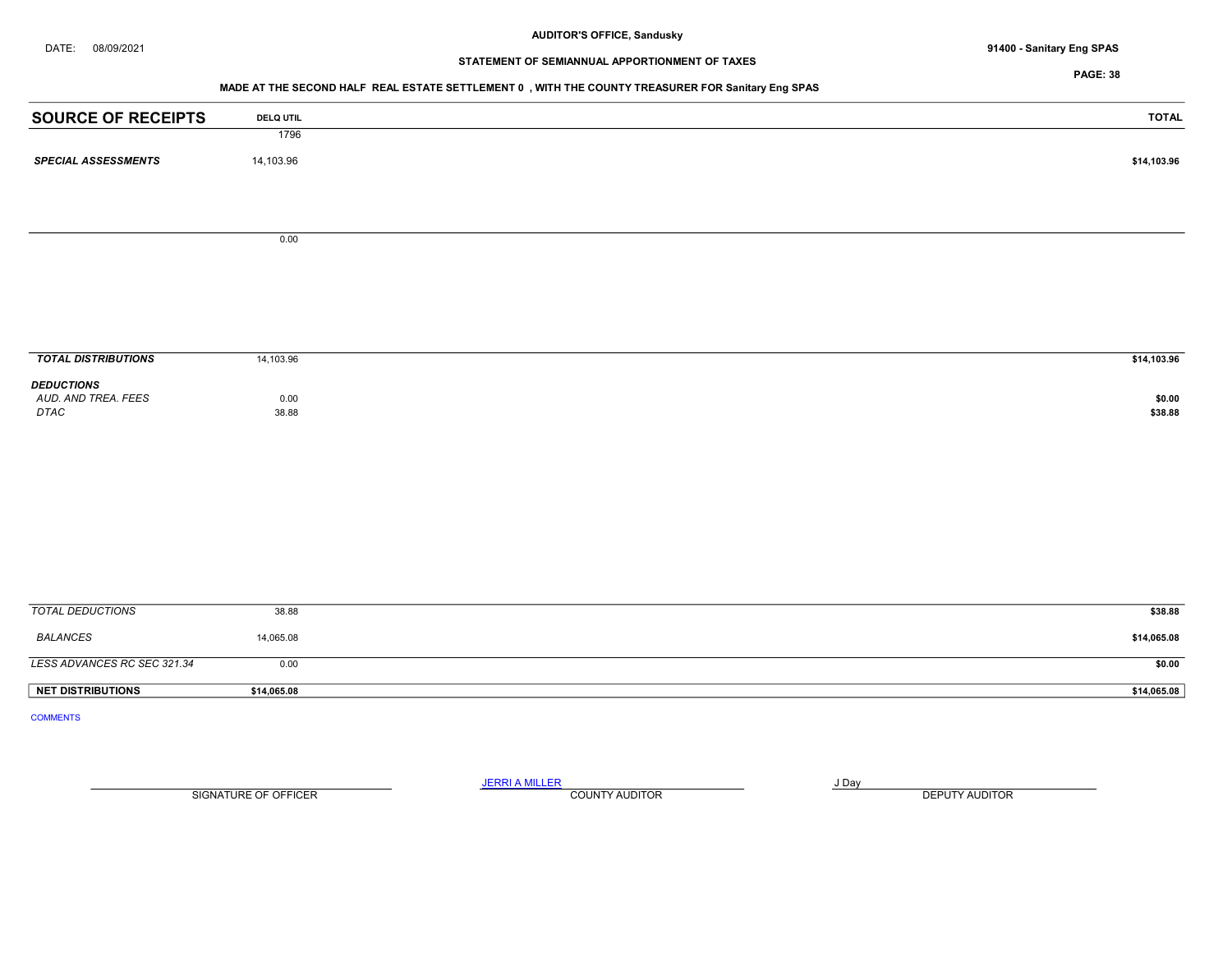AUDITOR'S OFFICE, Sandusky

DATE: 08/09/2021

91400 - Sanitary Eng SPAS

STATEMENT OF SEMIANNUAL APPORTIONMENT OF TAXES

MADE AT THE SECOND HALF REAL ESTATE SETTLEMENT 0 , WITH THE COUNTY TREASURER FOR Sanitary Eng SPAS

| SOURCE OF RECEIPTS | DELQ UTIL | TOTAL |
|---|---|---|
| | 1796 | |
| *SPECIAL ASSESSMENTS* | 14,103.96 | $14,103.96 |
| | 0.00 | |
| *TOTAL DISTRIBUTIONS* | 14,103.96 | $14,103.96 |
| *DEDUCTIONS* | | |
| *AUD. AND TREA. FEES* | 0.00 | $0.00 |
| *DTAC* | 38.88 | $38.88 |
| *TOTAL DEDUCTIONS* | 38.88 | $38.88 |
| *BALANCES* | 14,065.08 | $14,065.08 |
| *LESS ADVANCES RC SEC 321.34* | 0.00 | $0.00 |
| **NET DISTRIBUTIONS** | **$14,065.08** | **$14,065.08** |

COMMENTS

SIGNATURE OF OFFICER

JERRI A MILLER
COUNTY AUDITOR

J Day
DEPUTY AUDITOR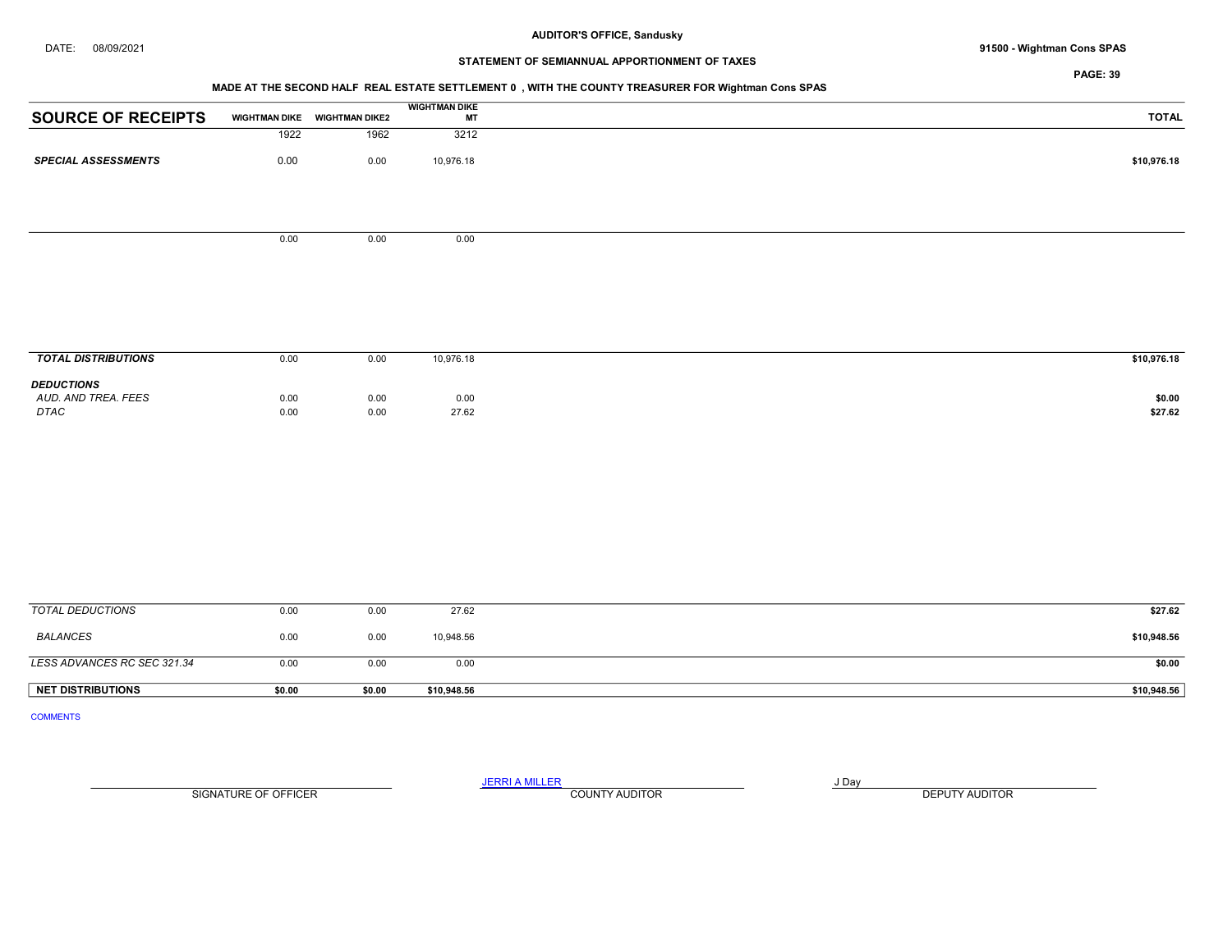**AUDITOR'S OFFICE, Sandusky**

DATE: 08/09/2021

**91500 - Wightman Cons SPAS**

**STATEMENT OF SEMIANNUAL APPORTIONMENT OF TAXES**

**MADE AT THE SECOND HALF REAL ESTATE SETTLEMENT 0 , WITH THE COUNTY TREASURER FOR Wightman Cons SPAS**

| SOURCE OF RECEIPTS | WIGHTMAN DIKE | WIGHTMAN DIKE2 | WIGHTMAN DIKE MT | TOTAL |
|---|---|---|---|---|
| | 1922 | 1962 | 3212 | |
| ***SPECIAL ASSESSMENTS*** | 0.00 | 0.00 | 10,976.18 | **$10,976.18** |
| | 0.00 | 0.00 | 0.00 | |
| ***TOTAL DISTRIBUTIONS*** | 0.00 | 0.00 | 10,976.18 | **$10,976.18** |
| ***DEDUCTIONS*** | | | | |
| *AUD. AND TREA. FEES* | 0.00 | 0.00 | 0.00 | **$0.00** |
| *DTAC* | 0.00 | 0.00 | 27.62 | **$27.62** |
| *TOTAL DEDUCTIONS* | 0.00 | 0.00 | 27.62 | **$27.62** |
| *BALANCES* | 0.00 | 0.00 | 10,948.56 | **$10,948.56** |
| *LESS ADVANCES RC SEC 321.34* | 0.00 | 0.00 | 0.00 | **$0.00** |
| **NET DISTRIBUTIONS** | **$0.00** | **$0.00** | **$10,948.56** | **$10,948.56** |

COMMENTS

SIGNATURE OF OFFICER

JERRI A MILLER
COUNTY AUDITOR

J Day
DEPUTY AUDITOR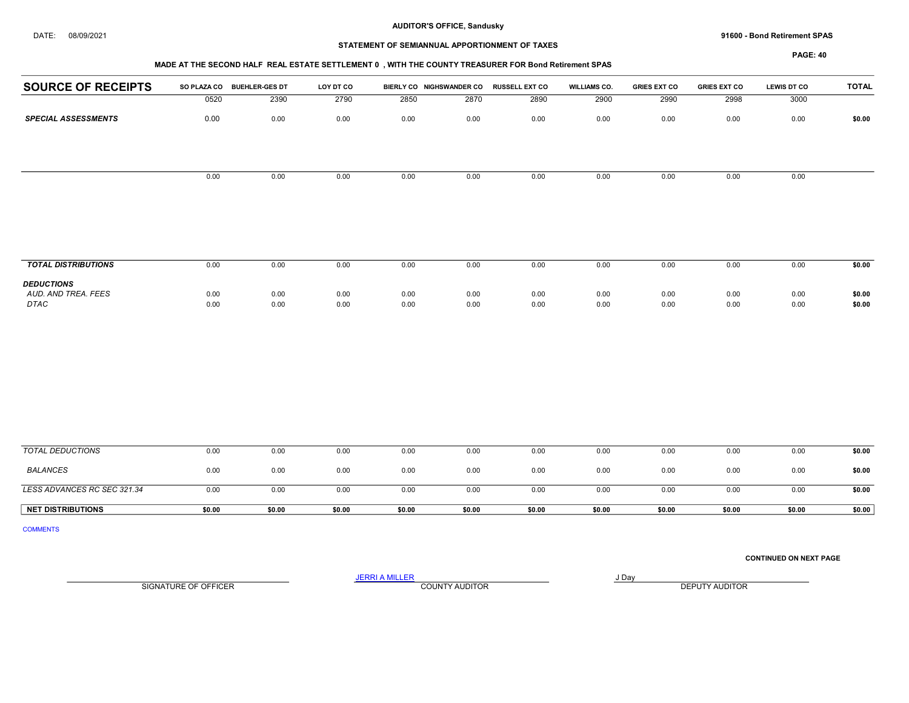AUDITOR'S OFFICE, Sandusky

DATE: 08/09/2021

91600 - Bond Retirement SPAS

STATEMENT OF SEMIANNUAL APPORTIONMENT OF TAXES

MADE AT THE SECOND HALF REAL ESTATE SETTLEMENT 0 , WITH THE COUNTY TREASURER FOR Bond Retirement SPAS

| SOURCE OF RECEIPTS | SO PLAZA CO | BUEHLER-GES DT | LOY DT CO | BIERLY CO | NIGHSWANDER CO | RUSSELL EXT CO | WILLIAMS CO. | GRIES EXT CO | GRIES EXT CO | LEWIS DT CO | TOTAL |
|---|---|---|---|---|---|---|---|---|---|---|---|
| | 0520 | 2390 | 2790 | 2850 | 2870 | 2890 | 2900 | 2990 | 2998 | 3000 | |
| ***SPECIAL ASSESSMENTS*** | 0.00 | 0.00 | 0.00 | 0.00 | 0.00 | 0.00 | 0.00 | 0.00 | 0.00 | 0.00 | **$0.00** |
| | 0.00 | 0.00 | 0.00 | 0.00 | 0.00 | 0.00 | 0.00 | 0.00 | 0.00 | 0.00 | |
| ***TOTAL DISTRIBUTIONS*** | 0.00 | 0.00 | 0.00 | 0.00 | 0.00 | 0.00 | 0.00 | 0.00 | 0.00 | 0.00 | **$0.00** |
| ***DEDUCTIONS*** | | | | | | | | | | | |
| *AUD. AND TREA. FEES* | 0.00 | 0.00 | 0.00 | 0.00 | 0.00 | 0.00 | 0.00 | 0.00 | 0.00 | 0.00 | **$0.00** |
| *DTAC* | 0.00 | 0.00 | 0.00 | 0.00 | 0.00 | 0.00 | 0.00 | 0.00 | 0.00 | 0.00 | **$0.00** |
| *TOTAL DEDUCTIONS* | 0.00 | 0.00 | 0.00 | 0.00 | 0.00 | 0.00 | 0.00 | 0.00 | 0.00 | 0.00 | **$0.00** |
| *BALANCES* | 0.00 | 0.00 | 0.00 | 0.00 | 0.00 | 0.00 | 0.00 | 0.00 | 0.00 | 0.00 | **$0.00** |
| *LESS ADVANCES RC SEC 321.34* | 0.00 | 0.00 | 0.00 | 0.00 | 0.00 | 0.00 | 0.00 | 0.00 | 0.00 | 0.00 | **$0.00** |
| **NET DISTRIBUTIONS** | **$0.00** | **$0.00** | **$0.00** | **$0.00** | **$0.00** | **$0.00** | **$0.00** | **$0.00** | **$0.00** | **$0.00** | **$0.00** |

COMMENTS

**CONTINUED ON NEXT PAGE**

SIGNATURE OF OFFICER

JERRI A MILLER
COUNTY AUDITOR

J Day
DEPUTY AUDITOR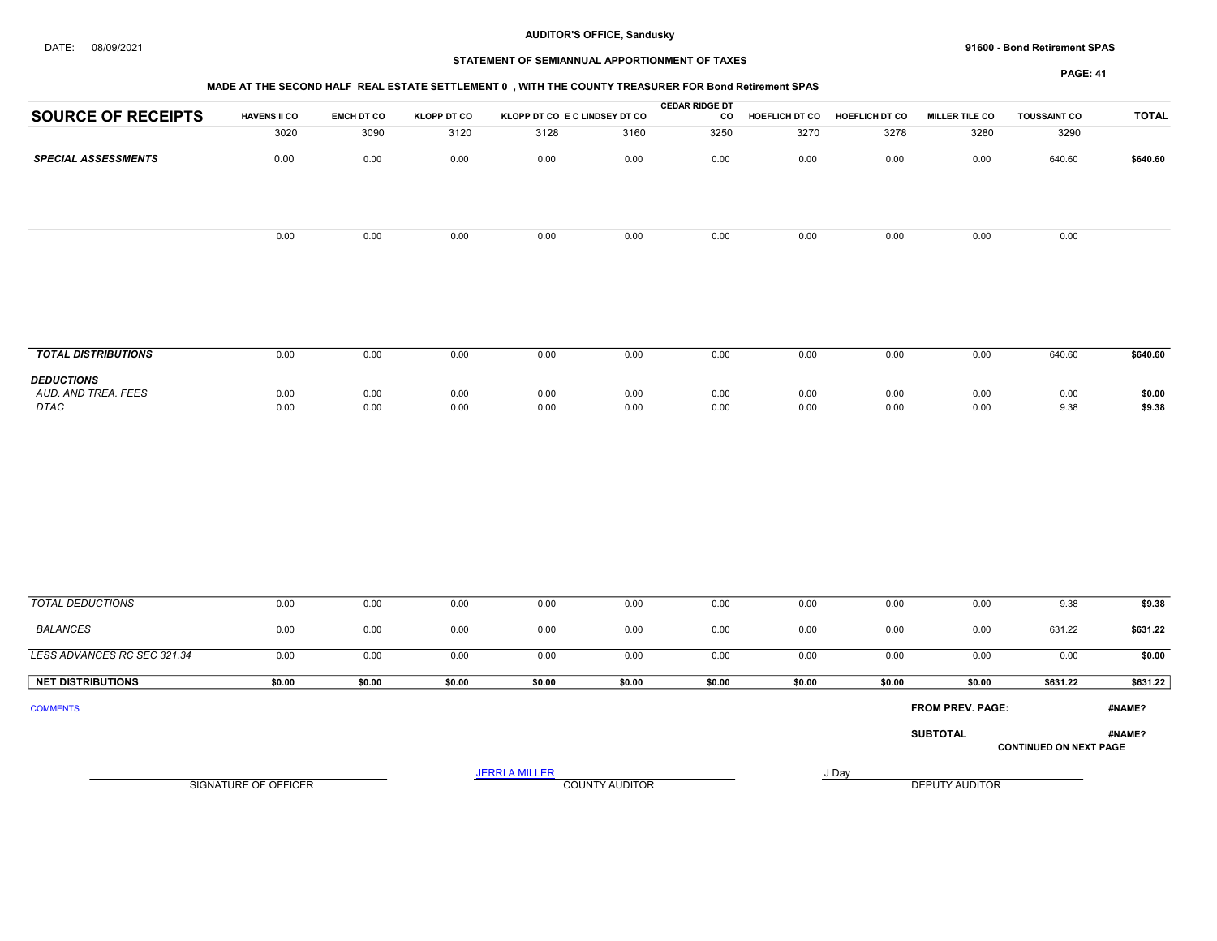**AUDITOR'S OFFICE, Sandusky**

DATE: 08/09/2021

**91600 - Bond Retirement SPAS**

**STATEMENT OF SEMIANNUAL APPORTIONMENT OF TAXES**

**MADE AT THE SECOND HALF REAL ESTATE SETTLEMENT 0 , WITH THE COUNTY TREASURER FOR Bond Retirement SPAS**

| SOURCE OF RECEIPTS | HAVENS II CO | EMCH DT CO | KLOPP DT CO | KLOPP DT CO | E C LINDSEY DT CO | CEDAR RIDGE DT CO | HOEFLICH DT CO | HOEFLICH DT CO | MILLER TILE CO | TOUSSAINT CO | TOTAL |
|---|---|---|---|---|---|---|---|---|---|---|---|
| | 3020 | 3090 | 3120 | 3128 | 3160 | 3250 | 3270 | 3278 | 3280 | 3290 | |
| ***SPECIAL ASSESSMENTS*** | 0.00 | 0.00 | 0.00 | 0.00 | 0.00 | 0.00 | 0.00 | 0.00 | 0.00 | 640.60 | **$640.60** |
| | 0.00 | 0.00 | 0.00 | 0.00 | 0.00 | 0.00 | 0.00 | 0.00 | 0.00 | 0.00 | |
| ***TOTAL DISTRIBUTIONS*** | 0.00 | 0.00 | 0.00 | 0.00 | 0.00 | 0.00 | 0.00 | 0.00 | 0.00 | 640.60 | **$640.60** |
| ***DEDUCTIONS*** | | | | | | | | | | | |
| *AUD. AND TREA. FEES* | 0.00 | 0.00 | 0.00 | 0.00 | 0.00 | 0.00 | 0.00 | 0.00 | 0.00 | 0.00 | **$0.00** |
| *DTAC* | 0.00 | 0.00 | 0.00 | 0.00 | 0.00 | 0.00 | 0.00 | 0.00 | 0.00 | 9.38 | **$9.38** |
| *TOTAL DEDUCTIONS* | 0.00 | 0.00 | 0.00 | 0.00 | 0.00 | 0.00 | 0.00 | 0.00 | 0.00 | 9.38 | **$9.38** |
| *BALANCES* | 0.00 | 0.00 | 0.00 | 0.00 | 0.00 | 0.00 | 0.00 | 0.00 | 0.00 | 631.22 | **$631.22** |
| *LESS ADVANCES RC SEC 321.34* | 0.00 | 0.00 | 0.00 | 0.00 | 0.00 | 0.00 | 0.00 | 0.00 | 0.00 | 0.00 | **$0.00** |
| **NET DISTRIBUTIONS** | **$0.00** | **$0.00** | **$0.00** | **$0.00** | **$0.00** | **$0.00** | **$0.00** | **$0.00** | **$0.00** | **$631.22** | **$631.22** |

COMMENTS

**FROM PREV. PAGE:** **#NAME?**

**SUBTOTAL** **#NAME?**

**CONTINUED ON NEXT PAGE**

SIGNATURE OF OFFICER

JERRI A MILLER
COUNTY AUDITOR

J Day
DEPUTY AUDITOR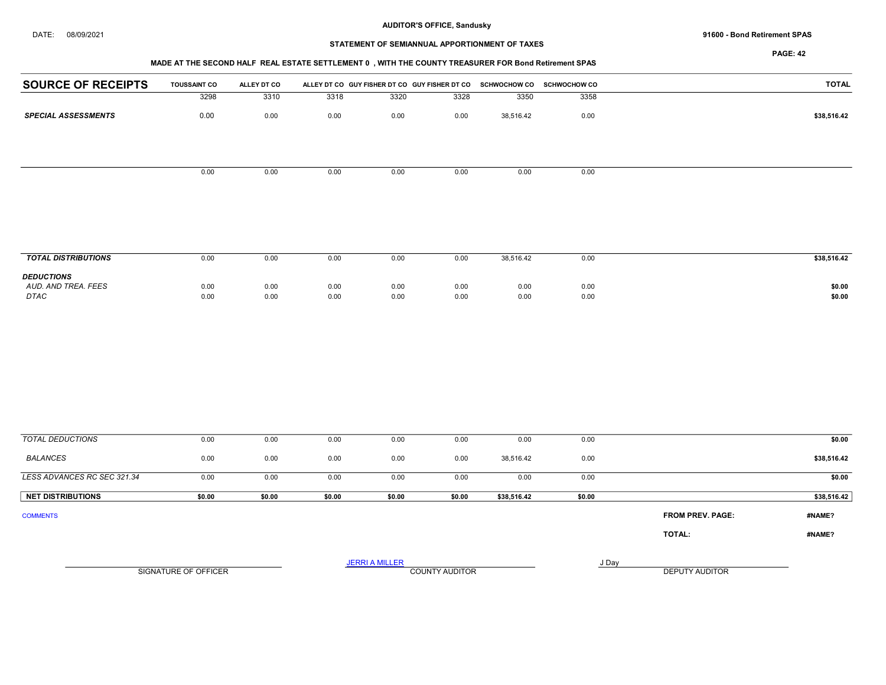AUDITOR'S OFFICE, Sandusky

DATE: 08/09/2021

**91600 - Bond Retirement SPAS**

**STATEMENT OF SEMIANNUAL APPORTIONMENT OF TAXES**

**MADE AT THE SECOND HALF REAL ESTATE SETTLEMENT 0 , WITH THE COUNTY TREASURER FOR Bond Retirement SPAS**

| SOURCE OF RECEIPTS | TOUSSAINT CO | ALLEY DT CO | ALLEY DT CO | GUY FISHER DT CO | GUY FISHER DT CO | SCHWOCHOW CO | SCHWOCHOW CO | TOTAL |
|---|---|---|---|---|---|---|---|---|
| | 3298 | 3310 | 3318 | 3320 | 3328 | 3350 | 3358 | |
| ***SPECIAL ASSESSMENTS*** | 0.00 | 0.00 | 0.00 | 0.00 | 0.00 | 38,516.42 | 0.00 | **$38,516.42** |
| | 0.00 | 0.00 | 0.00 | 0.00 | 0.00 | 0.00 | 0.00 | |
| ***TOTAL DISTRIBUTIONS*** | 0.00 | 0.00 | 0.00 | 0.00 | 0.00 | 38,516.42 | 0.00 | **$38,516.42** |
| ***DEDUCTIONS*** | | | | | | | | |
| *AUD. AND TREA. FEES* | 0.00 | 0.00 | 0.00 | 0.00 | 0.00 | 0.00 | 0.00 | **$0.00** |
| *DTAC* | 0.00 | 0.00 | 0.00 | 0.00 | 0.00 | 0.00 | 0.00 | **$0.00** |
| *TOTAL DEDUCTIONS* | 0.00 | 0.00 | 0.00 | 0.00 | 0.00 | 0.00 | 0.00 | **$0.00** |
| *BALANCES* | 0.00 | 0.00 | 0.00 | 0.00 | 0.00 | 38,516.42 | 0.00 | **$38,516.42** |
| *LESS ADVANCES RC SEC 321.34* | 0.00 | 0.00 | 0.00 | 0.00 | 0.00 | 0.00 | 0.00 | **$0.00** |
| **NET DISTRIBUTIONS** | **$0.00** | **$0.00** | **$0.00** | **$0.00** | **$0.00** | **$38,516.42** | **$0.00** | **$38,516.42** |

COMMENTS

**FROM PREV. PAGE:** **#NAME?**

**TOTAL:** **#NAME?**

SIGNATURE OF OFFICER

JERRI A MILLER
COUNTY AUDITOR

J Day
DEPUTY AUDITOR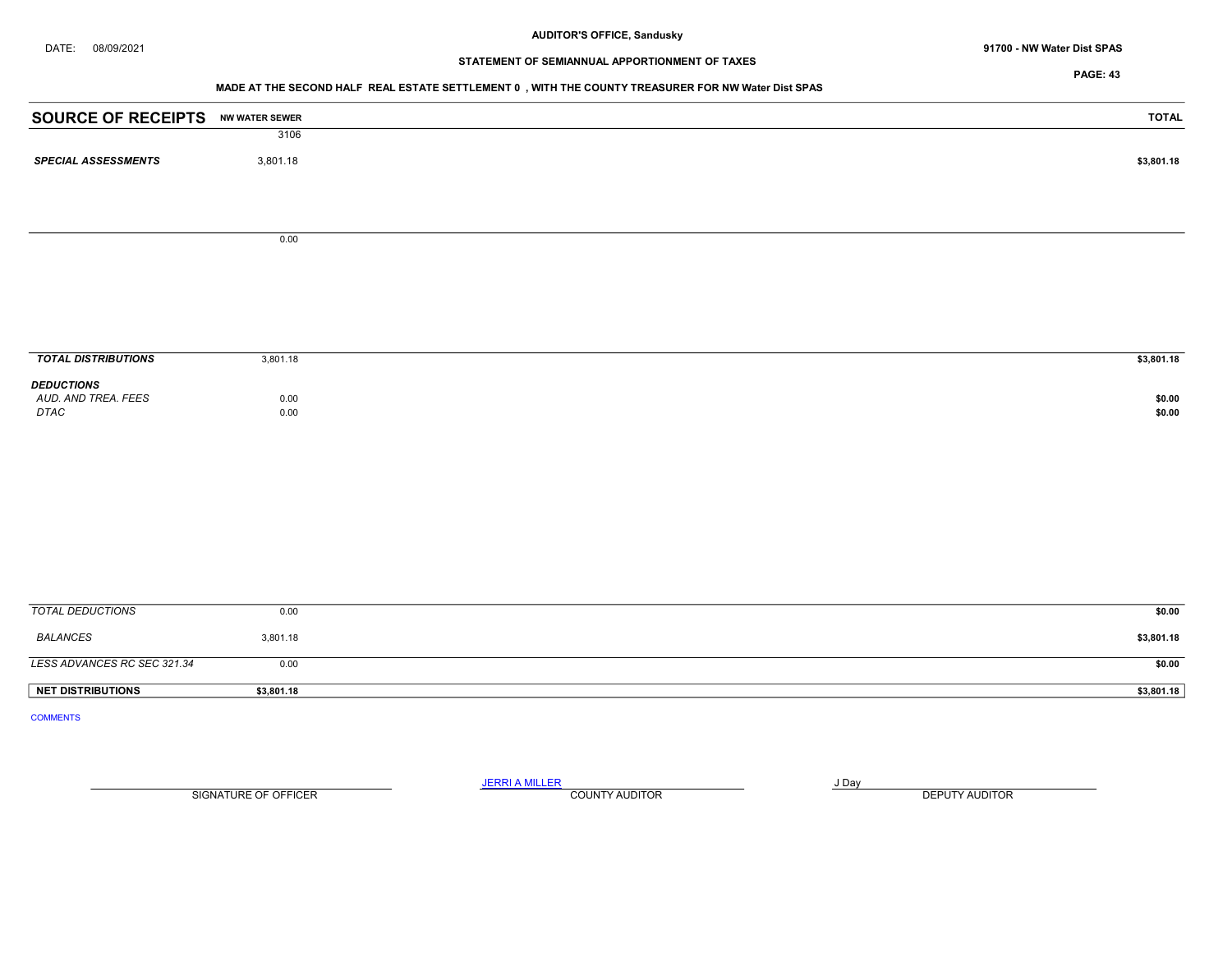AUDITOR'S OFFICE, Sandusky

DATE: 08/09/2021

91700 - NW Water Dist SPAS

STATEMENT OF SEMIANNUAL APPORTIONMENT OF TAXES

PAGE: 43

MADE AT THE SECOND HALF REAL ESTATE SETTLEMENT 0 , WITH THE COUNTY TREASURER FOR NW Water Dist SPAS

| SOURCE OF RECEIPTS | NW WATER SEWER | TOTAL |
|---|---|---|
| | 3106 | |
| *SPECIAL ASSESSMENTS* | 3,801.18 | $3,801.18 |
| | 0.00 | |
| ***TOTAL DISTRIBUTIONS*** | 3,801.18 | $3,801.18 |
| ***DEDUCTIONS*** | | |
| *AUD. AND TREA. FEES* | 0.00 | $0.00 |
| *DTAC* | 0.00 | $0.00 |
| *TOTAL DEDUCTIONS* | 0.00 | $0.00 |
| *BALANCES* | 3,801.18 | $3,801.18 |
| *LESS ADVANCES RC SEC 321.34* | 0.00 | $0.00 |
| **NET DISTRIBUTIONS** | **$3,801.18** | **$3,801.18** |

COMMENTS

SIGNATURE OF OFFICER

JERRI A MILLER
COUNTY AUDITOR

J Day
DEPUTY AUDITOR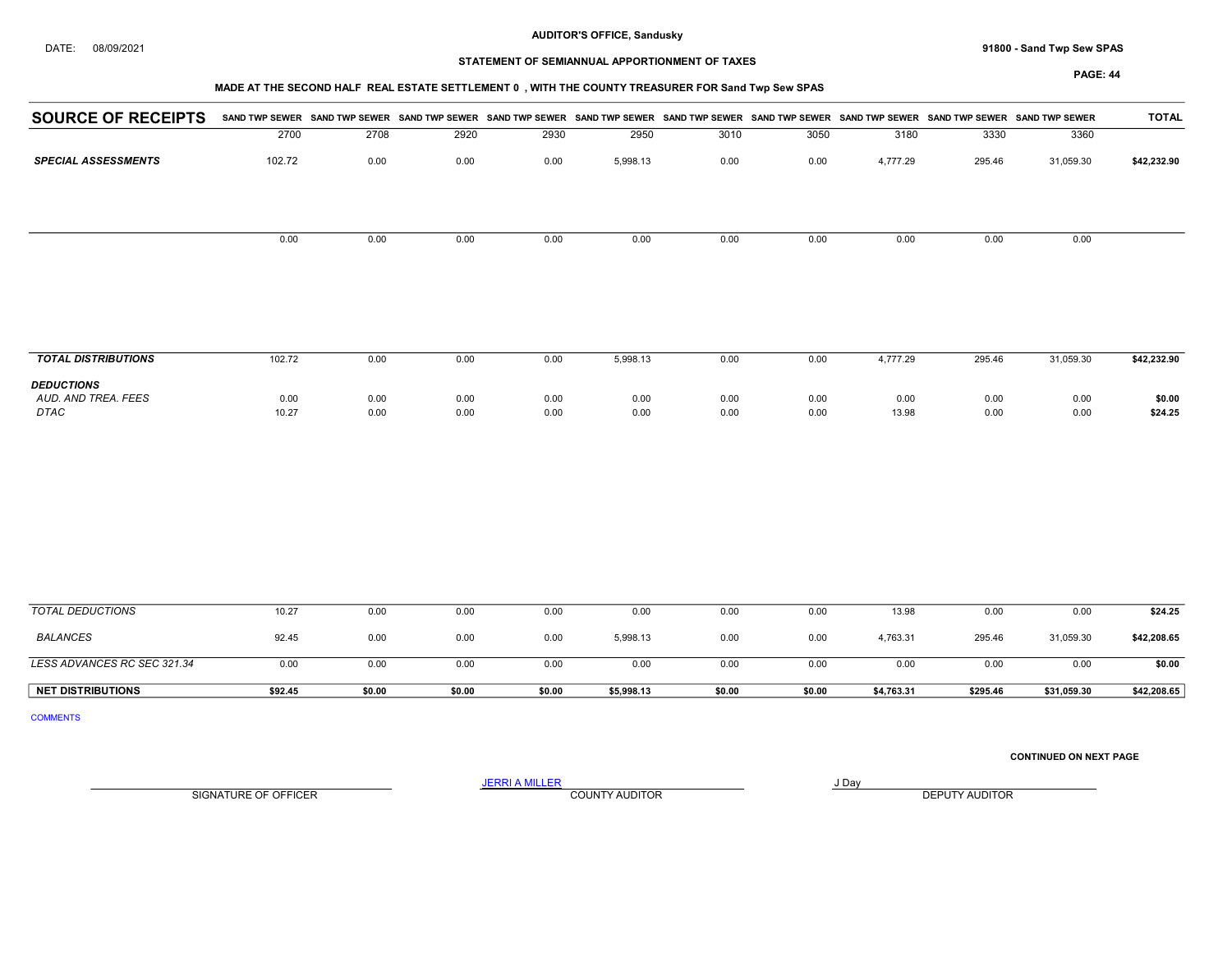AUDITOR'S OFFICE, Sandusky

DATE: 08/09/2021

91800 - Sand Twp Sew SPAS

## STATEMENT OF SEMIANNUAL APPORTIONMENT OF TAXES

PAGE: 44

### MADE AT THE SECOND HALF REAL ESTATE SETTLEMENT 0 , WITH THE COUNTY TREASURER FOR Sand Twp Sew SPAS

| SOURCE OF RECEIPTS | SAND TWP SEWER 2700 | SAND TWP SEWER 2708 | SAND TWP SEWER 2920 | SAND TWP SEWER 2930 | SAND TWP SEWER 2950 | SAND TWP SEWER 3010 | SAND TWP SEWER 3050 | SAND TWP SEWER 3180 | SAND TWP SEWER 3330 | SAND TWP SEWER 3360 | TOTAL |
|---|---|---|---|---|---|---|---|---|---|---|---|
| ***SPECIAL ASSESSMENTS*** | 102.72 | 0.00 | 0.00 | 0.00 | 5,998.13 | 0.00 | 0.00 | 4,777.29 | 295.46 | 31,059.30 | **$42,232.90** |
| | 0.00 | 0.00 | 0.00 | 0.00 | 0.00 | 0.00 | 0.00 | 0.00 | 0.00 | 0.00 | |
| ***TOTAL DISTRIBUTIONS*** | 102.72 | 0.00 | 0.00 | 0.00 | 5,998.13 | 0.00 | 0.00 | 4,777.29 | 295.46 | 31,059.30 | **$42,232.90** |
| ***DEDUCTIONS*** | | | | | | | | | | | |
| *AUD. AND TREA. FEES* | 0.00 | 0.00 | 0.00 | 0.00 | 0.00 | 0.00 | 0.00 | 0.00 | 0.00 | 0.00 | **$0.00** |
| *DTAC* | 10.27 | 0.00 | 0.00 | 0.00 | 0.00 | 0.00 | 0.00 | 13.98 | 0.00 | 0.00 | **$24.25** |
| *TOTAL DEDUCTIONS* | 10.27 | 0.00 | 0.00 | 0.00 | 0.00 | 0.00 | 0.00 | 13.98 | 0.00 | 0.00 | **$24.25** |
| *BALANCES* | 92.45 | 0.00 | 0.00 | 0.00 | 5,998.13 | 0.00 | 0.00 | 4,763.31 | 295.46 | 31,059.30 | **$42,208.65** |
| *LESS ADVANCES RC SEC 321.34* | 0.00 | 0.00 | 0.00 | 0.00 | 0.00 | 0.00 | 0.00 | 0.00 | 0.00 | 0.00 | **$0.00** |
| **NET DISTRIBUTIONS** | **$92.45** | **$0.00** | **$0.00** | **$0.00** | **$5,998.13** | **$0.00** | **$0.00** | **$4,763.31** | **$295.46** | **$31,059.30** | **$42,208.65** |

COMMENTS

**CONTINUED ON NEXT PAGE**

SIGNATURE OF OFFICER

JERRI A MILLER
COUNTY AUDITOR

J Day
DEPUTY AUDITOR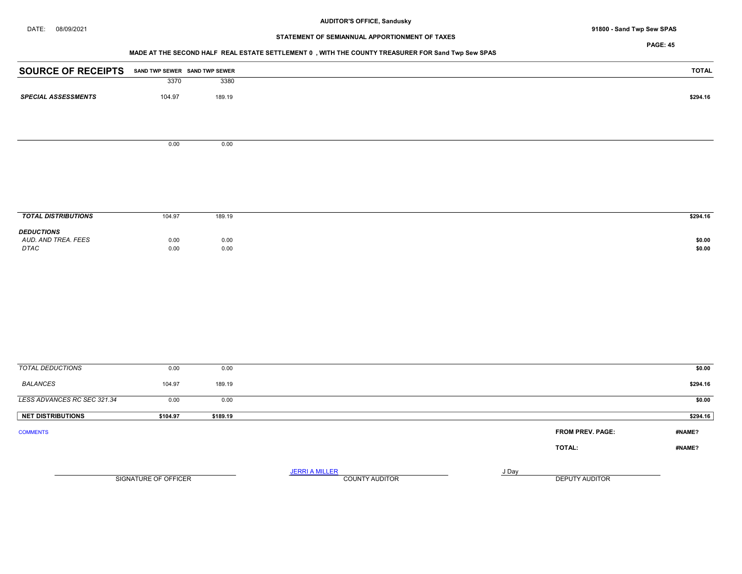DATE: 08/09/2021

**AUDITOR'S OFFICE, Sandusky**

**STATEMENT OF SEMIANNUAL APPORTIONMENT OF TAXES**

**91800 - Sand Twp Sew SPAS**

**MADE AT THE SECOND HALF REAL ESTATE SETTLEMENT 0 , WITH THE COUNTY TREASURER FOR Sand Twp Sew SPAS**

| SOURCE OF RECEIPTS | SAND TWP SEWER 3370 | SAND TWP SEWER 3380 | TOTAL |
|---|---|---|---|
| ***SPECIAL ASSESSMENTS*** | 104.97 | 189.19 | **$294.16** |
| | 0.00 | 0.00 | |
| ***TOTAL DISTRIBUTIONS*** | 104.97 | 189.19 | **$294.16** |
| ***DEDUCTIONS*** | | | |
| *AUD. AND TREA. FEES* | 0.00 | 0.00 | **$0.00** |
| *DTAC* | 0.00 | 0.00 | **$0.00** |
| *TOTAL DEDUCTIONS* | 0.00 | 0.00 | **$0.00** |
| *BALANCES* | 104.97 | 189.19 | **$294.16** |
| *LESS ADVANCES RC SEC 321.34* | 0.00 | 0.00 | **$0.00** |
| **NET DISTRIBUTIONS** | **$104.97** | **$189.19** | **$294.16** |

COMMENTS

**FROM PREV. PAGE:** **#NAME?**

**TOTAL:** **#NAME?**

SIGNATURE OF OFFICER

JERRI A MILLER
COUNTY AUDITOR

J Day
DEPUTY AUDITOR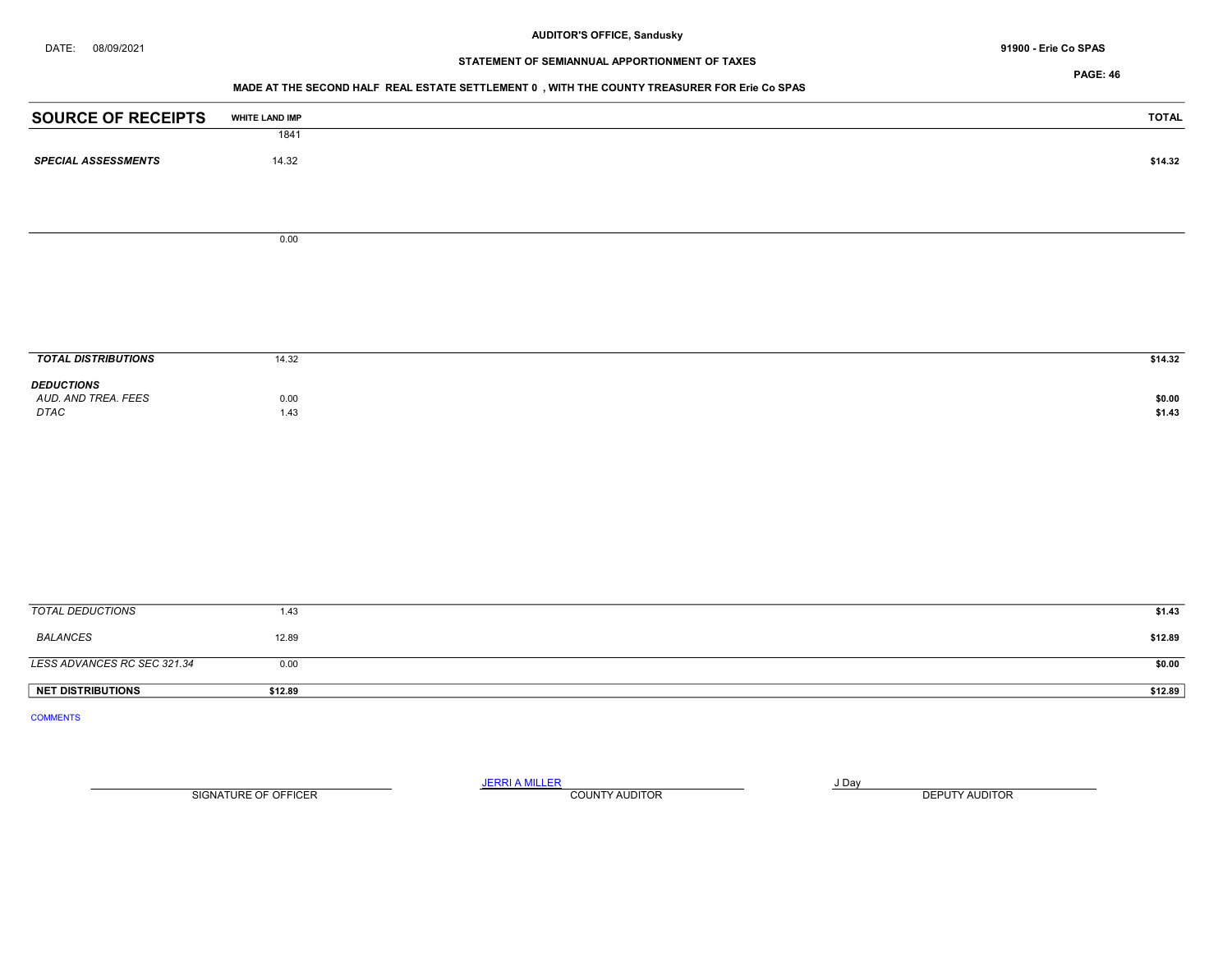**AUDITOR'S OFFICE, Sandusky**

DATE: 08/09/2021

**91900 - Erie Co SPAS**

**STATEMENT OF SEMIANNUAL APPORTIONMENT OF TAXES**

**MADE AT THE SECOND HALF REAL ESTATE SETTLEMENT 0 , WITH THE COUNTY TREASURER FOR Erie Co SPAS**

| SOURCE OF RECEIPTS | WHITE LAND IMP | TOTAL |
|---|---|---|
| | 1841 | |
| ***SPECIAL ASSESSMENTS*** | 14.32 | **$14.32** |
| | 0.00 | |
| ***TOTAL DISTRIBUTIONS*** | 14.32 | **$14.32** |
| ***DEDUCTIONS*** | | |
| *AUD. AND TREA. FEES* | 0.00 | **$0.00** |
| *DTAC* | 1.43 | **$1.43** |
| *TOTAL DEDUCTIONS* | 1.43 | **$1.43** |
| *BALANCES* | 12.89 | **$12.89** |
| *LESS ADVANCES RC SEC 321.34* | 0.00 | **$0.00** |
| **NET DISTRIBUTIONS** | **$12.89** | **$12.89** |

COMMENTS

SIGNATURE OF OFFICER

JERRI A MILLER
COUNTY AUDITOR

J Day
DEPUTY AUDITOR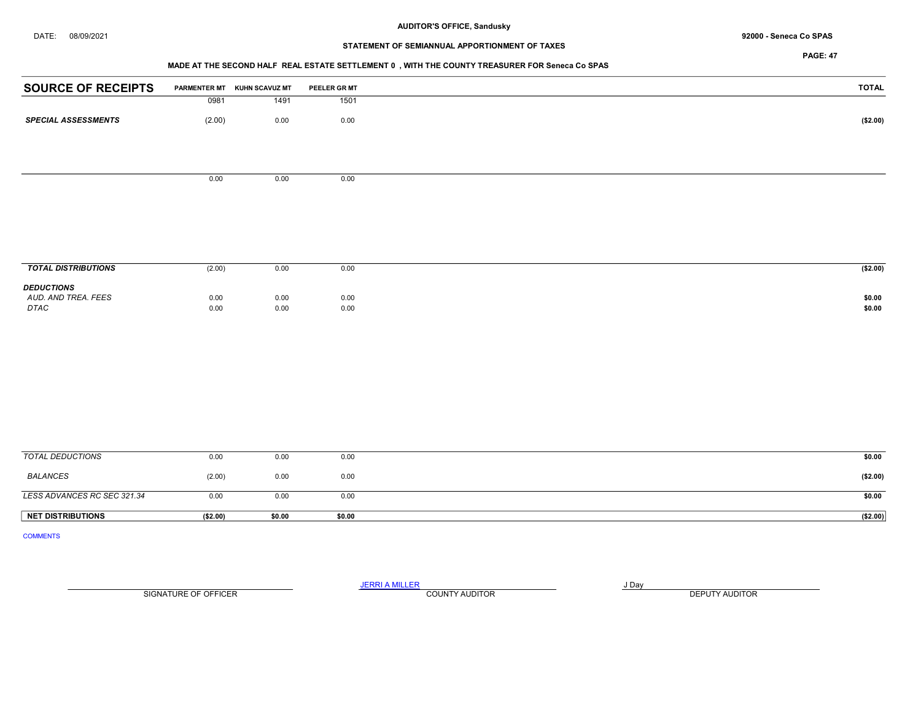AUDITOR'S OFFICE, Sandusky

DATE: 08/09/2021

92000 - Seneca Co SPAS

STATEMENT OF SEMIANNUAL APPORTIONMENT OF TAXES

MADE AT THE SECOND HALF REAL ESTATE SETTLEMENT 0 , WITH THE COUNTY TREASURER FOR Seneca Co SPAS

| SOURCE OF RECEIPTS | PARMENTER MT | KUHN SCAVUZ MT | PEELER GR MT | TOTAL |
|---|---|---|---|---|
| | 0981 | 1491 | 1501 | |
| ***SPECIAL ASSESSMENTS*** | (2.00) | 0.00 | 0.00 | **($2.00)** |
| | 0.00 | 0.00 | 0.00 | |
| ***TOTAL DISTRIBUTIONS*** | (2.00) | 0.00 | 0.00 | **($2.00)** |
| ***DEDUCTIONS*** | | | | |
| *AUD. AND TREA. FEES* | 0.00 | 0.00 | 0.00 | **$0.00** |
| *DTAC* | 0.00 | 0.00 | 0.00 | **$0.00** |
| *TOTAL DEDUCTIONS* | 0.00 | 0.00 | 0.00 | **$0.00** |
| *BALANCES* | (2.00) | 0.00 | 0.00 | **($2.00)** |
| *LESS ADVANCES RC SEC 321.34* | 0.00 | 0.00 | 0.00 | **$0.00** |
| **NET DISTRIBUTIONS** | **($2.00)** | **$0.00** | **$0.00** | **($2.00)** |

COMMENTS

SIGNATURE OF OFFICER

JERRI A MILLER
COUNTY AUDITOR

J Day
DEPUTY AUDITOR